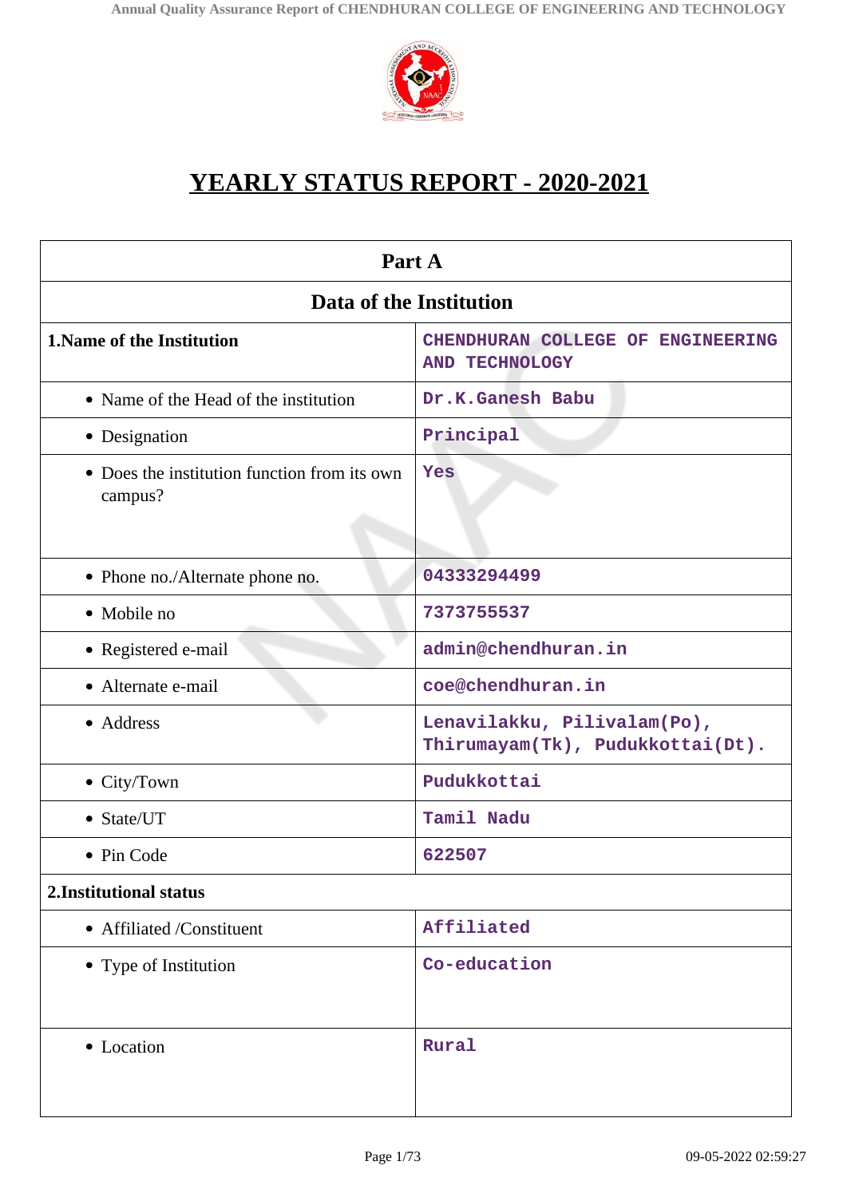# YEARLY STATUS REPORT - 2020-2021

| Part A | |
|---|---|
| **Data of the Institution** | |
| **1.Name of the Institution** | CHENDHURAN COLLEGE OF ENGINEERING AND TECHNOLOGY |
| • Name of the Head of the institution | Dr.K.Ganesh Babu |
| • Designation | Principal |
| • Does the institution function from its own campus? | Yes |
| • Phone no./Alternate phone no. | 04333294499 |
| • Mobile no | 7373755537 |
| • Registered e-mail | admin@chendhuran.in |
| • Alternate e-mail | coe@chendhuran.in |
| • Address | Lenavilakku, Pilivalam(Po), Thirumayam(Tk), Pudukkottai(Dt). |
| • City/Town | Pudukkottai |
| • State/UT | Tamil Nadu |
| • Pin Code | 622507 |
| **2.Institutional status** | |
| • Affiliated /Constituent | Affiliated |
| • Type of Institution | Co-education |
| • Location | Rural |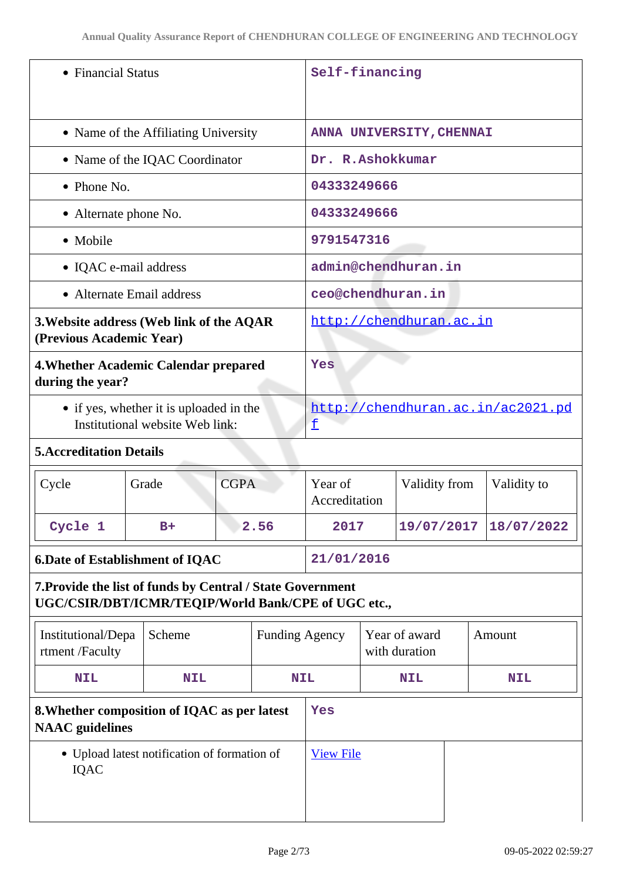| | |
|---|---|
| • Financial Status | Self-financing |
| • Name of the Affiliating University | ANNA UNIVERSITY,CHENNAI |
| • Name of the IQAC Coordinator | Dr. R.Ashokkumar |
| • Phone No. | 04333249666 |
| • Alternate phone No. | 04333249666 |
| • Mobile | 9791547316 |
| • IQAC e-mail address | admin@chendhuran.in |
| • Alternate Email address | ceo@chendhuran.in |
| **3.Website address (Web link of the AQAR (Previous Academic Year)** | http://chendhuran.ac.in |
| **4.Whether Academic Calendar prepared during the year?** | Yes |
| • if yes, whether it is uploaded in the Institutional website Web link: | http://chendhuran.ac.in/ac2021.pdf |

**5.Accreditation Details**

| Cycle | Grade | CGPA | Year of Accreditation | Validity from | Validity to |
|---|---|---|---|---|---|
| Cycle 1 | B+ | 2.56 | 2017 | 19/07/2017 | 18/07/2022 |

| | |
|---|---|
| **6.Date of Establishment of IQAC** | 21/01/2016 |

**7.Provide the list of funds by Central / State Government UGC/CSIR/DBT/ICMR/TEQIP/World Bank/CPE of UGC etc.,**

| Institutional/Department /Faculty | Scheme | Funding Agency | Year of award with duration | Amount |
|---|---|---|---|---|
| NIL | NIL | NIL | NIL | NIL |

| | |
|---|---|
| **8.Whether composition of IQAC as per latest NAAC guidelines** | Yes |
| • Upload latest notification of formation of IQAC | View File |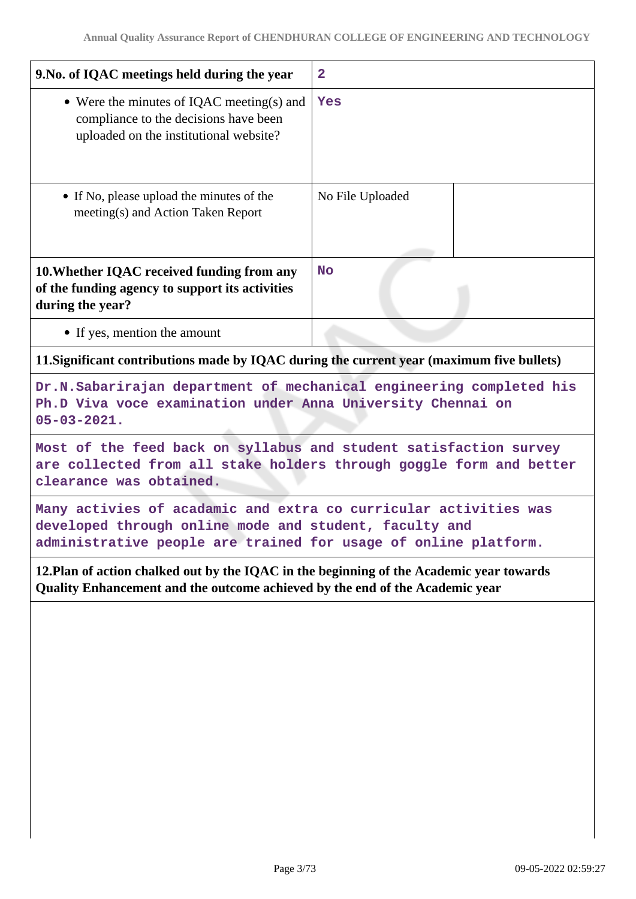| 9.No. of IQAC meetings held during the year | 2 | |
|---|---|---|
| • Were the minutes of IQAC meeting(s) and compliance to the decisions have been uploaded on the institutional website? | Yes | |
| • If No, please upload the minutes of the meeting(s) and Action Taken Report | No File Uploaded | |
| **10.Whether IQAC received funding from any of the funding agency to support its activities during the year?** | No | |
| • If yes, mention the amount | | |

**11.Significant contributions made by IQAC during the current year (maximum five bullets)**

Dr.N.Sabarirajan department of mechanical engineering completed his Ph.D Viva voce examination under Anna University Chennai on 05-03-2021.

Most of the feed back on syllabus and student satisfaction survey are collected from all stake holders through goggle form and better clearance was obtained.

Many activies of acadamic and extra co curricular activities was developed through online mode and student, faculty and administrative people are trained for usage of online platform.

**12.Plan of action chalked out by the IQAC in the beginning of the Academic year towards Quality Enhancement and the outcome achieved by the end of the Academic year**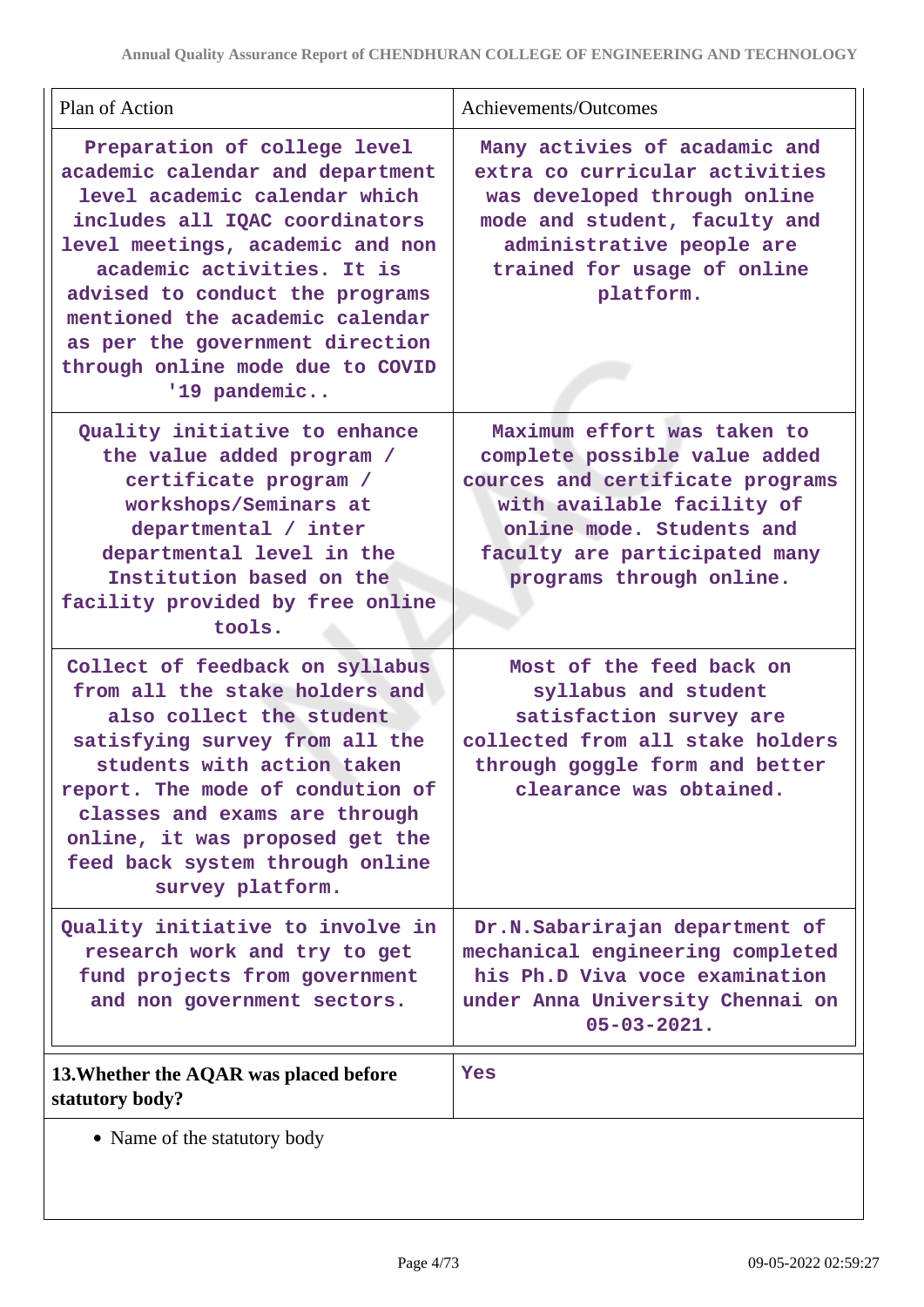| Plan of Action | Achievements/Outcomes |
|---|---|
| Preparation of college level academic calendar and department level academic calendar which includes all IQAC coordinators level meetings, academic and non academic activities. It is advised to conduct the programs mentioned the academic calendar as per the government direction through online mode due to COVID '19 pandemic.. | Many activies of acadamic and extra co curricular activities was developed through online mode and student, faculty and administrative people are trained for usage of online platform. |
| Quality initiative to enhance the value added program / certificate program / workshops/Seminars at departmental / inter departmental level in the Institution based on the facility provided by free online tools. | Maximum effort was taken to complete possible value added cources and certificate programs with available facility of online mode. Students and faculty are participated many programs through online. |
| Collect of feedback on syllabus from all the stake holders and also collect the student satisfying survey from all the students with action taken report. The mode of condution of classes and exams are through online, it was proposed get the feed back system through online survey platform. | Most of the feed back on syllabus and student satisfaction survey are collected from all stake holders through goggle form and better clearance was obtained. |
| Quality initiative to involve in research work and try to get fund projects from government and non government sectors. | Dr.N.Sabarirajan department of mechanical engineering completed his Ph.D Viva voce examination under Anna University Chennai on 05-03-2021. |

| **13.Whether the AQAR was placed before statutory body?** | Yes |
|---|---|

- Name of the statutory body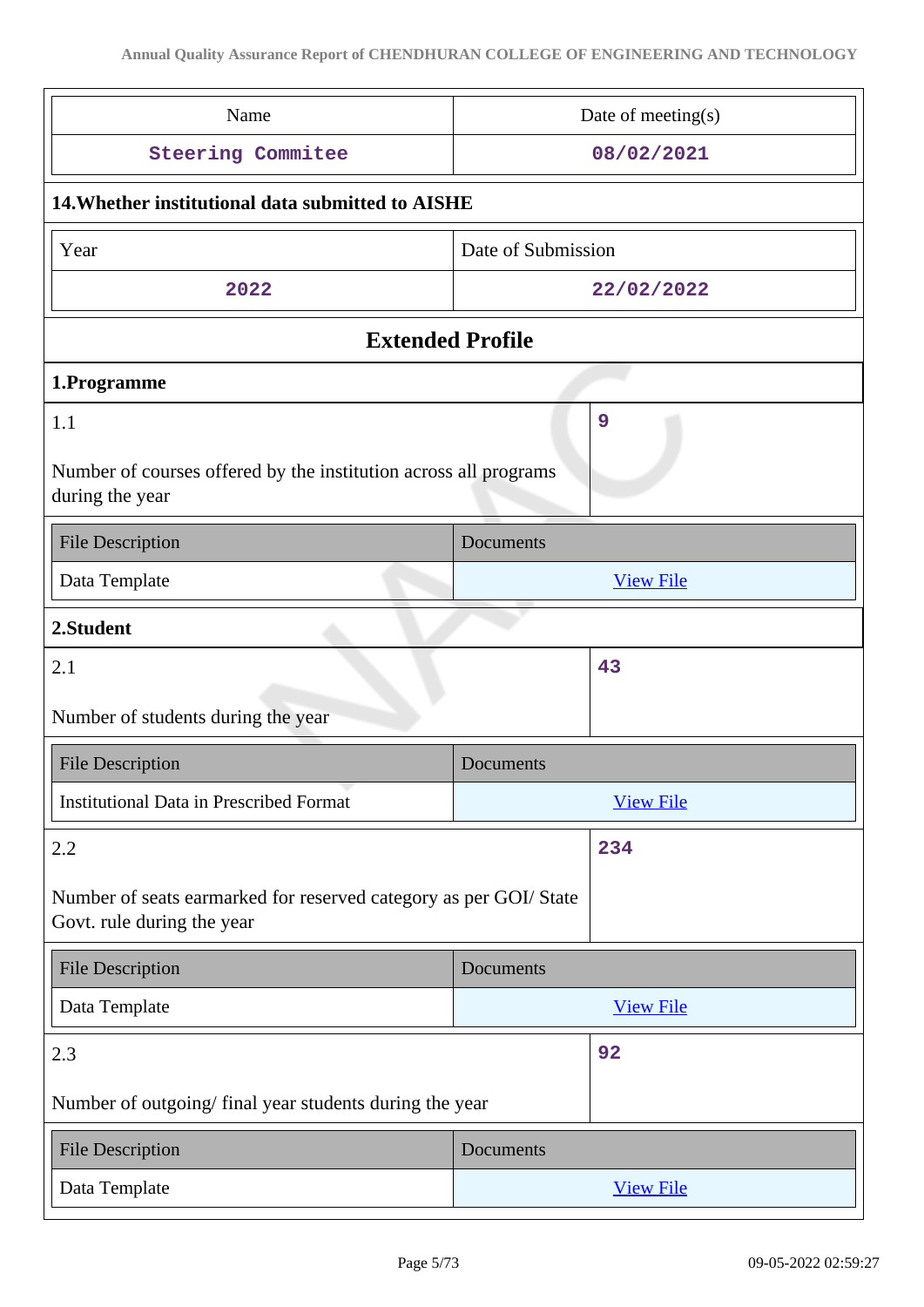| Name | Date of meeting(s) |
|---|---|
| Steering Commitee | 08/02/2021 |

**14.Whether institutional data submitted to AISHE**

| Year | Date of Submission |
|---|---|
| 2022 | 22/02/2022 |

## Extended Profile

**1.Programme**

| 1.1<br><br>Number of courses offered by the institution across all programs during the year | 9 |
|---|---|

| File Description | Documents |
|---|---|
| Data Template | View File |

**2.Student**

| 2.1<br><br>Number of students during the year | 43 |
|---|---|

| File Description | Documents |
|---|---|
| Institutional Data in Prescribed Format | View File |

| 2.2<br><br>Number of seats earmarked for reserved category as per GOI/ State Govt. rule during the year | 234 |
|---|---|

| File Description | Documents |
|---|---|
| Data Template | View File |

| 2.3<br><br>Number of outgoing/ final year students during the year | 92 |
|---|---|

| File Description | Documents |
|---|---|
| Data Template | View File |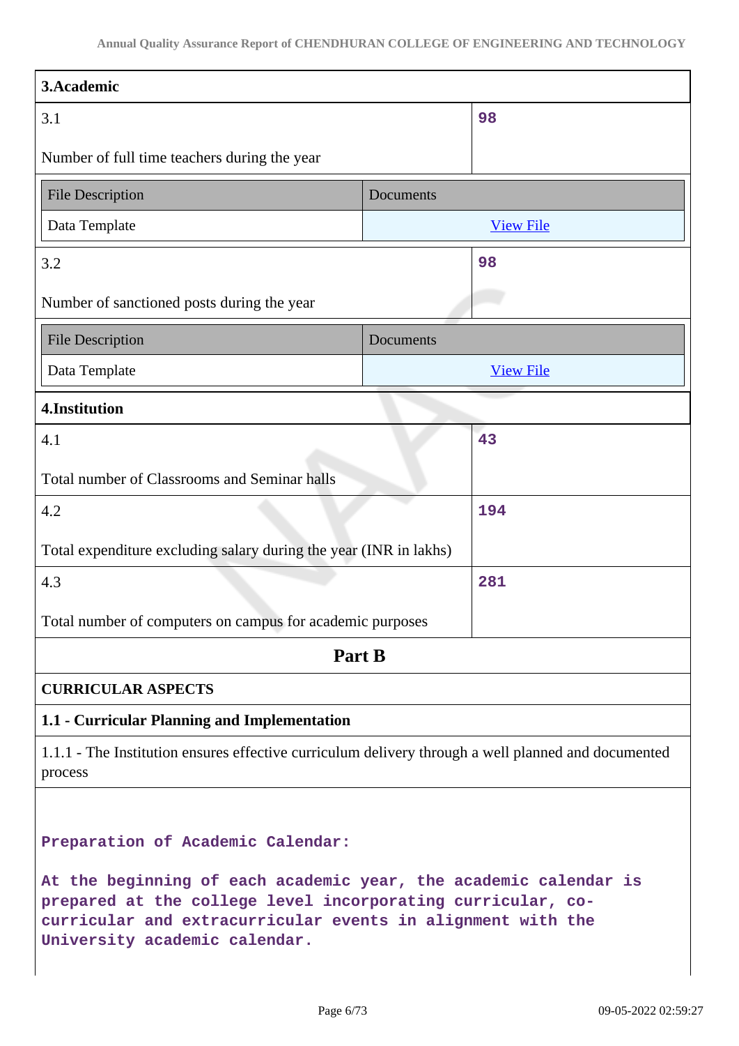| 3.Academic | |
|---|---|
| 3.1<br><br>Number of full time teachers during the year | 98 |

| File Description | Documents |
|---|---|
| Data Template | [View File] |

| | |
|---|---|
| 3.2<br><br>Number of sanctioned posts during the year | 98 |

| File Description | Documents |
|---|---|
| Data Template | [View File] |

| 4.Institution | |
|---|---|
| 4.1<br><br>Total number of Classrooms and Seminar halls | 43 |
| 4.2<br><br>Total expenditure excluding salary during the year (INR in lakhs) | 194 |
| 4.3<br><br>Total number of computers on campus for academic purposes | 281 |

## Part B

**CURRICULAR ASPECTS**

**1.1 - Curricular Planning and Implementation**

1.1.1 - The Institution ensures effective curriculum delivery through a well planned and documented process

**Preparation of Academic Calendar:**

**At the beginning of each academic year, the academic calendar is prepared at the college level incorporating curricular, co-curricular and extracurricular events in alignment with the University academic calendar.**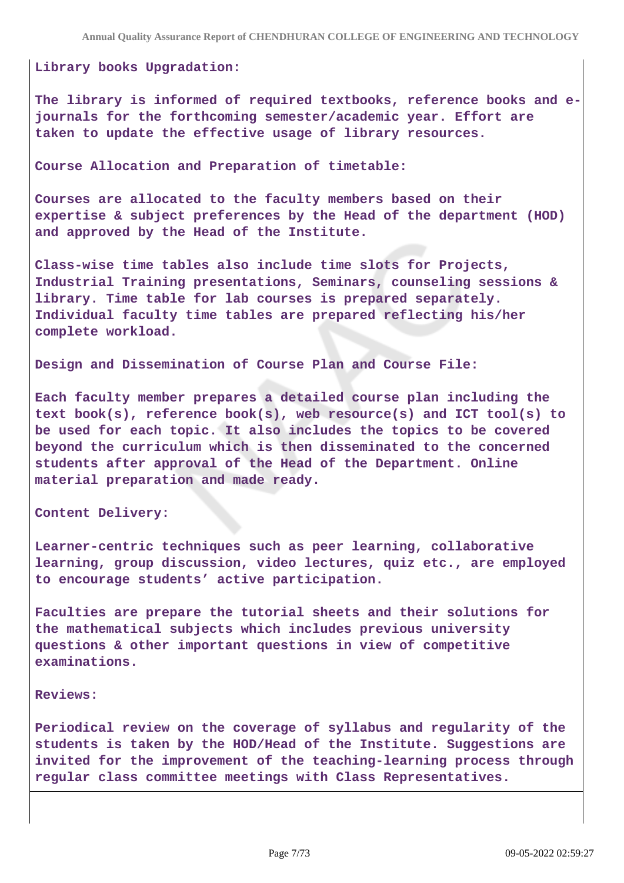**Library books Upgradation:**

**The library is informed of required textbooks, reference books and e-journals for the forthcoming semester/academic year. Effort are taken to update the effective usage of library resources.**

**Course Allocation and Preparation of timetable:**

**Courses are allocated to the faculty members based on their expertise & subject preferences by the Head of the department (HOD) and approved by the Head of the Institute.**

**Class-wise time tables also include time slots for Projects, Industrial Training presentations, Seminars, counseling sessions & library. Time table for lab courses is prepared separately. Individual faculty time tables are prepared reflecting his/her complete workload.**

**Design and Dissemination of Course Plan and Course File:**

**Each faculty member prepares a detailed course plan including the text book(s), reference book(s), web resource(s) and ICT tool(s) to be used for each topic. It also includes the topics to be covered beyond the curriculum which is then disseminated to the concerned students after approval of the Head of the Department. Online material preparation and made ready.**

**Content Delivery:**

**Learner-centric techniques such as peer learning, collaborative learning, group discussion, video lectures, quiz etc., are employed to encourage students' active participation.**

**Faculties are prepare the tutorial sheets and their solutions for the mathematical subjects which includes previous university questions & other important questions in view of competitive examinations.**

**Reviews:**

**Periodical review on the coverage of syllabus and regularity of the students is taken by the HOD/Head of the Institute. Suggestions are invited for the improvement of the teaching-learning process through regular class committee meetings with Class Representatives.**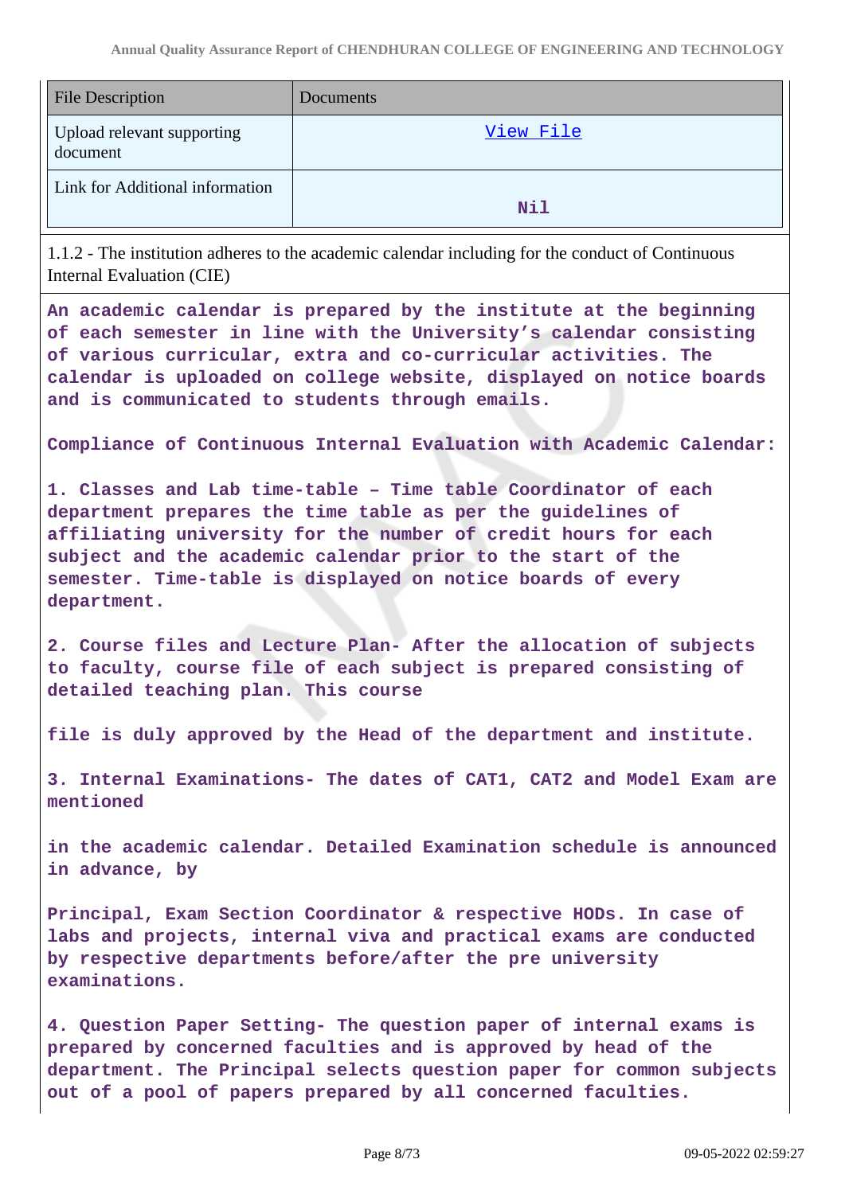| File Description | Documents |
|---|---|
| Upload relevant supporting document | View File |
| Link for Additional information | Nil |

1.1.2 - The institution adheres to the academic calendar including for the conduct of Continuous Internal Evaluation (CIE)

**An academic calendar is prepared by the institute at the beginning of each semester in line with the University's calendar consisting of various curricular, extra and co-curricular activities. The calendar is uploaded on college website, displayed on notice boards and is communicated to students through emails.**

**Compliance of Continuous Internal Evaluation with Academic Calendar:**

**1. Classes and Lab time-table – Time table Coordinator of each department prepares the time table as per the guidelines of affiliating university for the number of credit hours for each subject and the academic calendar prior to the start of the semester. Time-table is displayed on notice boards of every department.**

**2. Course files and Lecture Plan- After the allocation of subjects to faculty, course file of each subject is prepared consisting of detailed teaching plan. This course**

**file is duly approved by the Head of the department and institute.**

**3. Internal Examinations- The dates of CAT1, CAT2 and Model Exam are mentioned**

**in the academic calendar. Detailed Examination schedule is announced in advance, by**

**Principal, Exam Section Coordinator & respective HODs. In case of labs and projects, internal viva and practical exams are conducted by respective departments before/after the pre university examinations.**

**4. Question Paper Setting- The question paper of internal exams is prepared by concerned faculties and is approved by head of the department. The Principal selects question paper for common subjects out of a pool of papers prepared by all concerned faculties.**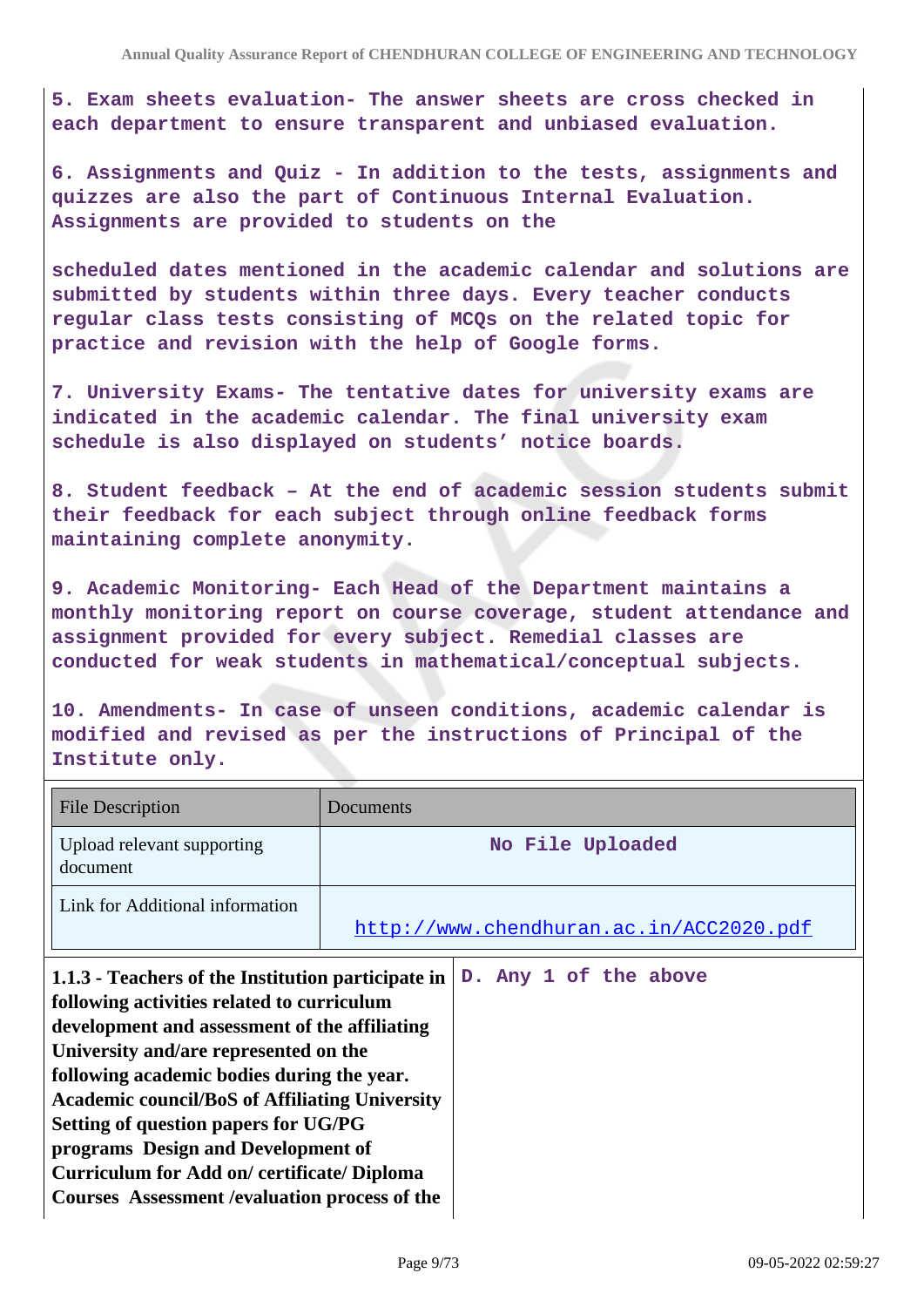5. Exam sheets evaluation- The answer sheets are cross checked in each department to ensure transparent and unbiased evaluation.

6. Assignments and Quiz - In addition to the tests, assignments and quizzes are also the part of Continuous Internal Evaluation. Assignments are provided to students on the

scheduled dates mentioned in the academic calendar and solutions are submitted by students within three days. Every teacher conducts regular class tests consisting of MCQs on the related topic for practice and revision with the help of Google forms.

7. University Exams- The tentative dates for university exams are indicated in the academic calendar. The final university exam schedule is also displayed on students' notice boards.

8. Student feedback – At the end of academic session students submit their feedback for each subject through online feedback forms maintaining complete anonymity.

9. Academic Monitoring- Each Head of the Department maintains a monthly monitoring report on course coverage, student attendance and assignment provided for every subject. Remedial classes are conducted for weak students in mathematical/conceptual subjects.

10. Amendments- In case of unseen conditions, academic calendar is modified and revised as per the instructions of Principal of the Institute only.

| File Description | Documents |
| --- | --- |
| Upload relevant supporting document | No File Uploaded |
| Link for Additional information | http://www.chendhuran.ac.in/ACC2020.pdf |

| | |
| --- | --- |
| **1.1.3 - Teachers of the Institution participate in following activities related to curriculum development and assessment of the affiliating University and/are represented on the following academic bodies during the year. Academic council/BoS of Affiliating University Setting of question papers for UG/PG programs Design and Development of Curriculum for Add on/ certificate/ Diploma Courses Assessment /evaluation process of the** | D. Any 1 of the above |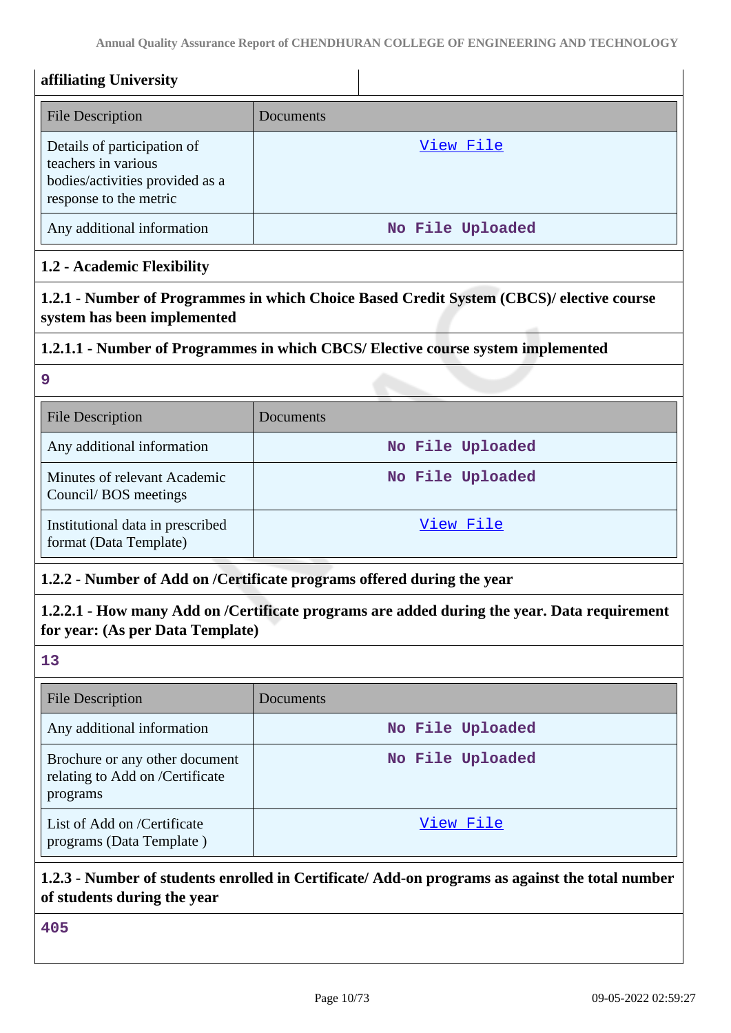**affiliating University**

| File Description | Documents |
| --- | --- |
| Details of participation of teachers in various bodies/activities provided as a response to the metric | View File |
| Any additional information | No File Uploaded |

### 1.2 - Academic Flexibility

**1.2.1 - Number of Programmes in which Choice Based Credit System (CBCS)/ elective course system has been implemented**

**1.2.1.1 - Number of Programmes in which CBCS/ Elective course system implemented**

9

| File Description | Documents |
| --- | --- |
| Any additional information | No File Uploaded |
| Minutes of relevant Academic Council/ BOS meetings | No File Uploaded |
| Institutional data in prescribed format (Data Template) | View File |

**1.2.2 - Number of Add on /Certificate programs offered during the year**

**1.2.2.1 - How many Add on /Certificate programs are added during the year. Data requirement for year: (As per Data Template)**

13

| File Description | Documents |
| --- | --- |
| Any additional information | No File Uploaded |
| Brochure or any other document relating to Add on /Certificate programs | No File Uploaded |
| List of Add on /Certificate programs (Data Template ) | View File |

**1.2.3 - Number of students enrolled in Certificate/ Add-on programs as against the total number of students during the year**

405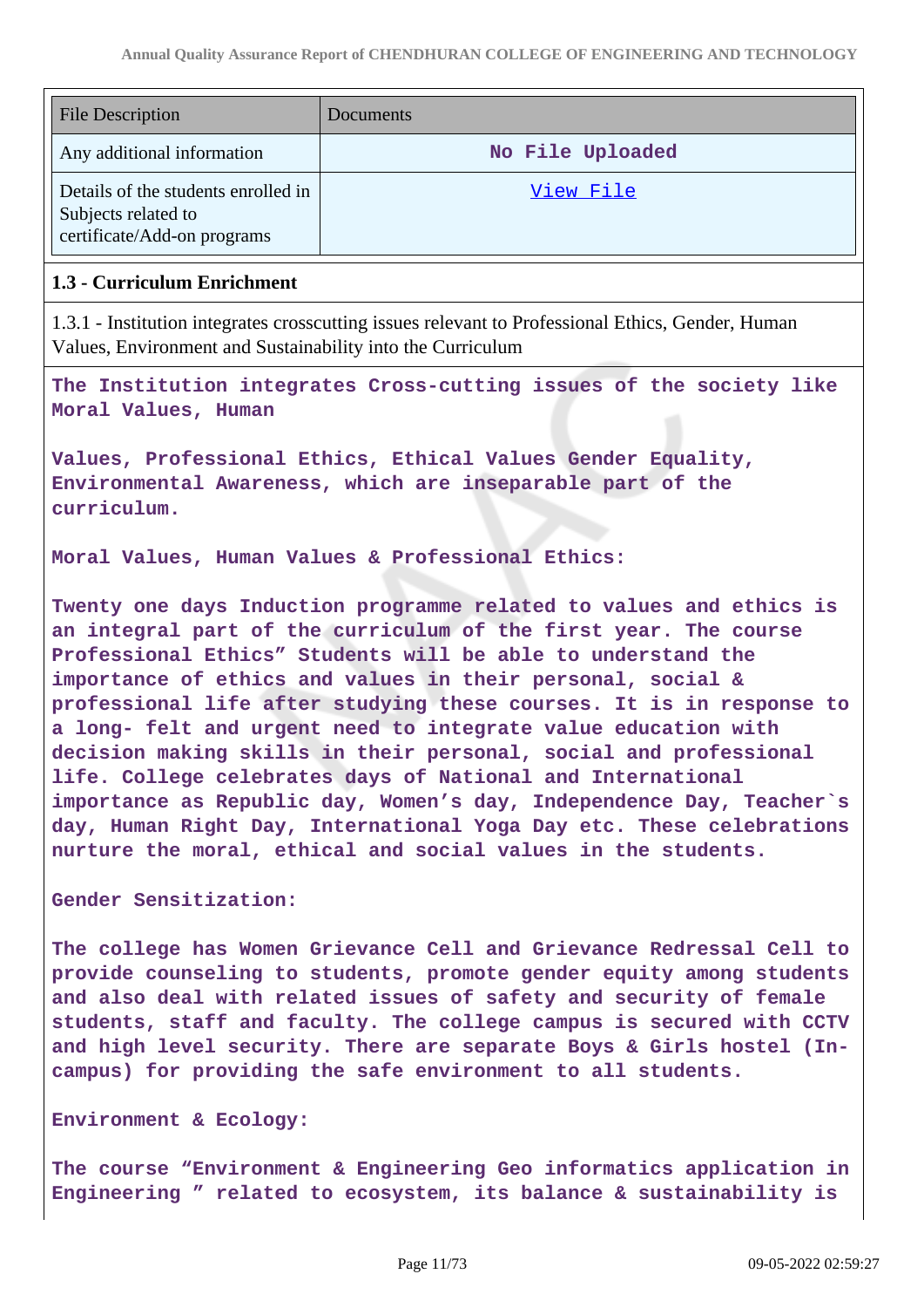| File Description | Documents |
| --- | --- |
| Any additional information | No File Uploaded |
| Details of the students enrolled in Subjects related to certificate/Add-on programs | View File |

**1.3 - Curriculum Enrichment**

1.3.1 - Institution integrates crosscutting issues relevant to Professional Ethics, Gender, Human Values, Environment and Sustainability into the Curriculum

The Institution integrates Cross-cutting issues of the society like Moral Values, Human

Values, Professional Ethics, Ethical Values Gender Equality, Environmental Awareness, which are inseparable part of the curriculum.

Moral Values, Human Values & Professional Ethics:

Twenty one days Induction programme related to values and ethics is an integral part of the curriculum of the first year. The course Professional Ethics" Students will be able to understand the importance of ethics and values in their personal, social & professional life after studying these courses. It is in response to a long- felt and urgent need to integrate value education with decision making skills in their personal, social and professional life. College celebrates days of National and International importance as Republic day, Women's day, Independence Day, Teacher`s day, Human Right Day, International Yoga Day etc. These celebrations nurture the moral, ethical and social values in the students.

Gender Sensitization:

The college has Women Grievance Cell and Grievance Redressal Cell to provide counseling to students, promote gender equity among students and also deal with related issues of safety and security of female students, staff and faculty. The college campus is secured with CCTV and high level security. There are separate Boys & Girls hostel (In-campus) for providing the safe environment to all students.

Environment & Ecology:

The course "Environment & Engineering Geo informatics application in Engineering " related to ecosystem, its balance & sustainability is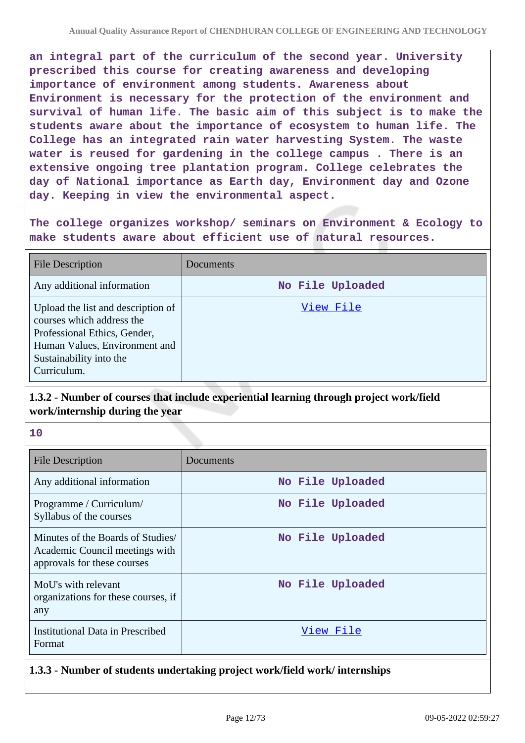an integral part of the curriculum of the second year. University prescribed this course for creating awareness and developing importance of environment among students. Awareness about Environment is necessary for the protection of the environment and survival of human life. The basic aim of this subject is to make the students aware about the importance of ecosystem to human life. The College has an integrated rain water harvesting System. The waste water is reused for gardening in the college campus . There is an extensive ongoing tree plantation program. College celebrates the day of National importance as Earth day, Environment day and Ozone day. Keeping in view the environmental aspect.

The college organizes workshop/ seminars on Environment & Ecology to make students aware about efficient use of natural resources.

| File Description | Documents |
|---|---|
| Any additional information | No File Uploaded |
| Upload the list and description of courses which address the Professional Ethics, Gender, Human Values, Environment and Sustainability into the Curriculum. | View File |

### 1.3.2 - Number of courses that include experiential learning through project work/field work/internship during the year

10

| File Description | Documents |
|---|---|
| Any additional information | No File Uploaded |
| Programme / Curriculum/ Syllabus of the courses | No File Uploaded |
| Minutes of the Boards of Studies/ Academic Council meetings with approvals for these courses | No File Uploaded |
| MoU's with relevant organizations for these courses, if any | No File Uploaded |
| Institutional Data in Prescribed Format | View File |

### 1.3.3 - Number of students undertaking project work/field work/ internships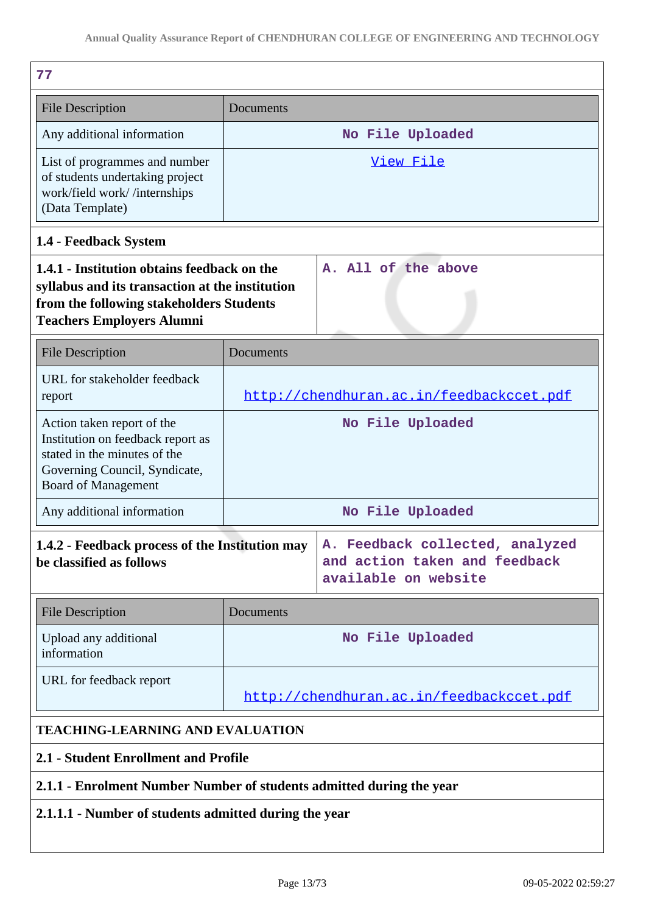77

| File Description | Documents |
|---|---|
| Any additional information | No File Uploaded |
| List of programmes and number of students undertaking project work/field work/ /internships (Data Template) | View File |

**1.4 - Feedback System**

| **1.4.1 - Institution obtains feedback on the syllabus and its transaction at the institution from the following stakeholders Students Teachers Employers Alumni** | A. All of the above |
|---|---|

| File Description | Documents |
|---|---|
| URL for stakeholder feedback report | http://chendhuran.ac.in/feedbackccet.pdf |
| Action taken report of the Institution on feedback report as stated in the minutes of the Governing Council, Syndicate, Board of Management | No File Uploaded |
| Any additional information | No File Uploaded |

| **1.4.2 - Feedback process of the Institution may be classified as follows** | A. Feedback collected, analyzed and action taken and feedback available on website |
|---|---|

| File Description | Documents |
|---|---|
| Upload any additional information | No File Uploaded |
| URL for feedback report | http://chendhuran.ac.in/feedbackccet.pdf |

**TEACHING-LEARNING AND EVALUATION**

**2.1 - Student Enrollment and Profile**

**2.1.1 - Enrolment Number Number of students admitted during the year**

**2.1.1.1 - Number of students admitted during the year**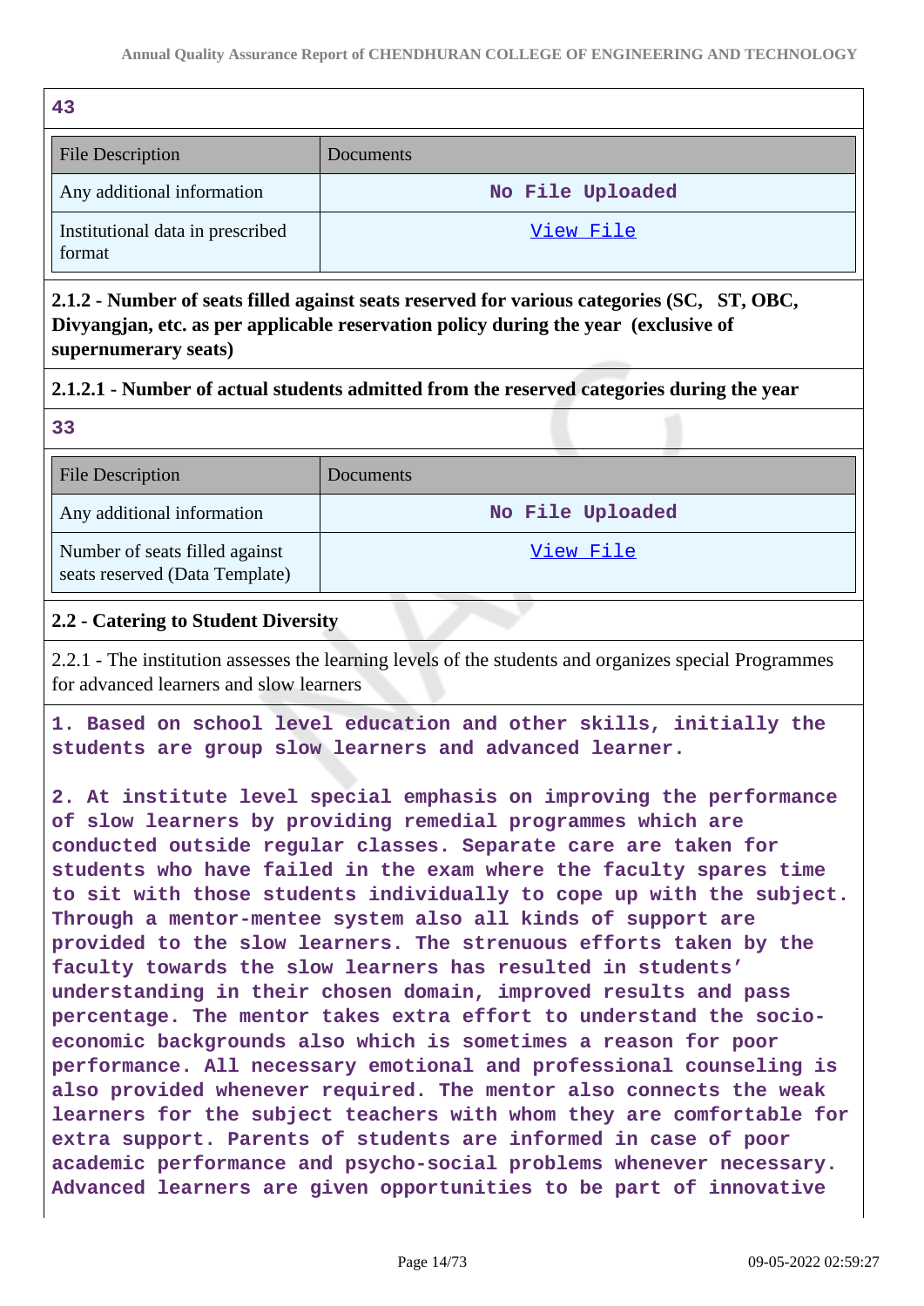43

| File Description | Documents |
|---|---|
| Any additional information | No File Uploaded |
| Institutional data in prescribed format | View File |

**2.1.2 - Number of seats filled against seats reserved for various categories (SC, ST, OBC, Divyangjan, etc. as per applicable reservation policy during the year (exclusive of supernumerary seats)**

**2.1.2.1 - Number of actual students admitted from the reserved categories during the year**

33

| File Description | Documents |
|---|---|
| Any additional information | No File Uploaded |
| Number of seats filled against seats reserved (Data Template) | View File |

**2.2 - Catering to Student Diversity**

2.2.1 - The institution assesses the learning levels of the students and organizes special Programmes for advanced learners and slow learners

1. Based on school level education and other skills, initially the students are group slow learners and advanced learner.

2. At institute level special emphasis on improving the performance of slow learners by providing remedial programmes which are conducted outside regular classes. Separate care are taken for students who have failed in the exam where the faculty spares time to sit with those students individually to cope up with the subject. Through a mentor-mentee system also all kinds of support are provided to the slow learners. The strenuous efforts taken by the faculty towards the slow learners has resulted in students' understanding in their chosen domain, improved results and pass percentage. The mentor takes extra effort to understand the socio-economic backgrounds also which is sometimes a reason for poor performance. All necessary emotional and professional counseling is also provided whenever required. The mentor also connects the weak learners for the subject teachers with whom they are comfortable for extra support. Parents of students are informed in case of poor academic performance and psycho-social problems whenever necessary. Advanced learners are given opportunities to be part of innovative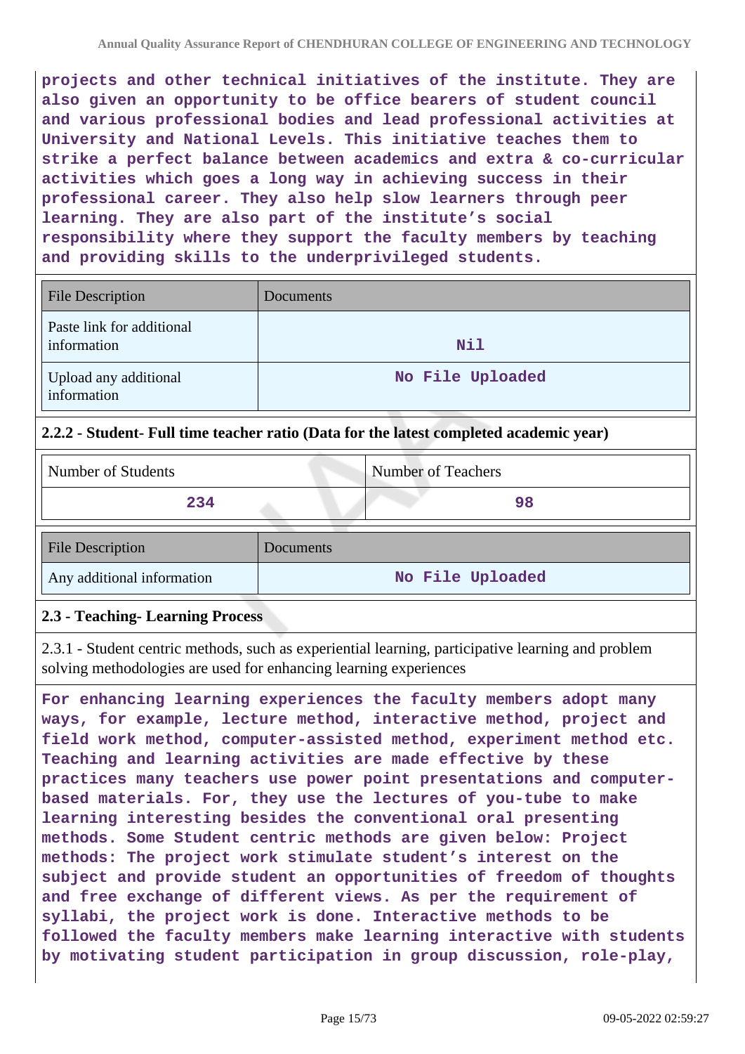**projects and other technical initiatives of the institute. They are also given an opportunity to be office bearers of student council and various professional bodies and lead professional activities at University and National Levels. This initiative teaches them to strike a perfect balance between academics and extra & co-curricular activities which goes a long way in achieving success in their professional career. They also help slow learners through peer learning. They are also part of the institute's social responsibility where they support the faculty members by teaching and providing skills to the underprivileged students.**

| File Description | Documents |
|---|---|
| Paste link for additional information | **Nil** |
| Upload any additional information | **No File Uploaded** |

### 2.2.2 - Student- Full time teacher ratio (Data for the latest completed academic year)

| Number of Students | Number of Teachers |
|---|---|
| **234** | **98** |

| File Description | Documents |
|---|---|
| Any additional information | **No File Uploaded** |

### 2.3 - Teaching- Learning Process

2.3.1 - Student centric methods, such as experiential learning, participative learning and problem solving methodologies are used for enhancing learning experiences

**For enhancing learning experiences the faculty members adopt many ways, for example, lecture method, interactive method, project and field work method, computer-assisted method, experiment method etc. Teaching and learning activities are made effective by these practices many teachers use power point presentations and computer-based materials. For, they use the lectures of you-tube to make learning interesting besides the conventional oral presenting methods. Some Student centric methods are given below: Project methods: The project work stimulate student's interest on the subject and provide student an opportunities of freedom of thoughts and free exchange of different views. As per the requirement of syllabi, the project work is done. Interactive methods to be followed the faculty members make learning interactive with students by motivating student participation in group discussion, role-play,**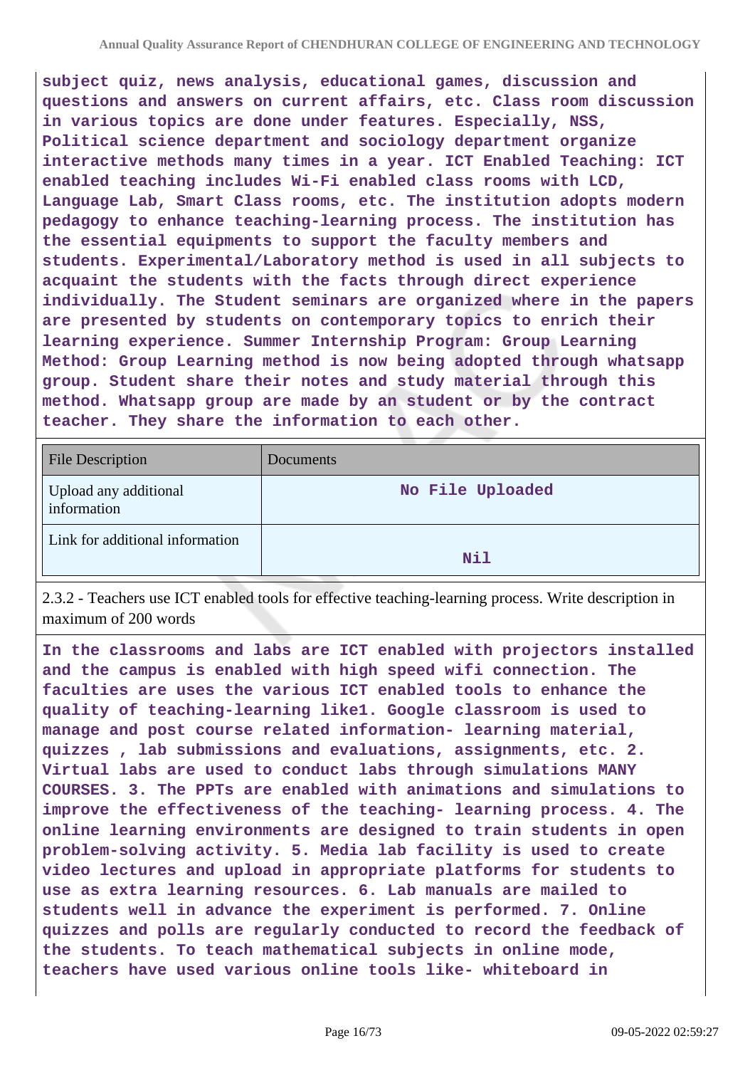**subject quiz, news analysis, educational games, discussion and questions and answers on current affairs, etc. Class room discussion in various topics are done under features. Especially, NSS, Political science department and sociology department organize interactive methods many times in a year. ICT Enabled Teaching: ICT enabled teaching includes Wi-Fi enabled class rooms with LCD, Language Lab, Smart Class rooms, etc. The institution adopts modern pedagogy to enhance teaching-learning process. The institution has the essential equipments to support the faculty members and students. Experimental/Laboratory method is used in all subjects to acquaint the students with the facts through direct experience individually. The Student seminars are organized where in the papers are presented by students on contemporary topics to enrich their learning experience. Summer Internship Program: Group Learning Method: Group Learning method is now being adopted through whatsapp group. Student share their notes and study material through this method. Whatsapp group are made by an student or by the contract teacher. They share the information to each other.**

| File Description | Documents |
| --- | --- |
| Upload any additional information | **No File Uploaded** |
| Link for additional information | **Nil** |

2.3.2 - Teachers use ICT enabled tools for effective teaching-learning process. Write description in maximum of 200 words

**In the classrooms and labs are ICT enabled with projectors installed and the campus is enabled with high speed wifi connection. The faculties are uses the various ICT enabled tools to enhance the quality of teaching-learning like1. Google classroom is used to manage and post course related information- learning material, quizzes , lab submissions and evaluations, assignments, etc. 2. Virtual labs are used to conduct labs through simulations MANY COURSES. 3. The PPTs are enabled with animations and simulations to improve the effectiveness of the teaching- learning process. 4. The online learning environments are designed to train students in open problem-solving activity. 5. Media lab facility is used to create video lectures and upload in appropriate platforms for students to use as extra learning resources. 6. Lab manuals are mailed to students well in advance the experiment is performed. 7. Online quizzes and polls are regularly conducted to record the feedback of the students. To teach mathematical subjects in online mode, teachers have used various online tools like- whiteboard in**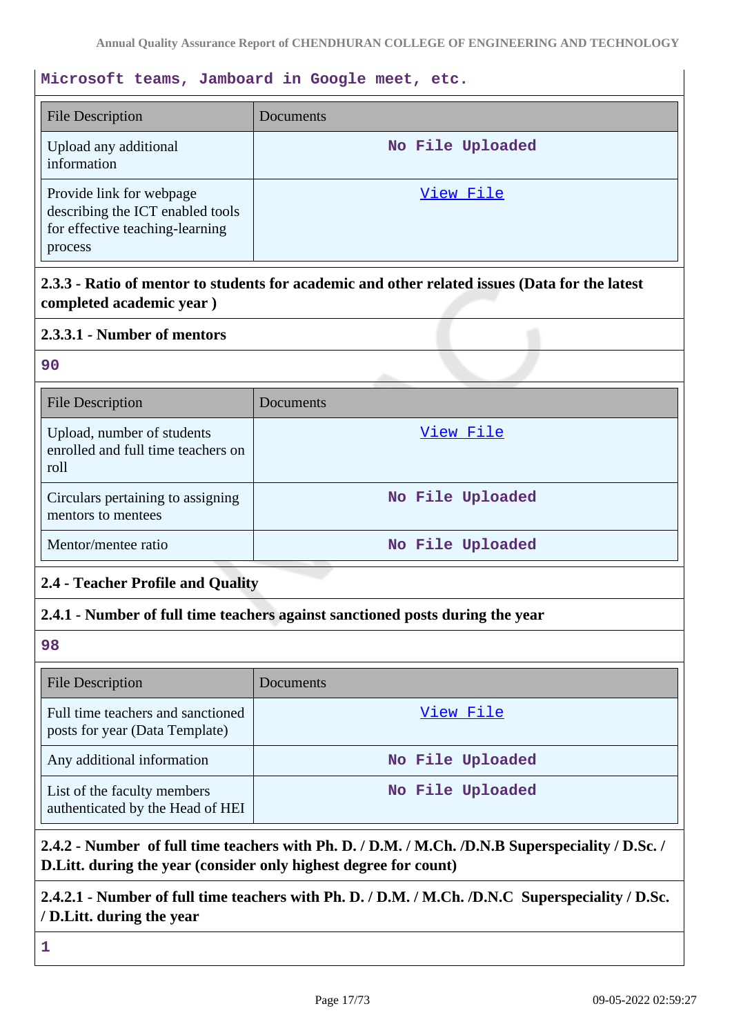Microsoft teams, Jamboard in Google meet, etc.

| File Description | Documents |
|---|---|
| Upload any additional information | No File Uploaded |
| Provide link for webpage describing the ICT enabled tools for effective teaching-learning process | View File |

**2.3.3 - Ratio of mentor to students for academic and other related issues (Data for the latest completed academic year )**

**2.3.3.1 - Number of mentors**

90

| File Description | Documents |
|---|---|
| Upload, number of students enrolled and full time teachers on roll | View File |
| Circulars pertaining to assigning mentors to mentees | No File Uploaded |
| Mentor/mentee ratio | No File Uploaded |

**2.4 - Teacher Profile and Quality**

**2.4.1 - Number of full time teachers against sanctioned posts during the year**

98

| File Description | Documents |
|---|---|
| Full time teachers and sanctioned posts for year (Data Template) | View File |
| Any additional information | No File Uploaded |
| List of the faculty members authenticated by the Head of HEI | No File Uploaded |

**2.4.2 - Number of full time teachers with Ph. D. / D.M. / M.Ch. /D.N.B Superspeciality / D.Sc. / D.Litt. during the year (consider only highest degree for count)**

**2.4.2.1 - Number of full time teachers with Ph. D. / D.M. / M.Ch. /D.N.C Superspeciality / D.Sc. / D.Litt. during the year**

1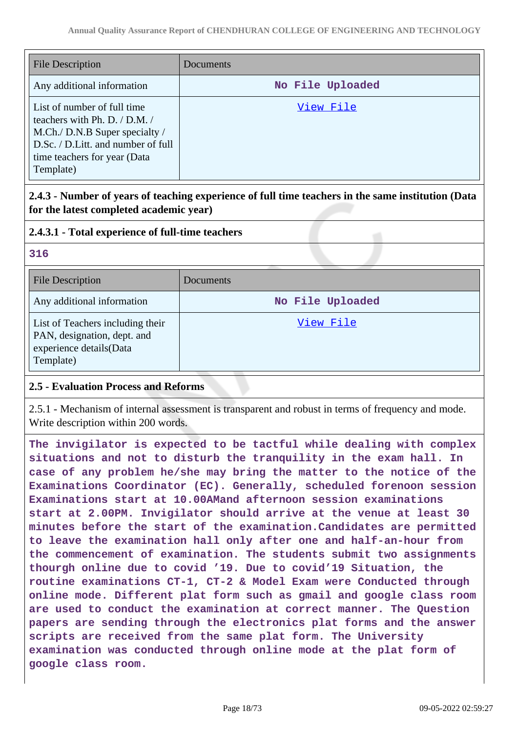| File Description | Documents |
|---|---|
| Any additional information | No File Uploaded |
| List of number of full time teachers with Ph. D. / D.M. / M.Ch./ D.N.B Super specialty / D.Sc. / D.Litt. and number of full time teachers for year (Data Template) | View File |

**2.4.3 - Number of years of teaching experience of full time teachers in the same institution (Data for the latest completed academic year)**

**2.4.3.1 - Total experience of full-time teachers**

**316**

| File Description | Documents |
|---|---|
| Any additional information | No File Uploaded |
| List of Teachers including their PAN, designation, dept. and experience details(Data Template) | View File |

**2.5 - Evaluation Process and Reforms**

2.5.1 - Mechanism of internal assessment is transparent and robust in terms of frequency and mode. Write description within 200 words.

**The invigilator is expected to be tactful while dealing with complex situations and not to disturb the tranquility in the exam hall. In case of any problem he/she may bring the matter to the notice of the Examinations Coordinator (EC). Generally, scheduled forenoon session Examinations start at 10.00AMand afternoon session examinations start at 2.00PM. Invigilator should arrive at the venue at least 30 minutes before the start of the examination.Candidates are permitted to leave the examination hall only after one and half-an-hour from the commencement of examination. The students submit two assignments thourgh online due to covid '19. Due to covid'19 Situation, the routine examinations CT-1, CT-2 & Model Exam were Conducted through online mode. Different plat form such as gmail and google class room are used to conduct the examination at correct manner. The Question papers are sending through the electronics plat forms and the answer scripts are received from the same plat form. The University examination was conducted through online mode at the plat form of google class room.**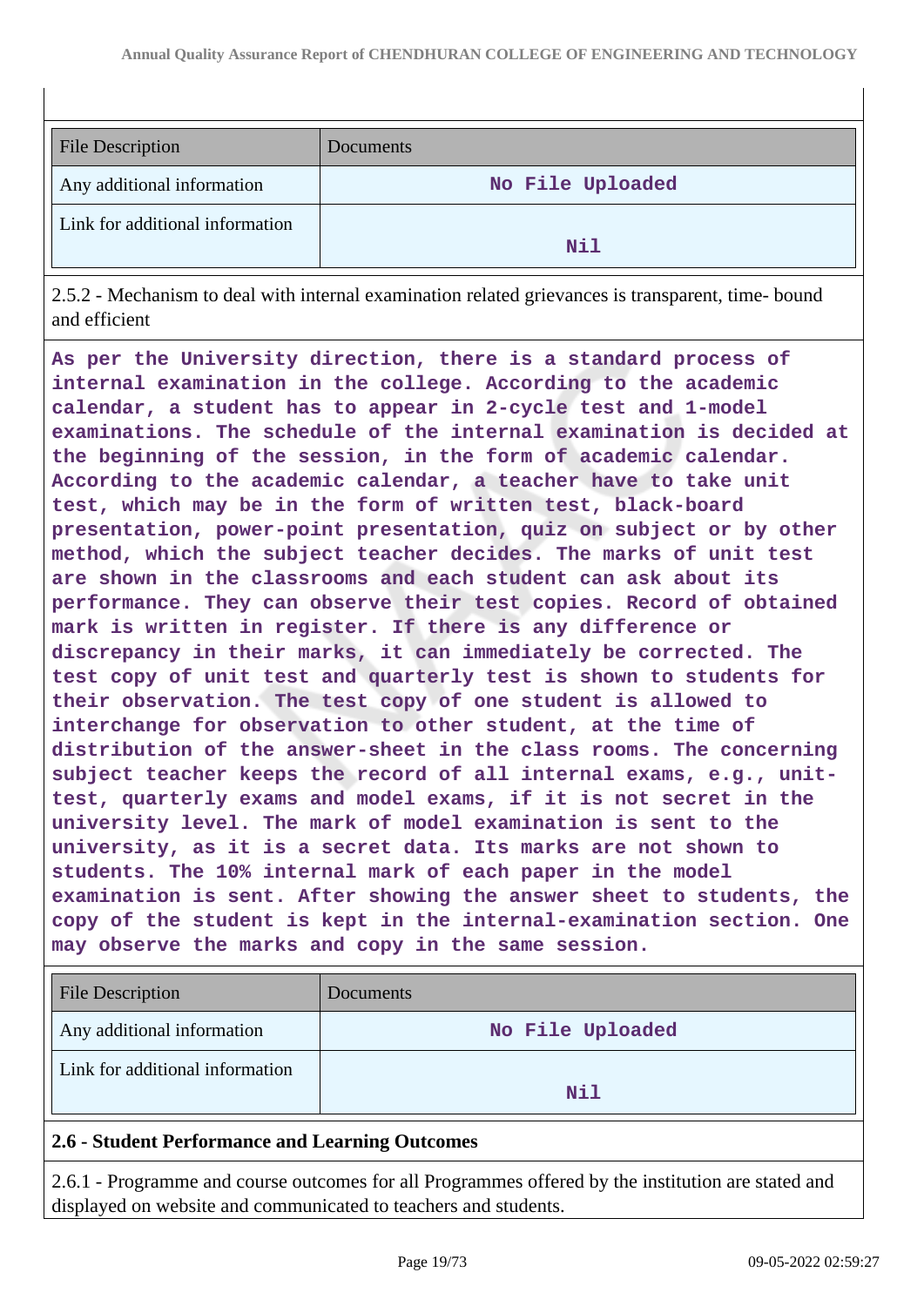| File Description | Documents |
| --- | --- |
| Any additional information | No File Uploaded |
| Link for additional information | Nil |

2.5.2 - Mechanism to deal with internal examination related grievances is transparent, time- bound and efficient

**As per the University direction, there is a standard process of internal examination in the college. According to the academic calendar, a student has to appear in 2-cycle test and 1-model examinations. The schedule of the internal examination is decided at the beginning of the session, in the form of academic calendar. According to the academic calendar, a teacher have to take unit test, which may be in the form of written test, black-board presentation, power-point presentation, quiz on subject or by other method, which the subject teacher decides. The marks of unit test are shown in the classrooms and each student can ask about its performance. They can observe their test copies. Record of obtained mark is written in register. If there is any difference or discrepancy in their marks, it can immediately be corrected. The test copy of unit test and quarterly test is shown to students for their observation. The test copy of one student is allowed to interchange for observation to other student, at the time of distribution of the answer-sheet in the class rooms. The concerning subject teacher keeps the record of all internal exams, e.g., unit-test, quarterly exams and model exams, if it is not secret in the university level. The mark of model examination is sent to the university, as it is a secret data. Its marks are not shown to students. The 10% internal mark of each paper in the model examination is sent. After showing the answer sheet to students, the copy of the student is kept in the internal-examination section. One may observe the marks and copy in the same session.**

| File Description | Documents |
| --- | --- |
| Any additional information | No File Uploaded |
| Link for additional information | Nil |

### 2.6 - Student Performance and Learning Outcomes

2.6.1 - Programme and course outcomes for all Programmes offered by the institution are stated and displayed on website and communicated to teachers and students.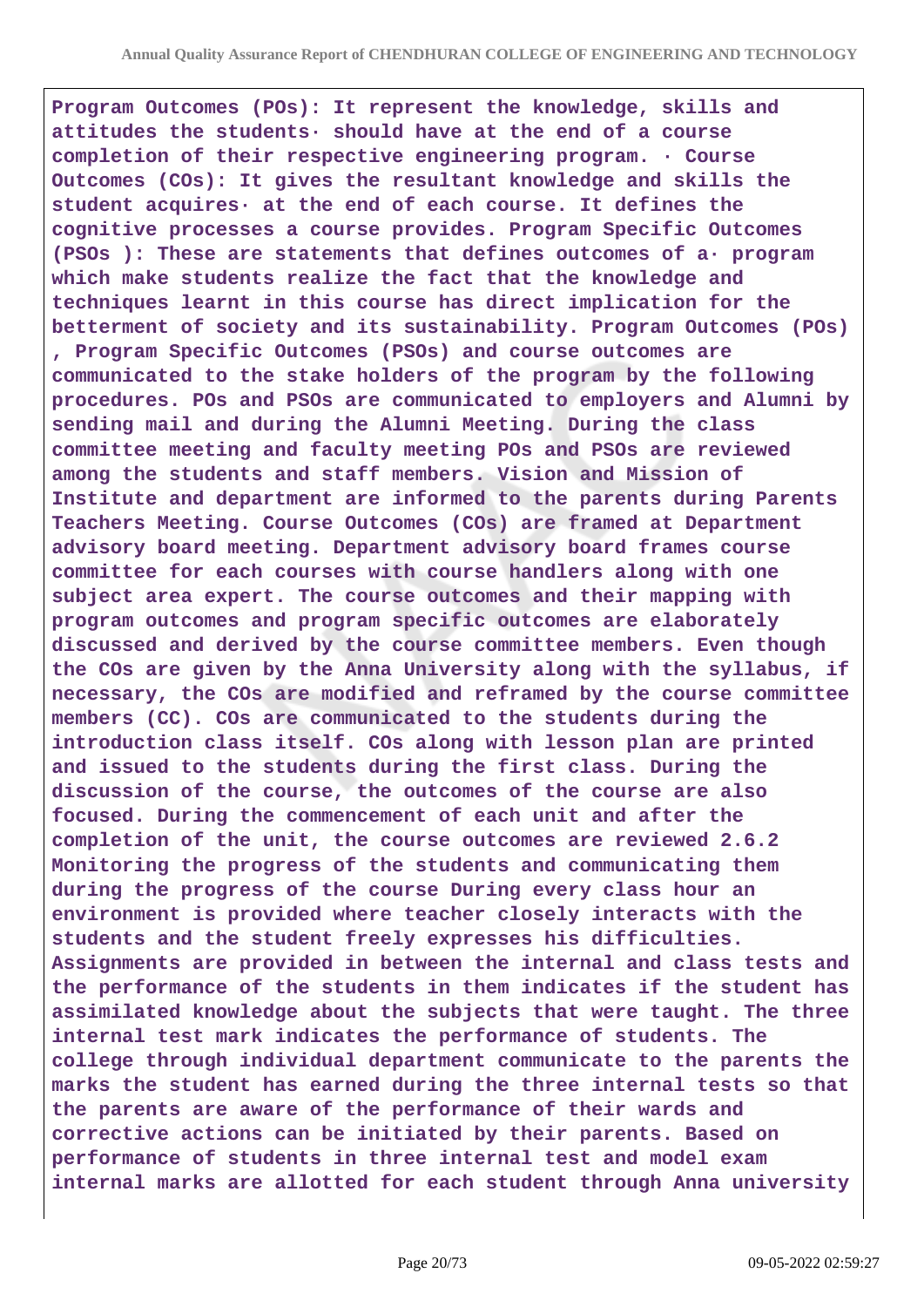**Program Outcomes (POs): It represent the knowledge, skills and attitudes the students· should have at the end of a course completion of their respective engineering program. · Course Outcomes (COs): It gives the resultant knowledge and skills the student acquires· at the end of each course. It defines the cognitive processes a course provides. Program Specific Outcomes (PSOs ): These are statements that defines outcomes of a· program which make students realize the fact that the knowledge and techniques learnt in this course has direct implication for the betterment of society and its sustainability. Program Outcomes (POs) , Program Specific Outcomes (PSOs) and course outcomes are communicated to the stake holders of the program by the following procedures. POs and PSOs are communicated to employers and Alumni by sending mail and during the Alumni Meeting. During the class committee meeting and faculty meeting POs and PSOs are reviewed among the students and staff members. Vision and Mission of Institute and department are informed to the parents during Parents Teachers Meeting. Course Outcomes (COs) are framed at Department advisory board meeting. Department advisory board frames course committee for each courses with course handlers along with one subject area expert. The course outcomes and their mapping with program outcomes and program specific outcomes are elaborately discussed and derived by the course committee members. Even though the COs are given by the Anna University along with the syllabus, if necessary, the COs are modified and reframed by the course committee members (CC). COs are communicated to the students during the introduction class itself. COs along with lesson plan are printed and issued to the students during the first class. During the discussion of the course, the outcomes of the course are also focused. During the commencement of each unit and after the completion of the unit, the course outcomes are reviewed 2.6.2 Monitoring the progress of the students and communicating them during the progress of the course During every class hour an environment is provided where teacher closely interacts with the students and the student freely expresses his difficulties. Assignments are provided in between the internal and class tests and the performance of the students in them indicates if the student has assimilated knowledge about the subjects that were taught. The three internal test mark indicates the performance of students. The college through individual department communicate to the parents the marks the student has earned during the three internal tests so that the parents are aware of the performance of their wards and corrective actions can be initiated by their parents. Based on performance of students in three internal test and model exam internal marks are allotted for each student through Anna university**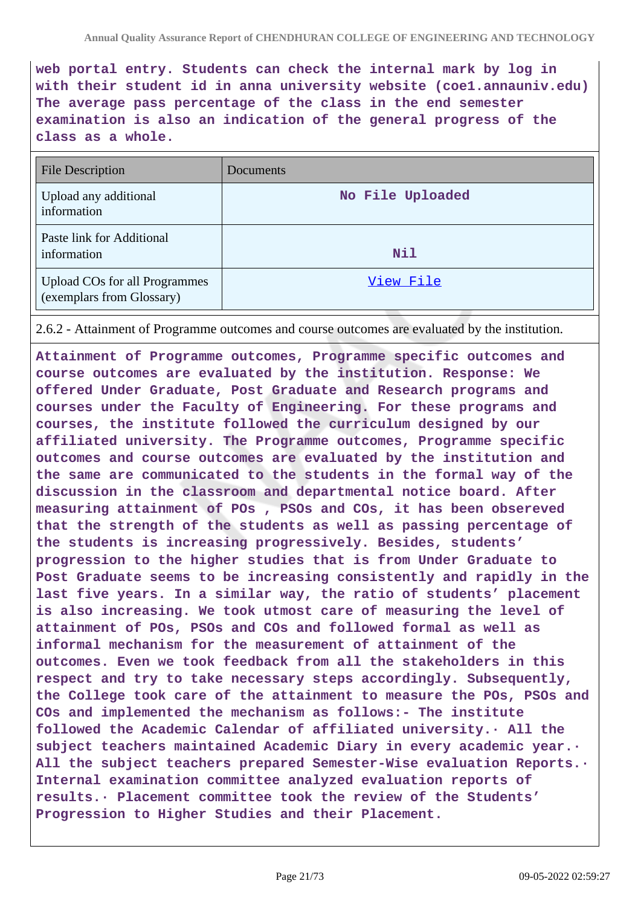**web portal entry. Students can check the internal mark by log in with their student id in anna university website (coe1.annauniv.edu) The average pass percentage of the class in the end semester examination is also an indication of the general progress of the class as a whole.**

| File Description | Documents |
|---|---|
| Upload any additional information | No File Uploaded |
| Paste link for Additional information | Nil |
| Upload COs for all Programmes (exemplars from Glossary) | View File |

2.6.2 - Attainment of Programme outcomes and course outcomes are evaluated by the institution.

**Attainment of Programme outcomes, Programme specific outcomes and course outcomes are evaluated by the institution. Response: We offered Under Graduate, Post Graduate and Research programs and courses under the Faculty of Engineering. For these programs and courses, the institute followed the curriculum designed by our affiliated university. The Programme outcomes, Programme specific outcomes and course outcomes are evaluated by the institution and the same are communicated to the students in the formal way of the discussion in the classroom and departmental notice board. After measuring attainment of POs , PSOs and COs, it has been obsereved that the strength of the students as well as passing percentage of the students is increasing progressively. Besides, students' progression to the higher studies that is from Under Graduate to Post Graduate seems to be increasing consistently and rapidly in the last five years. In a similar way, the ratio of students' placement is also increasing. We took utmost care of measuring the level of attainment of POs, PSOs and COs and followed formal as well as informal mechanism for the measurement of attainment of the outcomes. Even we took feedback from all the stakeholders in this respect and try to take necessary steps accordingly. Subsequently, the College took care of the attainment to measure the POs, PSOs and COs and implemented the mechanism as follows:- The institute followed the Academic Calendar of affiliated university.· All the subject teachers maintained Academic Diary in every academic year.· All the subject teachers prepared Semester-Wise evaluation Reports.· Internal examination committee analyzed evaluation reports of results.· Placement committee took the review of the Students' Progression to Higher Studies and their Placement.**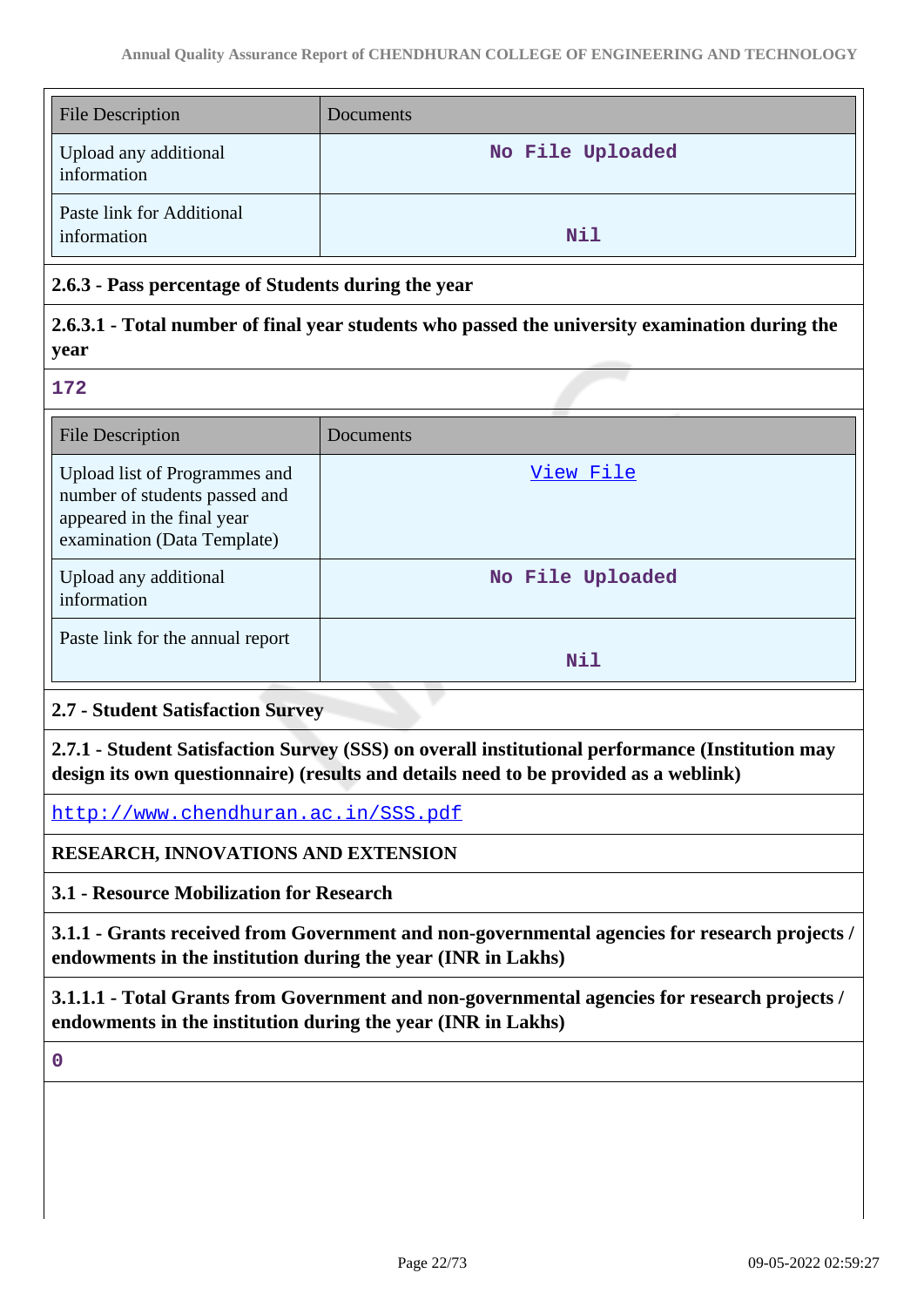| File Description | Documents |
|---|---|
| Upload any additional information | No File Uploaded |
| Paste link for Additional information | Nil |

**2.6.3 - Pass percentage of Students during the year**

**2.6.3.1 - Total number of final year students who passed the university examination during the year**

172

| File Description | Documents |
|---|---|
| Upload list of Programmes and number of students passed and appeared in the final year examination (Data Template) | View File |
| Upload any additional information | No File Uploaded |
| Paste link for the annual report | Nil |

**2.7 - Student Satisfaction Survey**

**2.7.1 - Student Satisfaction Survey (SSS) on overall institutional performance (Institution may design its own questionnaire) (results and details need to be provided as a weblink)**

http://www.chendhuran.ac.in/SSS.pdf

**RESEARCH, INNOVATIONS AND EXTENSION**

**3.1 - Resource Mobilization for Research**

**3.1.1 - Grants received from Government and non-governmental agencies for research projects / endowments in the institution during the year (INR in Lakhs)**

**3.1.1.1 - Total Grants from Government and non-governmental agencies for research projects / endowments in the institution during the year (INR in Lakhs)**

0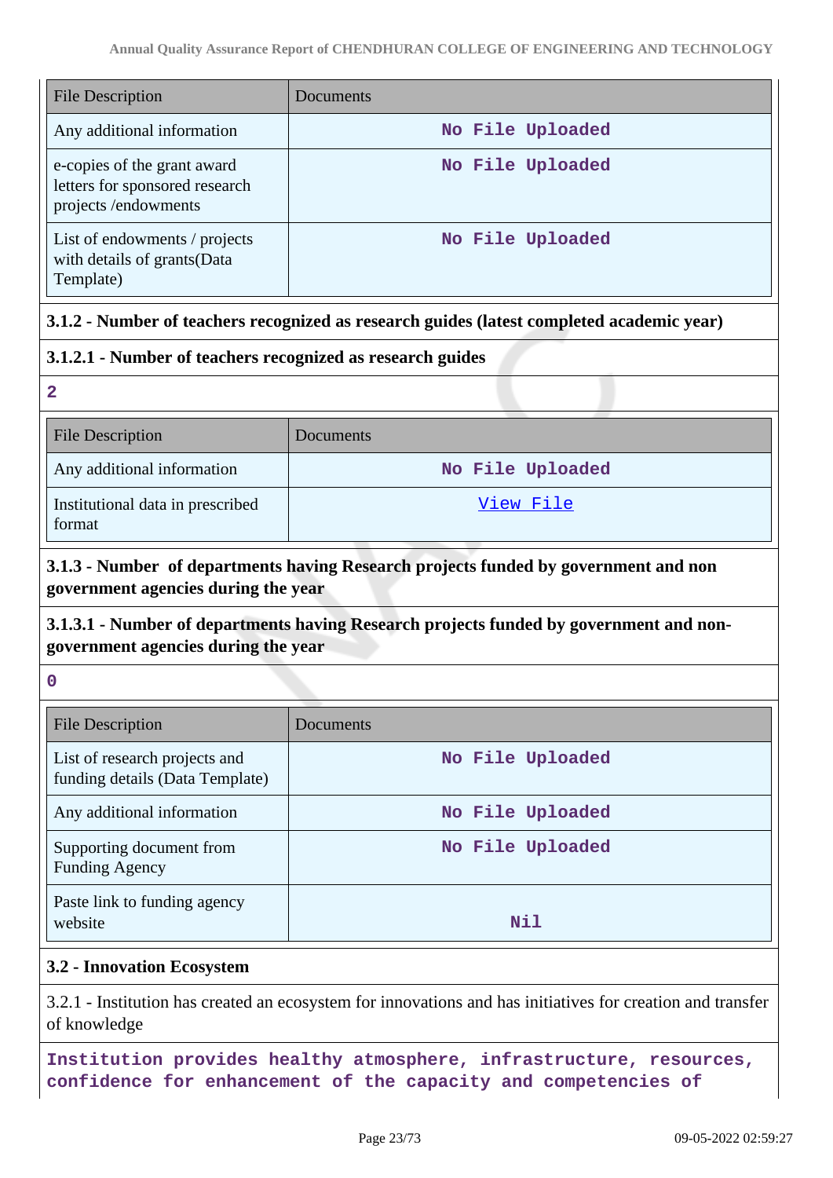| File Description | Documents |
| --- | --- |
| Any additional information | No File Uploaded |
| e-copies of the grant award letters for sponsored research projects /endowments | No File Uploaded |
| List of endowments / projects with details of grants(Data Template) | No File Uploaded |

**3.1.2 - Number of teachers recognized as research guides (latest completed academic year)**

**3.1.2.1 - Number of teachers recognized as research guides**

**2**

| File Description | Documents |
| --- | --- |
| Any additional information | No File Uploaded |
| Institutional data in prescribed format | View File |

**3.1.3 - Number of departments having Research projects funded by government and non government agencies during the year**

**3.1.3.1 - Number of departments having Research projects funded by government and non-government agencies during the year**

**0**

| File Description | Documents |
| --- | --- |
| List of research projects and funding details (Data Template) | No File Uploaded |
| Any additional information | No File Uploaded |
| Supporting document from Funding Agency | No File Uploaded |
| Paste link to funding agency website | Nil |

**3.2 - Innovation Ecosystem**

3.2.1 - Institution has created an ecosystem for innovations and has initiatives for creation and transfer of knowledge

**Institution provides healthy atmosphere, infrastructure, resources, confidence for enhancement of the capacity and competencies of**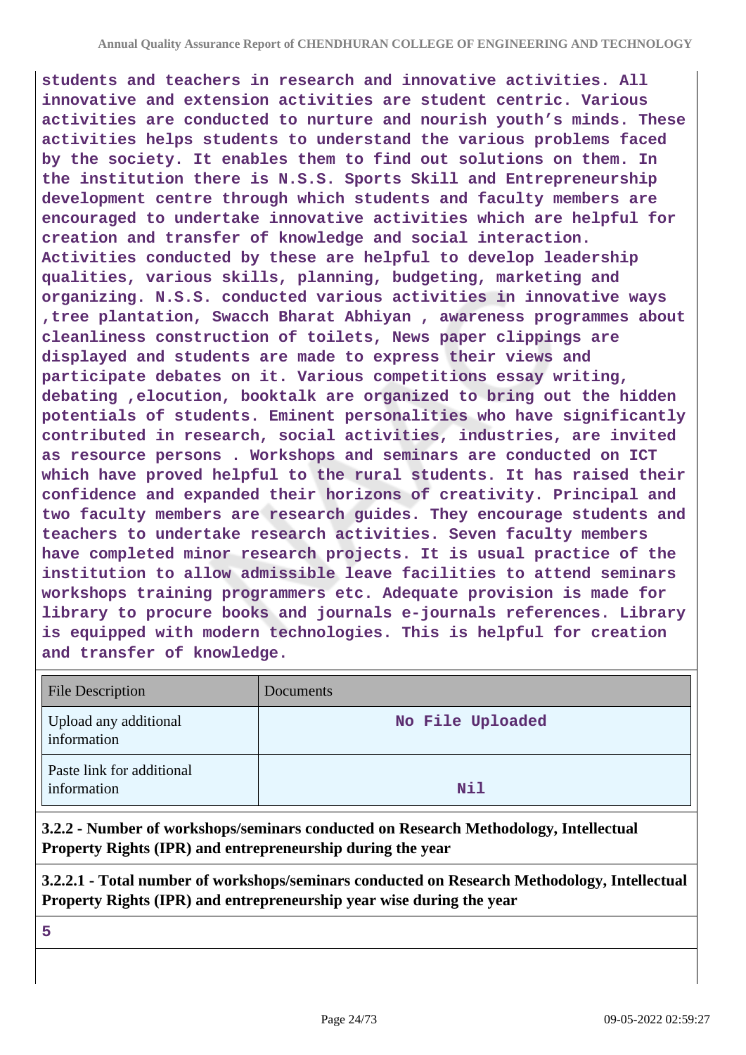**students and teachers in research and innovative activities. All innovative and extension activities are student centric. Various activities are conducted to nurture and nourish youth's minds. These activities helps students to understand the various problems faced by the society. It enables them to find out solutions on them. In the institution there is N.S.S. Sports Skill and Entrepreneurship development centre through which students and faculty members are encouraged to undertake innovative activities which are helpful for creation and transfer of knowledge and social interaction. Activities conducted by these are helpful to develop leadership qualities, various skills, planning, budgeting, marketing and organizing. N.S.S. conducted various activities in innovative ways ,tree plantation, Swacch Bharat Abhiyan , awareness programmes about cleanliness construction of toilets, News paper clippings are displayed and students are made to express their views and participate debates on it. Various competitions essay writing, debating ,elocution, booktalk are organized to bring out the hidden potentials of students. Eminent personalities who have significantly contributed in research, social activities, industries, are invited as resource persons . Workshops and seminars are conducted on ICT which have proved helpful to the rural students. It has raised their confidence and expanded their horizons of creativity. Principal and two faculty members are research guides. They encourage students and teachers to undertake research activities. Seven faculty members have completed minor research projects. It is usual practice of the institution to allow admissible leave facilities to attend seminars workshops training programmers etc. Adequate provision is made for library to procure books and journals e-journals references. Library is equipped with modern technologies. This is helpful for creation and transfer of knowledge.**

| File Description | Documents |
|---|---|
| Upload any additional information | **No File Uploaded** |
| Paste link for additional information | **Nil** |

**3.2.2 - Number of workshops/seminars conducted on Research Methodology, Intellectual Property Rights (IPR) and entrepreneurship during the year**

**3.2.2.1 - Total number of workshops/seminars conducted on Research Methodology, Intellectual Property Rights (IPR) and entrepreneurship year wise during the year**

**5**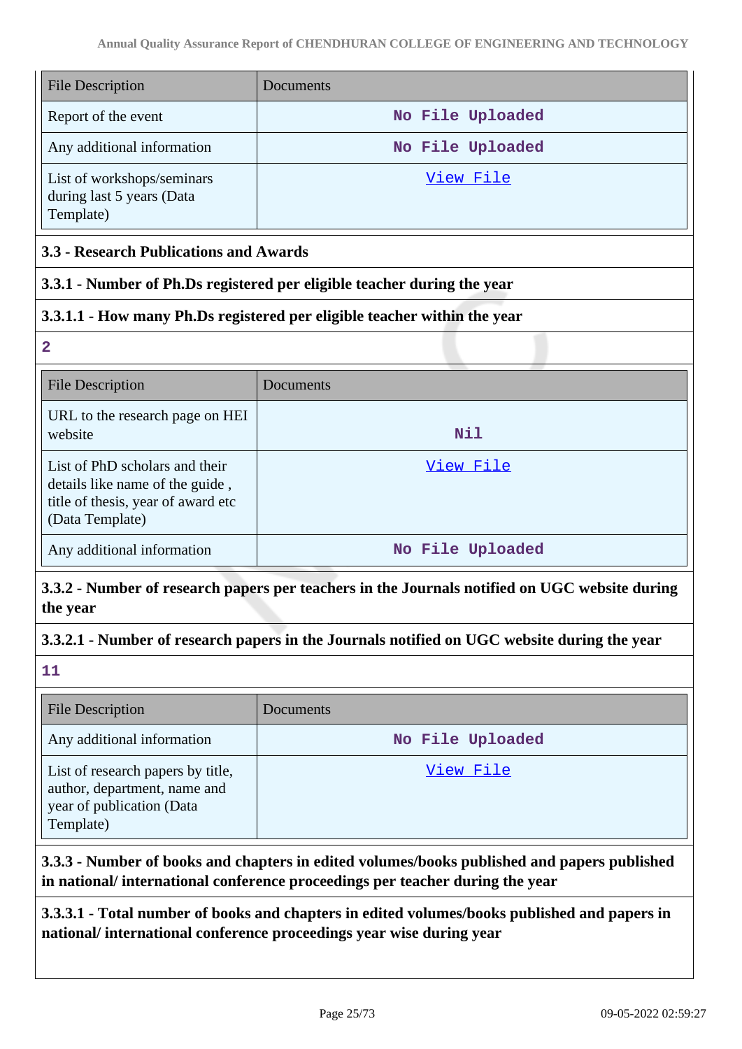| File Description | Documents |
|---|---|
| Report of the event | No File Uploaded |
| Any additional information | No File Uploaded |
| List of workshops/seminars during last 5 years (Data Template) | View File |

**3.3 - Research Publications and Awards**

**3.3.1 - Number of Ph.Ds registered per eligible teacher during the year**

**3.3.1.1 - How many Ph.Ds registered per eligible teacher within the year**

2

| File Description | Documents |
|---|---|
| URL to the research page on HEI website | Nil |
| List of PhD scholars and their details like name of the guide , title of thesis, year of award etc (Data Template) | View File |
| Any additional information | No File Uploaded |

**3.3.2 - Number of research papers per teachers in the Journals notified on UGC website during the year**

**3.3.2.1 - Number of research papers in the Journals notified on UGC website during the year**

11

| File Description | Documents |
|---|---|
| Any additional information | No File Uploaded |
| List of research papers by title, author, department, name and year of publication (Data Template) | View File |

**3.3.3 - Number of books and chapters in edited volumes/books published and papers published in national/ international conference proceedings per teacher during the year**

**3.3.3.1 - Total number of books and chapters in edited volumes/books published and papers in national/ international conference proceedings year wise during year**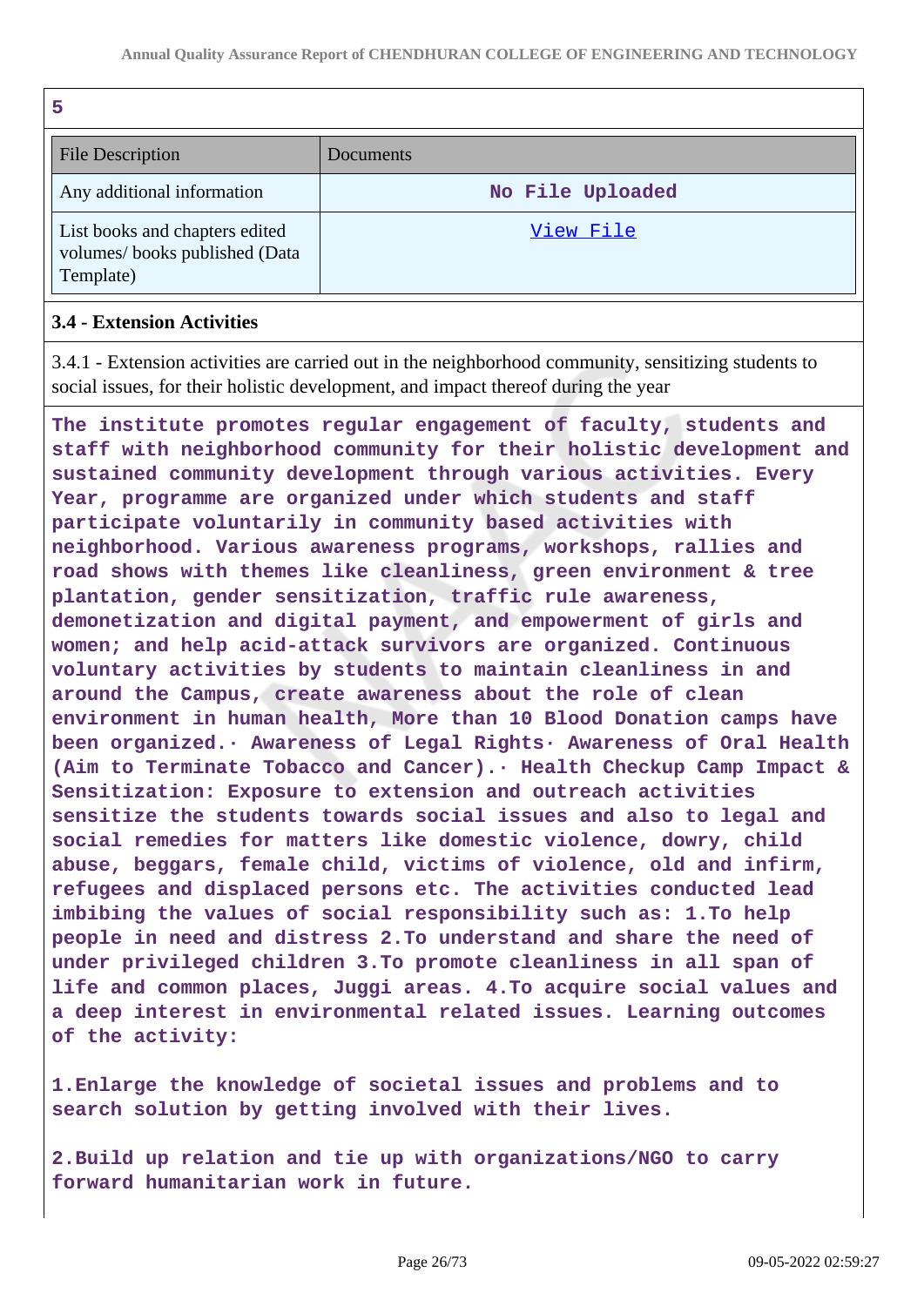5

| File Description | Documents |
|---|---|
| Any additional information | No File Uploaded |
| List books and chapters edited volumes/ books published (Data Template) | View File |

### 3.4 - Extension Activities

3.4.1 - Extension activities are carried out in the neighborhood community, sensitizing students to social issues, for their holistic development, and impact thereof during the year

**The institute promotes regular engagement of faculty, students and staff with neighborhood community for their holistic development and sustained community development through various activities. Every Year, programme are organized under which students and staff participate voluntarily in community based activities with neighborhood. Various awareness programs, workshops, rallies and road shows with themes like cleanliness, green environment & tree plantation, gender sensitization, traffic rule awareness, demonetization and digital payment, and empowerment of girls and women; and help acid-attack survivors are organized. Continuous voluntary activities by students to maintain cleanliness in and around the Campus, create awareness about the role of clean environment in human health, More than 10 Blood Donation camps have been organized.· Awareness of Legal Rights· Awareness of Oral Health (Aim to Terminate Tobacco and Cancer).· Health Checkup Camp Impact & Sensitization: Exposure to extension and outreach activities sensitize the students towards social issues and also to legal and social remedies for matters like domestic violence, dowry, child abuse, beggars, female child, victims of violence, old and infirm, refugees and displaced persons etc. The activities conducted lead imbibing the values of social responsibility such as: 1.To help people in need and distress 2.To understand and share the need of under privileged children 3.To promote cleanliness in all span of life and common places, Juggi areas. 4.To acquire social values and a deep interest in environmental related issues. Learning outcomes of the activity:**

**1.Enlarge the knowledge of societal issues and problems and to search solution by getting involved with their lives.**

**2.Build up relation and tie up with organizations/NGO to carry forward humanitarian work in future.**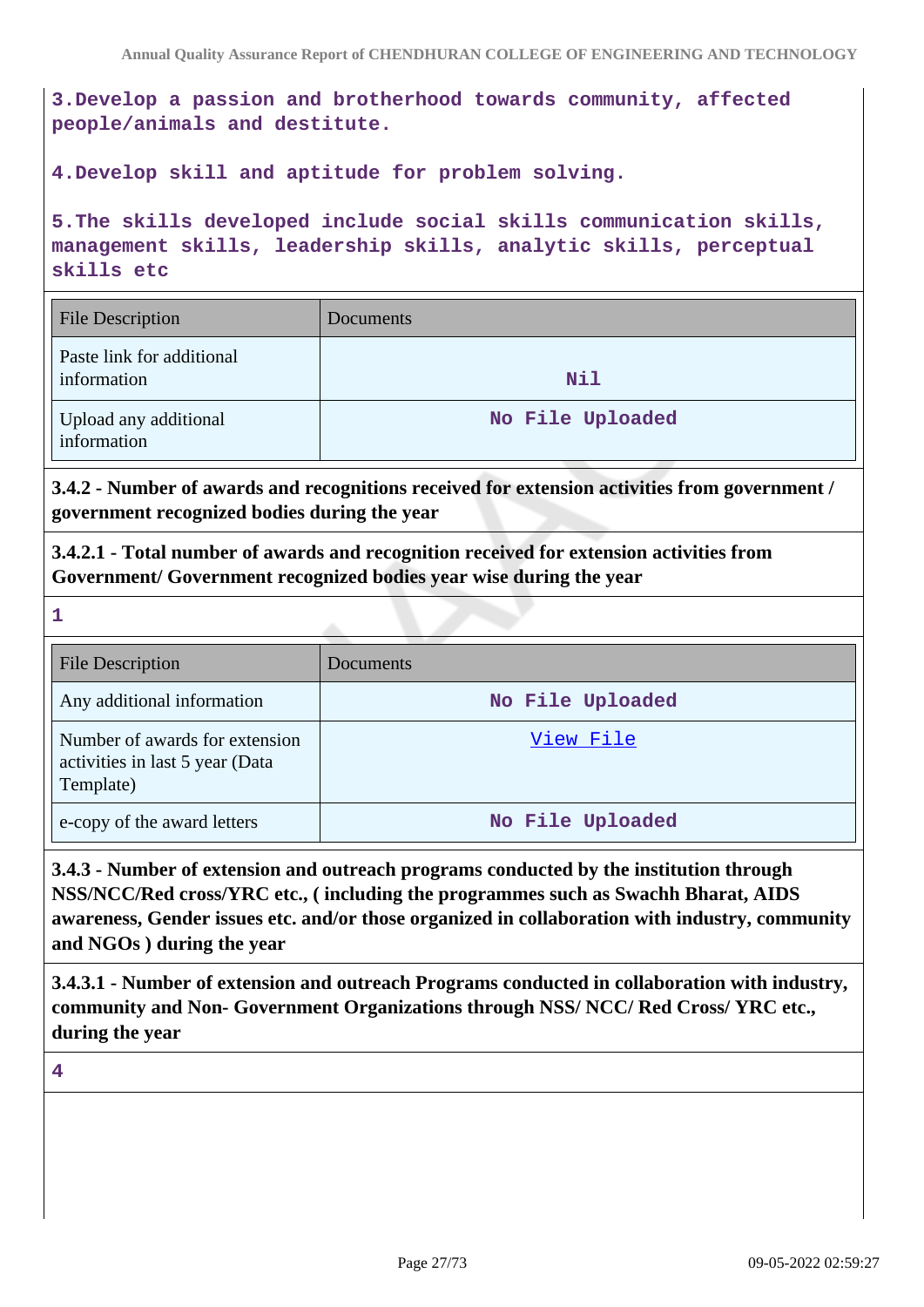3.Develop a passion and brotherhood towards community, affected people/animals and destitute.

4.Develop skill and aptitude for problem solving.

5.The skills developed include social skills communication skills, management skills, leadership skills, analytic skills, perceptual skills etc

| File Description | Documents |
|---|---|
| Paste link for additional information | Nil |
| Upload any additional information | No File Uploaded |

**3.4.2 - Number of awards and recognitions received for extension activities from government / government recognized bodies during the year**

**3.4.2.1 - Total number of awards and recognition received for extension activities from Government/ Government recognized bodies year wise during the year**

1

| File Description | Documents |
|---|---|
| Any additional information | No File Uploaded |
| Number of awards for extension activities in last 5 year (Data Template) | View File |
| e-copy of the award letters | No File Uploaded |

**3.4.3 - Number of extension and outreach programs conducted by the institution through NSS/NCC/Red cross/YRC etc., ( including the programmes such as Swachh Bharat, AIDS awareness, Gender issues etc. and/or those organized in collaboration with industry, community and NGOs ) during the year**

**3.4.3.1 - Number of extension and outreach Programs conducted in collaboration with industry, community and Non- Government Organizations through NSS/ NCC/ Red Cross/ YRC etc., during the year**

4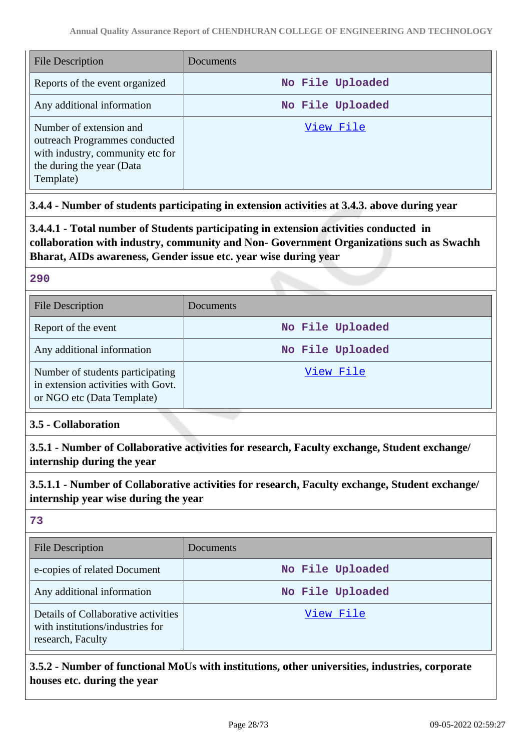| File Description | Documents |
| --- | --- |
| Reports of the event organized | No File Uploaded |
| Any additional information | No File Uploaded |
| Number of extension and outreach Programmes conducted with industry, community etc for the during the year (Data Template) | View File |

**3.4.4 - Number of students participating in extension activities at 3.4.3. above during year**

**3.4.4.1 - Total number of Students participating in extension activities conducted in collaboration with industry, community and Non- Government Organizations such as Swachh Bharat, AIDs awareness, Gender issue etc. year wise during year**

**290**

| File Description | Documents |
| --- | --- |
| Report of the event | No File Uploaded |
| Any additional information | No File Uploaded |
| Number of students participating in extension activities with Govt. or NGO etc (Data Template) | View File |

**3.5 - Collaboration**

**3.5.1 - Number of Collaborative activities for research, Faculty exchange, Student exchange/ internship during the year**

**3.5.1.1 - Number of Collaborative activities for research, Faculty exchange, Student exchange/ internship year wise during the year**

**73**

| File Description | Documents |
| --- | --- |
| e-copies of related Document | No File Uploaded |
| Any additional information | No File Uploaded |
| Details of Collaborative activities with institutions/industries for research, Faculty | View File |

**3.5.2 - Number of functional MoUs with institutions, other universities, industries, corporate houses etc. during the year**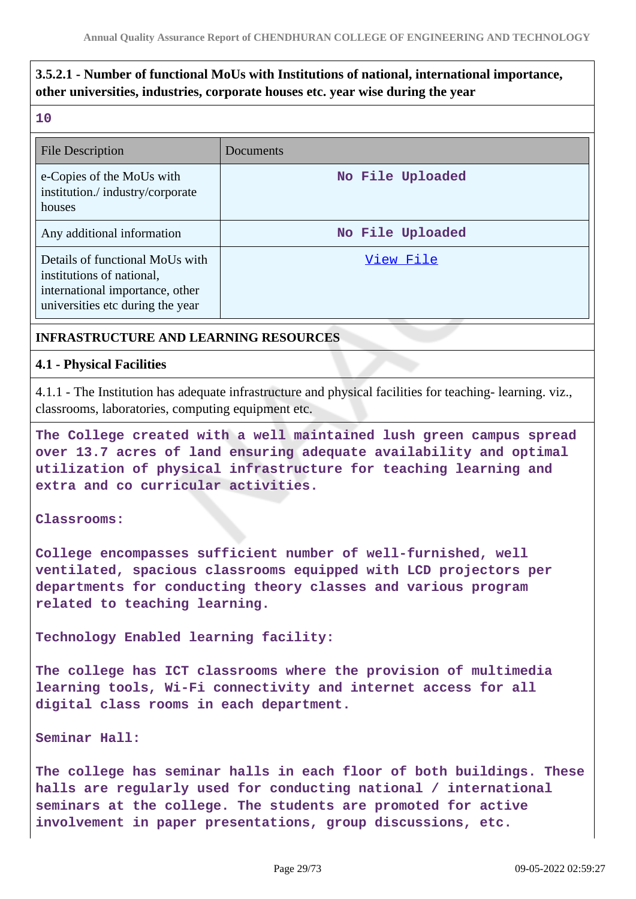**3.5.2.1 - Number of functional MoUs with Institutions of national, international importance, other universities, industries, corporate houses etc. year wise during the year**

10

| File Description | Documents |
|---|---|
| e-Copies of the MoUs with institution./ industry/corporate houses | No File Uploaded |
| Any additional information | No File Uploaded |
| Details of functional MoUs with institutions of national, international importance, other universities etc during the year | View File |

**INFRASTRUCTURE AND LEARNING RESOURCES**

**4.1 - Physical Facilities**

4.1.1 - The Institution has adequate infrastructure and physical facilities for teaching- learning. viz., classrooms, laboratories, computing equipment etc.

The College created with a well maintained lush green campus spread over 13.7 acres of land ensuring adequate availability and optimal utilization of physical infrastructure for teaching learning and extra and co curricular activities.

Classrooms:

College encompasses sufficient number of well-furnished, well ventilated, spacious classrooms equipped with LCD projectors per departments for conducting theory classes and various program related to teaching learning.

Technology Enabled learning facility:

The college has ICT classrooms where the provision of multimedia learning tools, Wi-Fi connectivity and internet access for all digital class rooms in each department.

Seminar Hall:

The college has seminar halls in each floor of both buildings. These halls are regularly used for conducting national / international seminars at the college. The students are promoted for active involvement in paper presentations, group discussions, etc.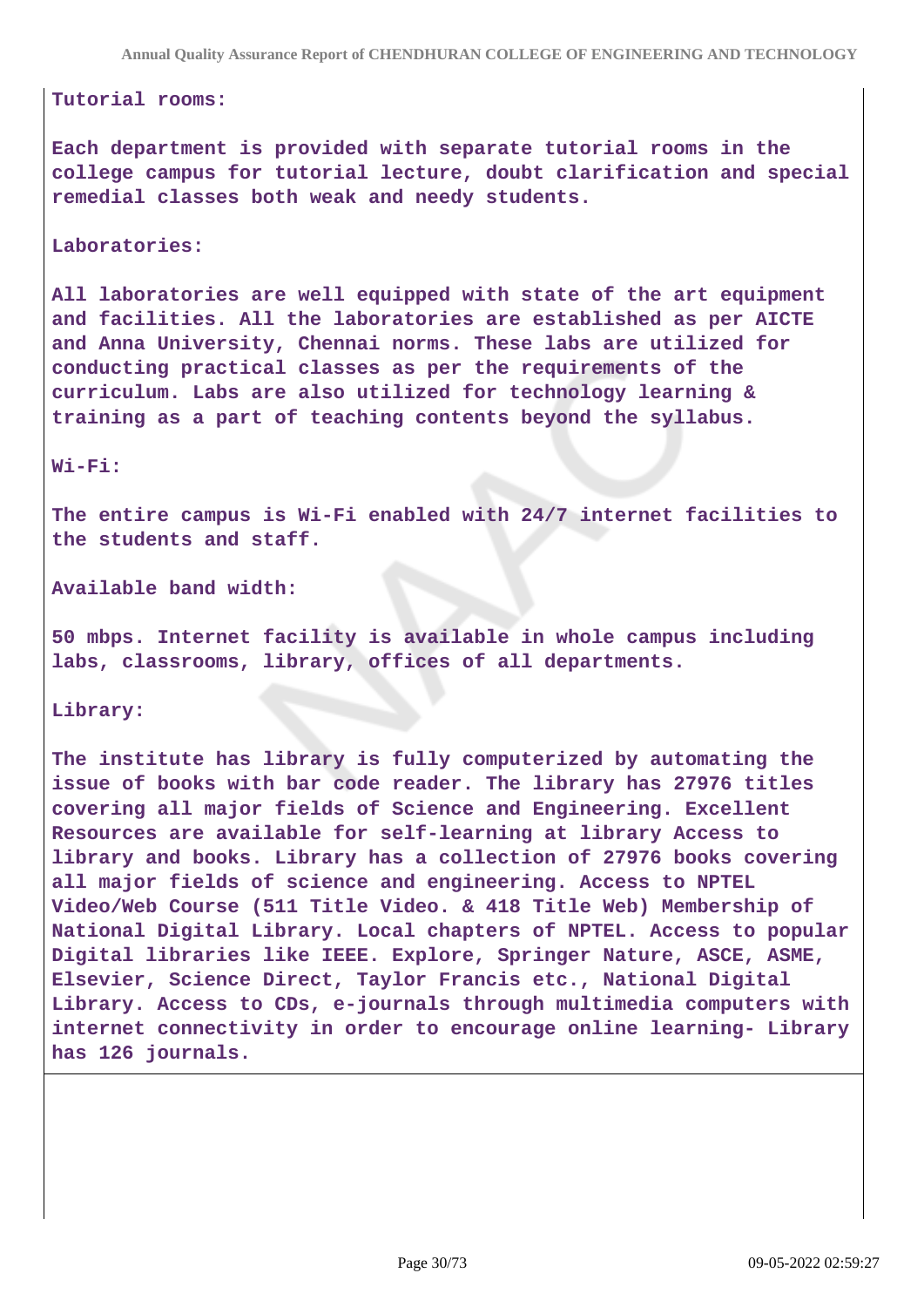**Tutorial rooms:**

**Each department is provided with separate tutorial rooms in the college campus for tutorial lecture, doubt clarification and special remedial classes both weak and needy students.**

**Laboratories:**

**All laboratories are well equipped with state of the art equipment and facilities. All the laboratories are established as per AICTE and Anna University, Chennai norms. These labs are utilized for conducting practical classes as per the requirements of the curriculum. Labs are also utilized for technology learning & training as a part of teaching contents beyond the syllabus.**

**Wi-Fi:**

**The entire campus is Wi-Fi enabled with 24/7 internet facilities to the students and staff.**

**Available band width:**

**50 mbps. Internet facility is available in whole campus including labs, classrooms, library, offices of all departments.**

**Library:**

**The institute has library is fully computerized by automating the issue of books with bar code reader. The library has 27976 titles covering all major fields of Science and Engineering. Excellent Resources are available for self-learning at library Access to library and books. Library has a collection of 27976 books covering all major fields of science and engineering. Access to NPTEL Video/Web Course (511 Title Video. & 418 Title Web) Membership of National Digital Library. Local chapters of NPTEL. Access to popular Digital libraries like IEEE. Explore, Springer Nature, ASCE, ASME, Elsevier, Science Direct, Taylor Francis etc., National Digital Library. Access to CDs, e-journals through multimedia computers with internet connectivity in order to encourage online learning- Library has 126 journals.**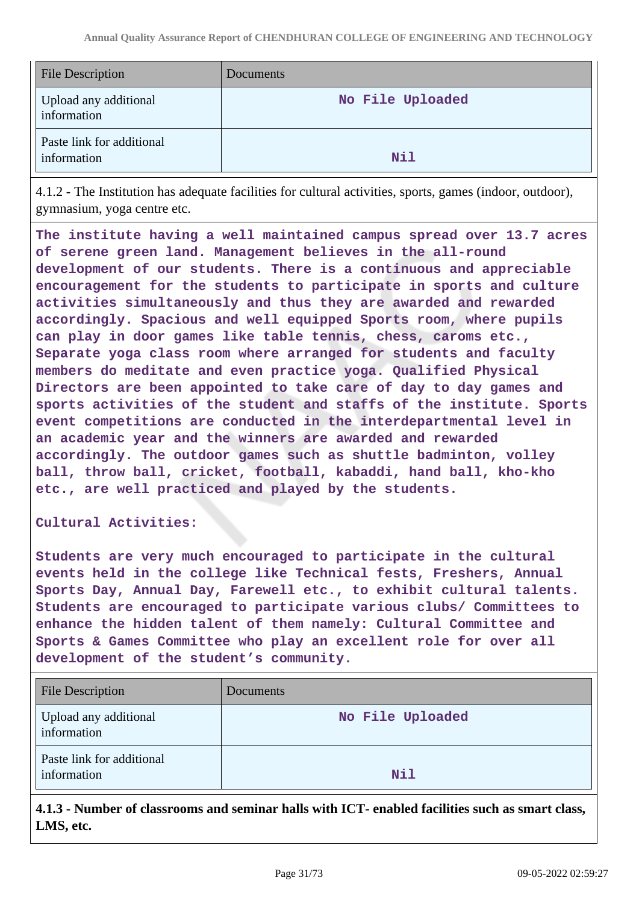| File Description | Documents |
|---|---|
| Upload any additional information | No File Uploaded |
| Paste link for additional information | Nil |

4.1.2 - The Institution has adequate facilities for cultural activities, sports, games (indoor, outdoor), gymnasium, yoga centre etc.

The institute having a well maintained campus spread over 13.7 acres of serene green land. Management believes in the all-round development of our students. There is a continuous and appreciable encouragement for the students to participate in sports and culture activities simultaneously and thus they are awarded and rewarded accordingly. Spacious and well equipped Sports room, where pupils can play in door games like table tennis, chess, caroms etc., Separate yoga class room where arranged for students and faculty members do meditate and even practice yoga. Qualified Physical Directors are been appointed to take care of day to day games and sports activities of the student and staffs of the institute. Sports event competitions are conducted in the interdepartmental level in an academic year and the winners are awarded and rewarded accordingly. The outdoor games such as shuttle badminton, volley ball, throw ball, cricket, football, kabaddi, hand ball, kho-kho etc., are well practiced and played by the students.

Cultural Activities:

Students are very much encouraged to participate in the cultural events held in the college like Technical fests, Freshers, Annual Sports Day, Annual Day, Farewell etc., to exhibit cultural talents. Students are encouraged to participate various clubs/ Committees to enhance the hidden talent of them namely: Cultural Committee and Sports & Games Committee who play an excellent role for over all development of the student's community.

| File Description | Documents |
|---|---|
| Upload any additional information | No File Uploaded |
| Paste link for additional information | Nil |

**4.1.3 - Number of classrooms and seminar halls with ICT- enabled facilities such as smart class, LMS, etc.**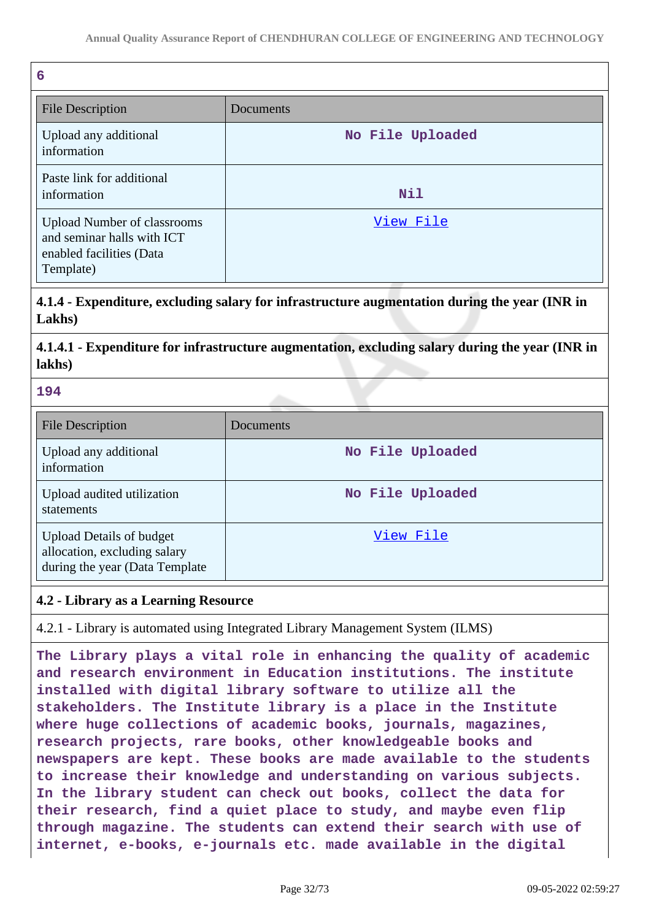**6**

| File Description | Documents |
| --- | --- |
| Upload any additional information | **No File Uploaded** |
| Paste link for additional information | **Nil** |
| Upload Number of classrooms and seminar halls with ICT enabled facilities (Data Template) | View File |

**4.1.4 - Expenditure, excluding salary for infrastructure augmentation during the year (INR in Lakhs)**

**4.1.4.1 - Expenditure for infrastructure augmentation, excluding salary during the year (INR in lakhs)**

**194**

| File Description | Documents |
| --- | --- |
| Upload any additional information | **No File Uploaded** |
| Upload audited utilization statements | **No File Uploaded** |
| Upload Details of budget allocation, excluding salary during the year (Data Template | View File |

**4.2 - Library as a Learning Resource**

4.2.1 - Library is automated using Integrated Library Management System (ILMS)

**The Library plays a vital role in enhancing the quality of academic and research environment in Education institutions. The institute installed with digital library software to utilize all the stakeholders. The Institute library is a place in the Institute where huge collections of academic books, journals, magazines, research projects, rare books, other knowledgeable books and newspapers are kept. These books are made available to the students to increase their knowledge and understanding on various subjects. In the library student can check out books, collect the data for their research, find a quiet place to study, and maybe even flip through magazine. The students can extend their search with use of internet, e-books, e-journals etc. made available in the digital**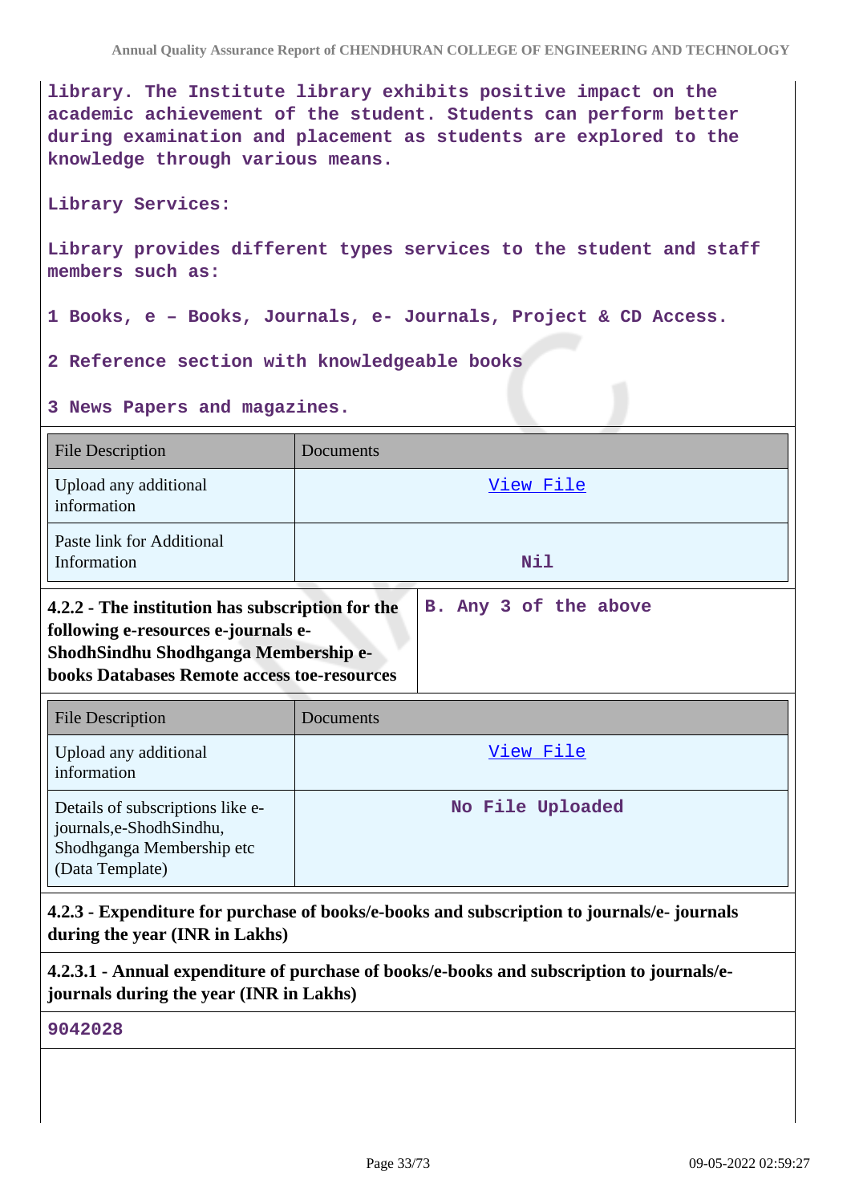library. The Institute library exhibits positive impact on the academic achievement of the student. Students can perform better during examination and placement as students are explored to the knowledge through various means.

Library Services:

Library provides different types services to the student and staff members such as:

1 Books, e – Books, Journals, e- Journals, Project & CD Access.

2 Reference section with knowledgeable books

3 News Papers and magazines.

| File Description | Documents |
|---|---|
| Upload any additional information | View File |
| Paste link for Additional Information | Nil |

| **4.2.2 - The institution has subscription for the following e-resources e-journals e-ShodhSindhu Shodhganga Membership e-books Databases Remote access toe-resources** | B. Any 3 of the above |
|---|---|

| File Description | Documents |
|---|---|
| Upload any additional information | View File |
| Details of subscriptions like e-journals,e-ShodhSindhu, Shodhganga Membership etc (Data Template) | No File Uploaded |

**4.2.3 - Expenditure for purchase of books/e-books and subscription to journals/e- journals during the year (INR in Lakhs)**

**4.2.3.1 - Annual expenditure of purchase of books/e-books and subscription to journals/e-journals during the year (INR in Lakhs)**

9042028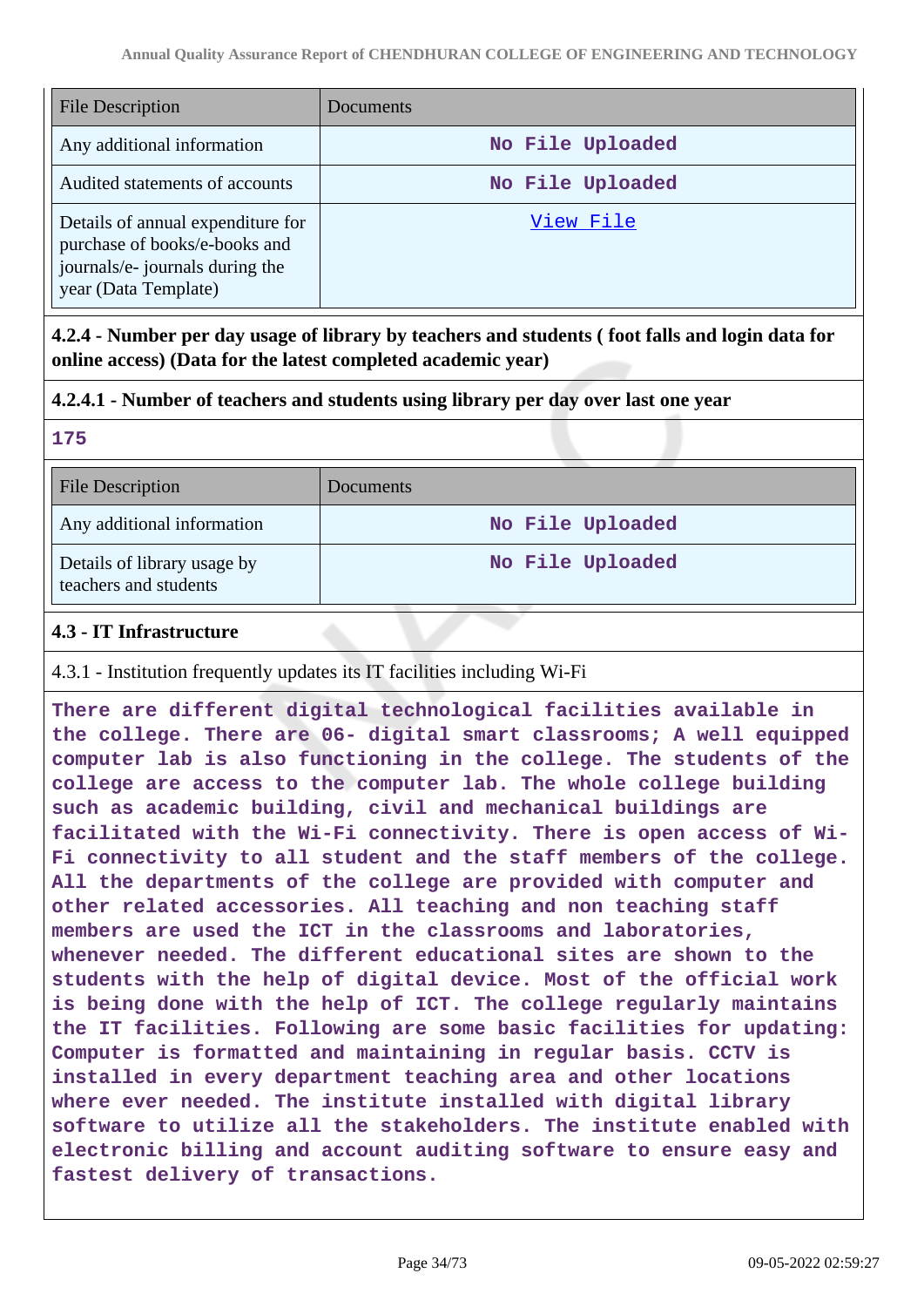| File Description | Documents |
| --- | --- |
| Any additional information | No File Uploaded |
| Audited statements of accounts | No File Uploaded |
| Details of annual expenditure for purchase of books/e-books and journals/e- journals during the year (Data Template) | View File |

**4.2.4 - Number per day usage of library by teachers and students ( foot falls and login data for online access) (Data for the latest completed academic year)**

**4.2.4.1 - Number of teachers and students using library per day over last one year**

**175**

| File Description | Documents |
| --- | --- |
| Any additional information | No File Uploaded |
| Details of library usage by teachers and students | No File Uploaded |

**4.3 - IT Infrastructure**

4.3.1 - Institution frequently updates its IT facilities including Wi-Fi

**There are different digital technological facilities available in the college. There are 06- digital smart classrooms; A well equipped computer lab is also functioning in the college. The students of the college are access to the computer lab. The whole college building such as academic building, civil and mechanical buildings are facilitated with the Wi-Fi connectivity. There is open access of Wi-Fi connectivity to all student and the staff members of the college. All the departments of the college are provided with computer and other related accessories. All teaching and non teaching staff members are used the ICT in the classrooms and laboratories, whenever needed. The different educational sites are shown to the students with the help of digital device. Most of the official work is being done with the help of ICT. The college regularly maintains the IT facilities. Following are some basic facilities for updating: Computer is formatted and maintaining in regular basis. CCTV is installed in every department teaching area and other locations where ever needed. The institute installed with digital library software to utilize all the stakeholders. The institute enabled with electronic billing and account auditing software to ensure easy and fastest delivery of transactions.**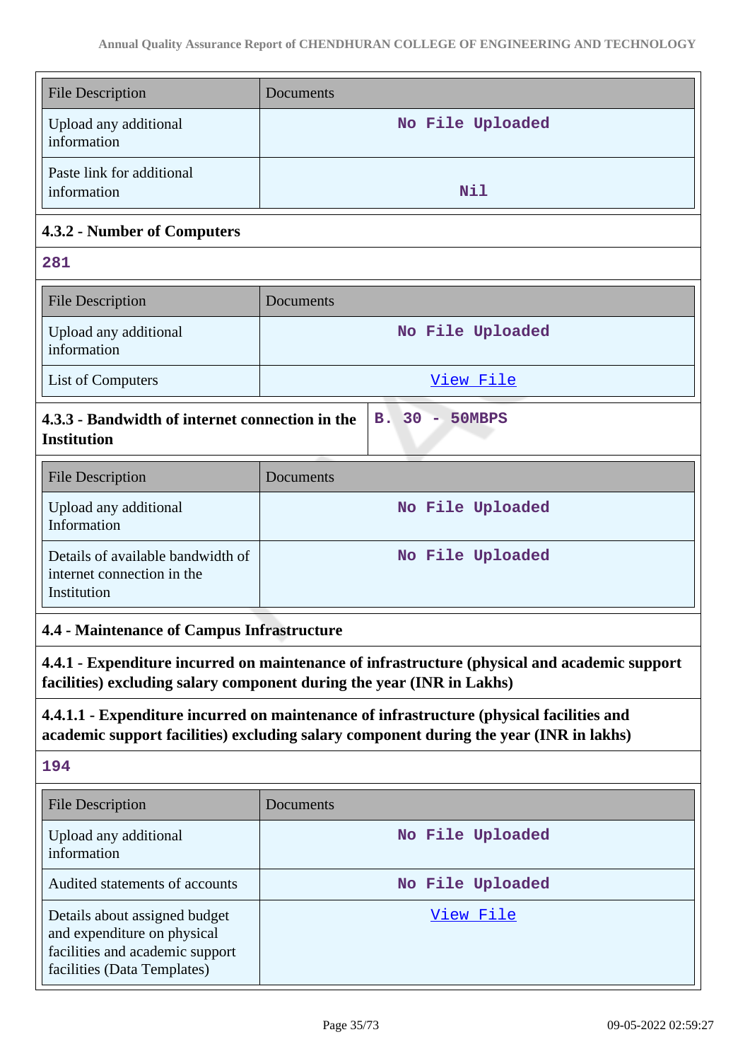| File Description | Documents |
|---|---|
| Upload any additional information | No File Uploaded |
| Paste link for additional information | Nil |

#### 4.3.2 - Number of Computers

281

| File Description | Documents |
|---|---|
| Upload any additional information | No File Uploaded |
| List of Computers | View File |

| 4.3.3 - Bandwidth of internet connection in the Institution | B. 30 - 50MBPS |
|---|---|

| File Description | Documents |
|---|---|
| Upload any additional Information | No File Uploaded |
| Details of available bandwidth of internet connection in the Institution | No File Uploaded |

### 4.4 - Maintenance of Campus Infrastructure

#### 4.4.1 - Expenditure incurred on maintenance of infrastructure (physical and academic support facilities) excluding salary component during the year (INR in Lakhs)

#### 4.4.1.1 - Expenditure incurred on maintenance of infrastructure (physical facilities and academic support facilities) excluding salary component during the year (INR in lakhs)

194

| File Description | Documents |
|---|---|
| Upload any additional information | No File Uploaded |
| Audited statements of accounts | No File Uploaded |
| Details about assigned budget and expenditure on physical facilities and academic support facilities (Data Templates) | View File |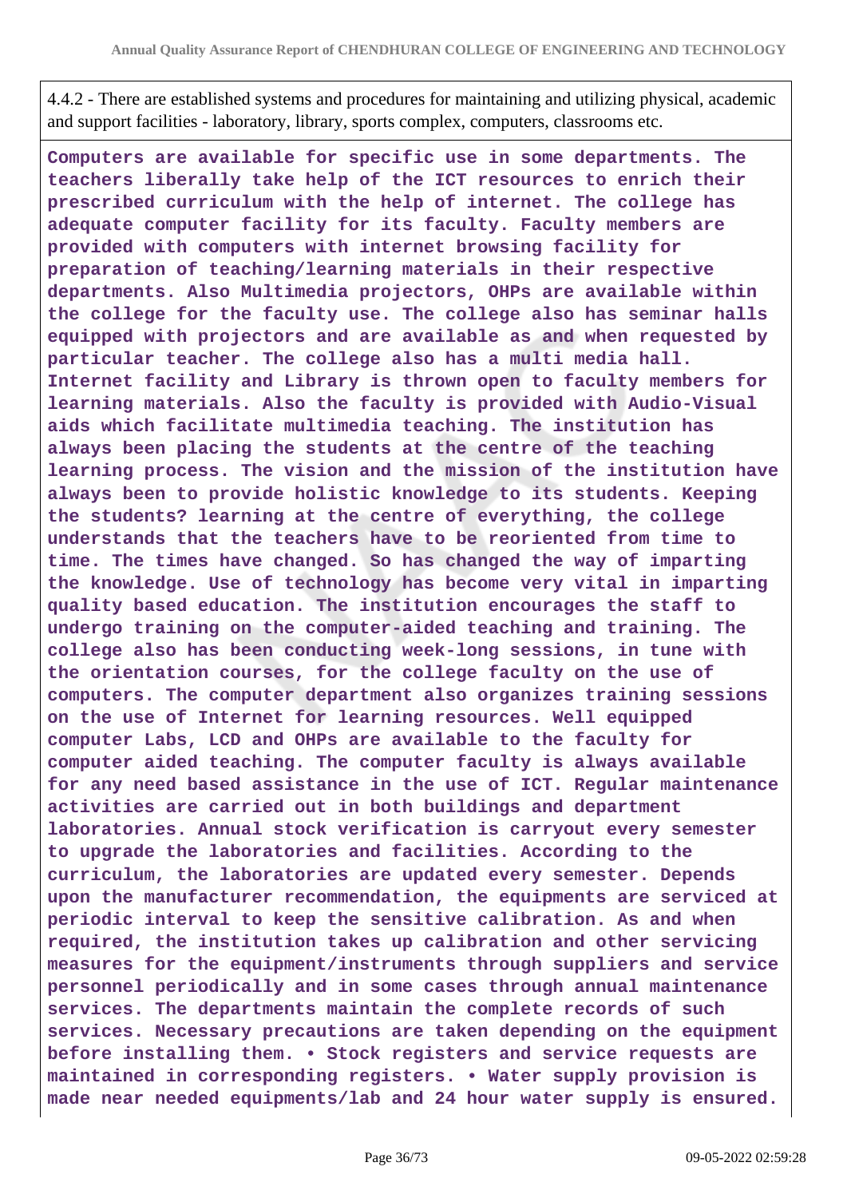4.4.2 - There are established systems and procedures for maintaining and utilizing physical, academic and support facilities - laboratory, library, sports complex, computers, classrooms etc.

**Computers are available for specific use in some departments. The teachers liberally take help of the ICT resources to enrich their prescribed curriculum with the help of internet. The college has adequate computer facility for its faculty. Faculty members are provided with computers with internet browsing facility for preparation of teaching/learning materials in their respective departments. Also Multimedia projectors, OHPs are available within the college for the faculty use. The college also has seminar halls equipped with projectors and are available as and when requested by particular teacher. The college also has a multi media hall. Internet facility and Library is thrown open to faculty members for learning materials. Also the faculty is provided with Audio-Visual aids which facilitate multimedia teaching. The institution has always been placing the students at the centre of the teaching learning process. The vision and the mission of the institution have always been to provide holistic knowledge to its students. Keeping the students? learning at the centre of everything, the college understands that the teachers have to be reoriented from time to time. The times have changed. So has changed the way of imparting the knowledge. Use of technology has become very vital in imparting quality based education. The institution encourages the staff to undergo training on the computer-aided teaching and training. The college also has been conducting week-long sessions, in tune with the orientation courses, for the college faculty on the use of computers. The computer department also organizes training sessions on the use of Internet for learning resources. Well equipped computer Labs, LCD and OHPs are available to the faculty for computer aided teaching. The computer faculty is always available for any need based assistance in the use of ICT. Regular maintenance activities are carried out in both buildings and department laboratories. Annual stock verification is carryout every semester to upgrade the laboratories and facilities. According to the curriculum, the laboratories are updated every semester. Depends upon the manufacturer recommendation, the equipments are serviced at periodic interval to keep the sensitive calibration. As and when required, the institution takes up calibration and other servicing measures for the equipment/instruments through suppliers and service personnel periodically and in some cases through annual maintenance services. The departments maintain the complete records of such services. Necessary precautions are taken depending on the equipment before installing them. • Stock registers and service requests are maintained in corresponding registers. • Water supply provision is made near needed equipments/lab and 24 hour water supply is ensured.**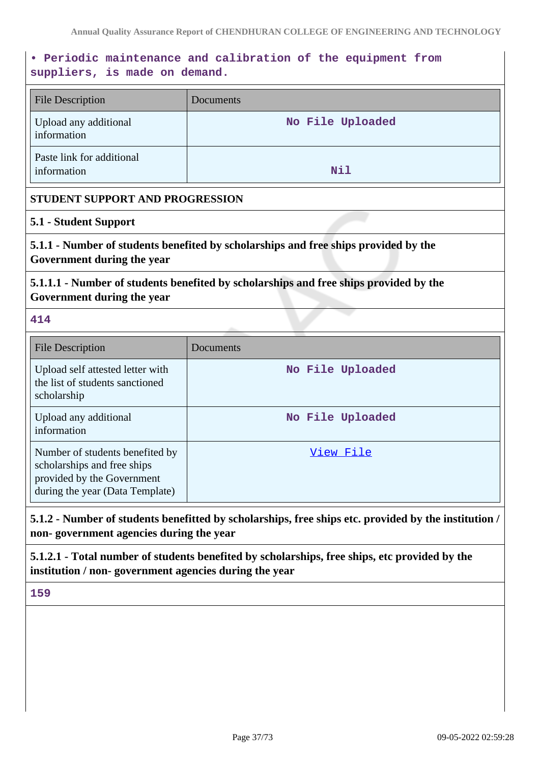• Periodic maintenance and calibration of the equipment from suppliers, is made on demand.

| File Description | Documents |
|---|---|
| Upload any additional information | No File Uploaded |
| Paste link for additional information | Nil |

**STUDENT SUPPORT AND PROGRESSION**

**5.1 - Student Support**

**5.1.1 - Number of students benefited by scholarships and free ships provided by the Government during the year**

**5.1.1.1 - Number of students benefited by scholarships and free ships provided by the Government during the year**

414

| File Description | Documents |
|---|---|
| Upload self attested letter with the list of students sanctioned scholarship | No File Uploaded |
| Upload any additional information | No File Uploaded |
| Number of students benefited by scholarships and free ships provided by the Government during the year (Data Template) | View File |

**5.1.2 - Number of students benefitted by scholarships, free ships etc. provided by the institution / non- government agencies during the year**

**5.1.2.1 - Total number of students benefited by scholarships, free ships, etc provided by the institution / non- government agencies during the year**

159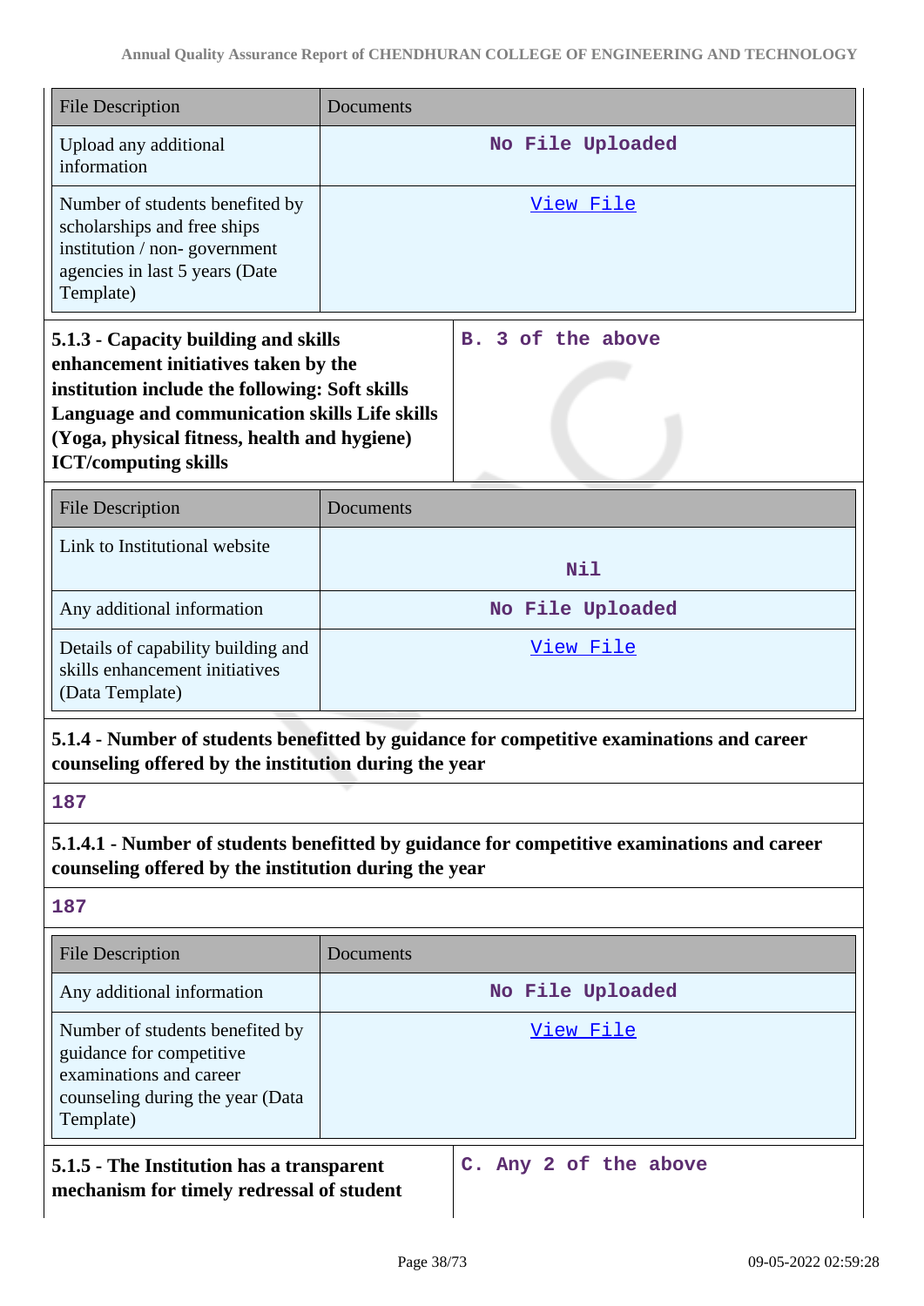| File Description | Documents |
|---|---|
| Upload any additional information | No File Uploaded |
| Number of students benefited by scholarships and free ships institution / non- government agencies in last 5 years (Date Template) | View File |

| **5.1.3 - Capacity building and skills enhancement initiatives taken by the institution include the following: Soft skills Language and communication skills Life skills (Yoga, physical fitness, health and hygiene) ICT/computing skills** | B. 3 of the above |
|---|---|

| File Description | Documents |
|---|---|
| Link to Institutional website | Nil |
| Any additional information | No File Uploaded |
| Details of capability building and skills enhancement initiatives (Data Template) | View File |

**5.1.4 - Number of students benefitted by guidance for competitive examinations and career counseling offered by the institution during the year**

187

**5.1.4.1 - Number of students benefitted by guidance for competitive examinations and career counseling offered by the institution during the year**

187

| File Description | Documents |
|---|---|
| Any additional information | No File Uploaded |
| Number of students benefited by guidance for competitive examinations and career counseling during the year (Data Template) | View File |

| **5.1.5 - The Institution has a transparent mechanism for timely redressal of student** | C. Any 2 of the above |
|---|---|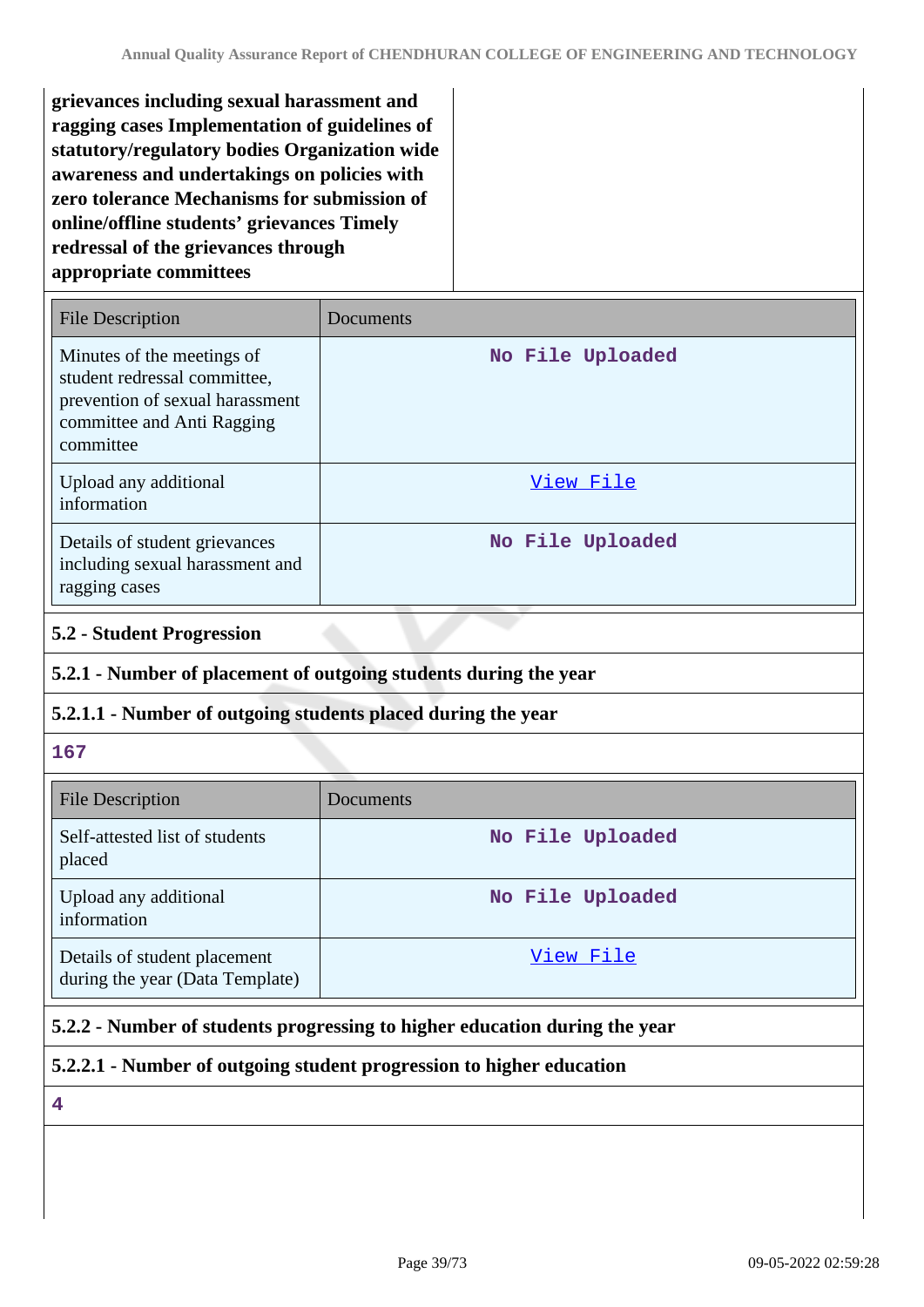**grievances including sexual harassment and ragging cases Implementation of guidelines of statutory/regulatory bodies Organization wide awareness and undertakings on policies with zero tolerance Mechanisms for submission of online/offline students' grievances Timely redressal of the grievances through appropriate committees**

| File Description | Documents |
| --- | --- |
| Minutes of the meetings of student redressal committee, prevention of sexual harassment committee and Anti Ragging committee | No File Uploaded |
| Upload any additional information | View File |
| Details of student grievances including sexual harassment and ragging cases | No File Uploaded |

## 5.2 - Student Progression

### 5.2.1 - Number of placement of outgoing students during the year

### 5.2.1.1 - Number of outgoing students placed during the year

167

| File Description | Documents |
| --- | --- |
| Self-attested list of students placed | No File Uploaded |
| Upload any additional information | No File Uploaded |
| Details of student placement during the year (Data Template) | View File |

### 5.2.2 - Number of students progressing to higher education during the year

### 5.2.2.1 - Number of outgoing student progression to higher education

4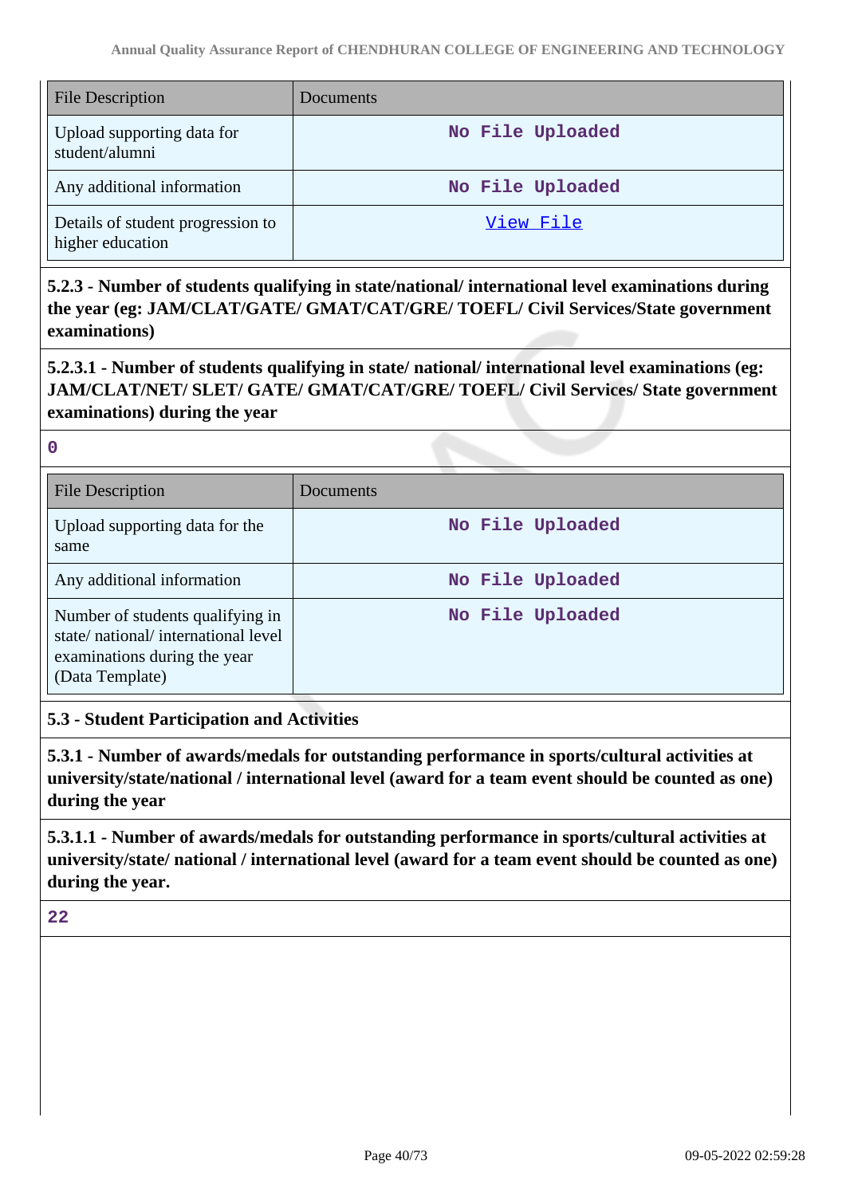| File Description | Documents |
|---|---|
| Upload supporting data for student/alumni | No File Uploaded |
| Any additional information | No File Uploaded |
| Details of student progression to higher education | View File |

**5.2.3 - Number of students qualifying in state/national/ international level examinations during the year (eg: JAM/CLAT/GATE/ GMAT/CAT/GRE/ TOEFL/ Civil Services/State government examinations)**

**5.2.3.1 - Number of students qualifying in state/ national/ international level examinations (eg: JAM/CLAT/NET/ SLET/ GATE/ GMAT/CAT/GRE/ TOEFL/ Civil Services/ State government examinations) during the year**

0

| File Description | Documents |
|---|---|
| Upload supporting data for the same | No File Uploaded |
| Any additional information | No File Uploaded |
| Number of students qualifying in state/ national/ international level examinations during the year (Data Template) | No File Uploaded |

**5.3 - Student Participation and Activities**

**5.3.1 - Number of awards/medals for outstanding performance in sports/cultural activities at university/state/national / international level (award for a team event should be counted as one) during the year**

**5.3.1.1 - Number of awards/medals for outstanding performance in sports/cultural activities at university/state/ national / international level (award for a team event should be counted as one) during the year.**

22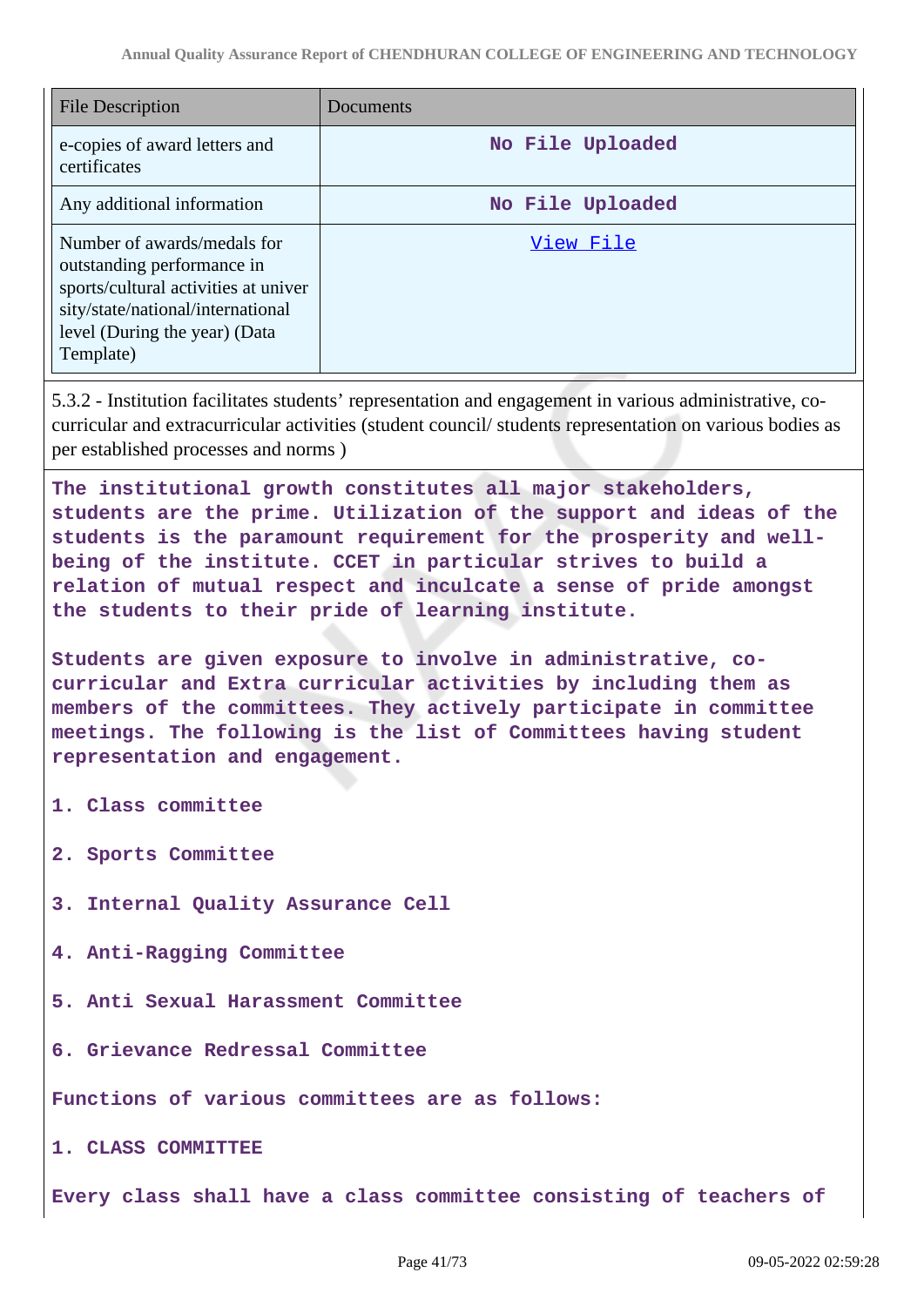| File Description | Documents |
|---|---|
| e-copies of award letters and certificates | No File Uploaded |
| Any additional information | No File Uploaded |
| Number of awards/medals for outstanding performance in sports/cultural activities at university/state/national/international level (During the year) (Data Template) | View File |

5.3.2 - Institution facilitates students' representation and engagement in various administrative, co-curricular and extracurricular activities (student council/ students representation on various bodies as per established processes and norms )

**The institutional growth constitutes all major stakeholders, students are the prime. Utilization of the support and ideas of the students is the paramount requirement for the prosperity and well-being of the institute. CCET in particular strives to build a relation of mutual respect and inculcate a sense of pride amongst the students to their pride of learning institute.**

**Students are given exposure to involve in administrative, co-curricular and Extra curricular activities by including them as members of the committees. They actively participate in committee meetings. The following is the list of Committees having student representation and engagement.**

1. **Class committee**
2. **Sports Committee**
3. **Internal Quality Assurance Cell**
4. **Anti-Ragging Committee**
5. **Anti Sexual Harassment Committee**
6. **Grievance Redressal Committee**

**Functions of various committees are as follows:**

**1. CLASS COMMITTEE**

**Every class shall have a class committee consisting of teachers of**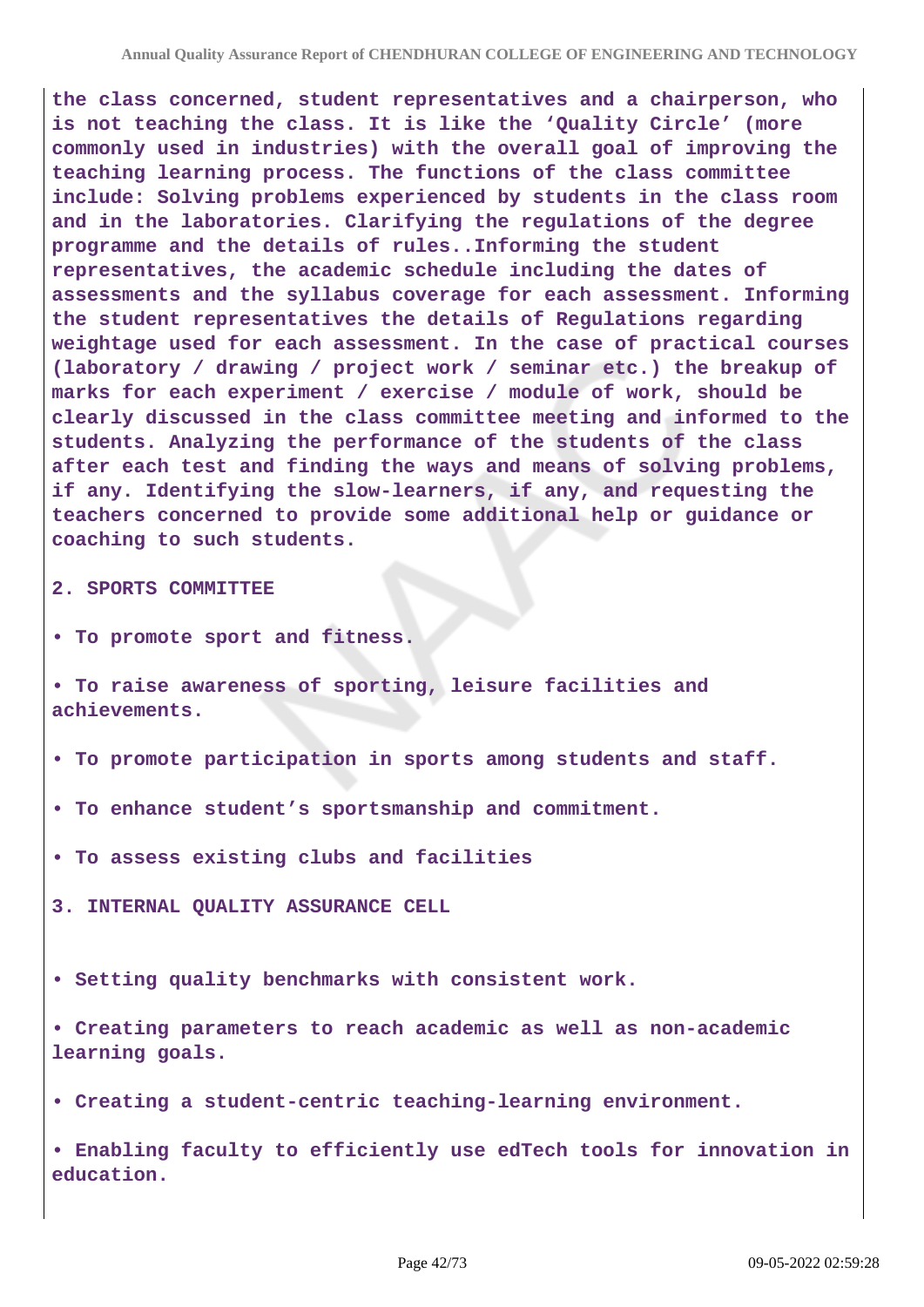**the class concerned, student representatives and a chairperson, who is not teaching the class. It is like the 'Quality Circle' (more commonly used in industries) with the overall goal of improving the teaching learning process. The functions of the class committee include: Solving problems experienced by students in the class room and in the laboratories. Clarifying the regulations of the degree programme and the details of rules..Informing the student representatives, the academic schedule including the dates of assessments and the syllabus coverage for each assessment. Informing the student representatives the details of Regulations regarding weightage used for each assessment. In the case of practical courses (laboratory / drawing / project work / seminar etc.) the breakup of marks for each experiment / exercise / module of work, should be clearly discussed in the class committee meeting and informed to the students. Analyzing the performance of the students of the class after each test and finding the ways and means of solving problems, if any. Identifying the slow-learners, if any, and requesting the teachers concerned to provide some additional help or guidance or coaching to such students.**

**2. SPORTS COMMITTEE**

- **To promote sport and fitness.**
- **To raise awareness of sporting, leisure facilities and achievements.**
- **To promote participation in sports among students and staff.**
- **To enhance student's sportsmanship and commitment.**
- **To assess existing clubs and facilities**

**3. INTERNAL QUALITY ASSURANCE CELL**

- **Setting quality benchmarks with consistent work.**
- **Creating parameters to reach academic as well as non-academic learning goals.**
- **Creating a student-centric teaching-learning environment.**
- **Enabling faculty to efficiently use edTech tools for innovation in education.**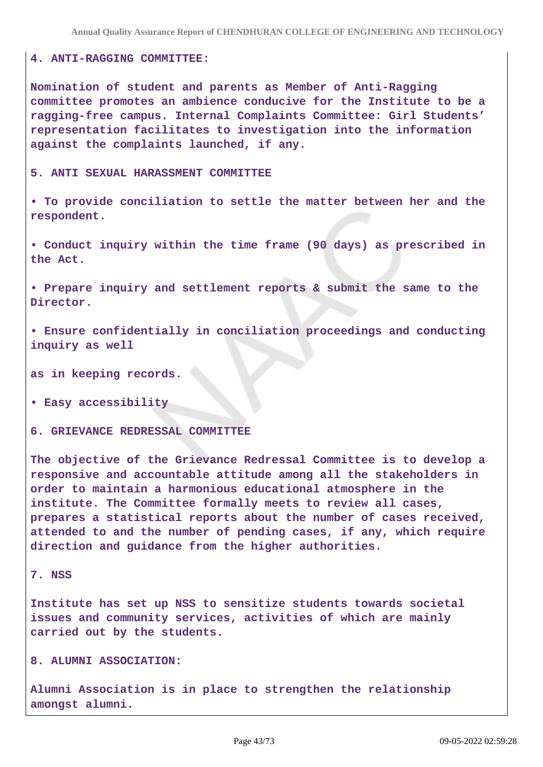**4. ANTI-RAGGING COMMITTEE:**

**Nomination of student and parents as Member of Anti-Ragging committee promotes an ambience conducive for the Institute to be a ragging-free campus. Internal Complaints Committee: Girl Students' representation facilitates to investigation into the information against the complaints launched, if any.**

**5. ANTI SEXUAL HARASSMENT COMMITTEE**

**• To provide conciliation to settle the matter between her and the respondent.**

**• Conduct inquiry within the time frame (90 days) as prescribed in the Act.**

**• Prepare inquiry and settlement reports & submit the same to the Director.**

**• Ensure confidentially in conciliation proceedings and conducting inquiry as well**

**as in keeping records.**

**• Easy accessibility**

**6. GRIEVANCE REDRESSAL COMMITTEE**

**The objective of the Grievance Redressal Committee is to develop a responsive and accountable attitude among all the stakeholders in order to maintain a harmonious educational atmosphere in the institute. The Committee formally meets to review all cases, prepares a statistical reports about the number of cases received, attended to and the number of pending cases, if any, which require direction and guidance from the higher authorities.**

**7. NSS**

**Institute has set up NSS to sensitize students towards societal issues and community services, activities of which are mainly carried out by the students.**

**8. ALUMNI ASSOCIATION:**

**Alumni Association is in place to strengthen the relationship amongst alumni.**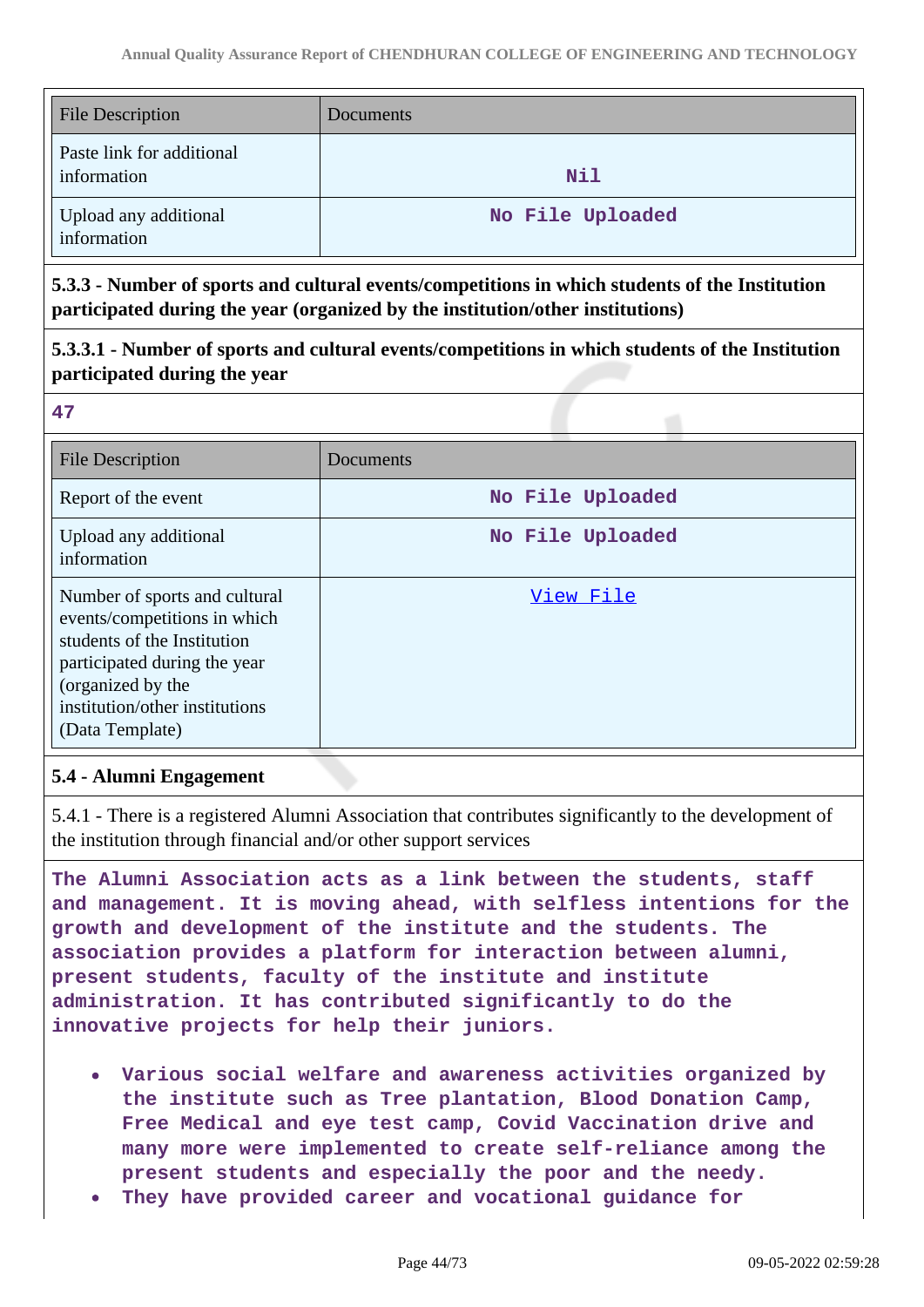| File Description | Documents |
|---|---|
| Paste link for additional information | Nil |
| Upload any additional information | No File Uploaded |

**5.3.3 - Number of sports and cultural events/competitions in which students of the Institution participated during the year (organized by the institution/other institutions)**

**5.3.3.1 - Number of sports and cultural events/competitions in which students of the Institution participated during the year**

**47**

| File Description | Documents |
|---|---|
| Report of the event | No File Uploaded |
| Upload any additional information | No File Uploaded |
| Number of sports and cultural events/competitions in which students of the Institution participated during the year (organized by the institution/other institutions (Data Template) | View File |

**5.4 - Alumni Engagement**

5.4.1 - There is a registered Alumni Association that contributes significantly to the development of the institution through financial and/or other support services

**The Alumni Association acts as a link between the students, staff and management. It is moving ahead, with selfless intentions for the growth and development of the institute and the students. The association provides a platform for interaction between alumni, present students, faculty of the institute and institute administration. It has contributed significantly to do the innovative projects for help their juniors.**

- **Various social welfare and awareness activities organized by the institute such as Tree plantation, Blood Donation Camp, Free Medical and eye test camp, Covid Vaccination drive and many more were implemented to create self-reliance among the present students and especially the poor and the needy.**
- **They have provided career and vocational guidance for**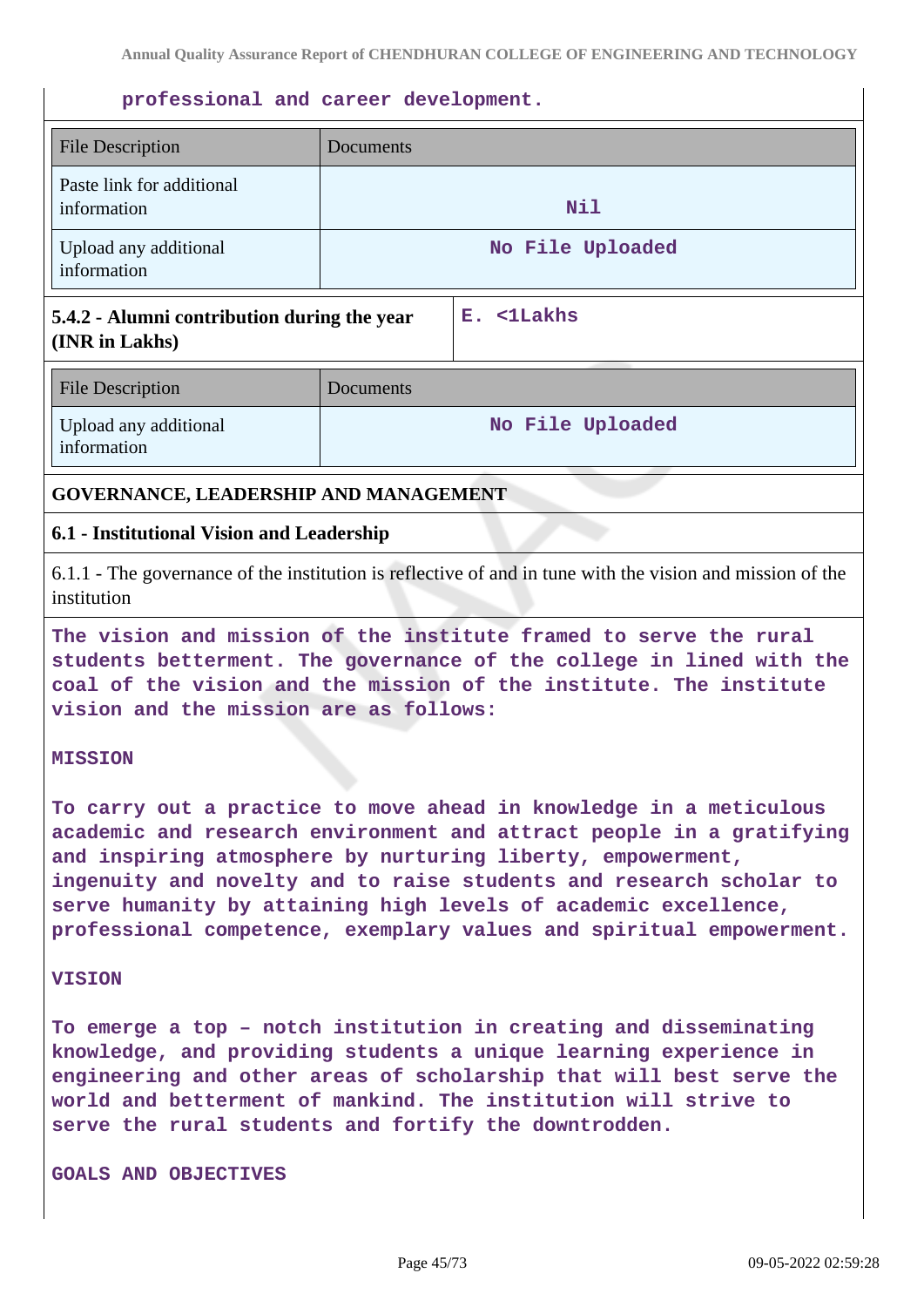professional and career development.

| File Description | Documents |
|---|---|
| Paste link for additional information | Nil |
| Upload any additional information | No File Uploaded |

| **5.4.2 - Alumni contribution during the year (INR in Lakhs)** | E. <1Lakhs |
|---|---|

| File Description | Documents |
|---|---|
| Upload any additional information | No File Uploaded |

## GOVERNANCE, LEADERSHIP AND MANAGEMENT

### 6.1 - Institutional Vision and Leadership

6.1.1 - The governance of the institution is reflective of and in tune with the vision and mission of the institution

The vision and mission of the institute framed to serve the rural students betterment. The governance of the college in lined with the coal of the vision and the mission of the institute. The institute vision and the mission are as follows:

MISSION

To carry out a practice to move ahead in knowledge in a meticulous academic and research environment and attract people in a gratifying and inspiring atmosphere by nurturing liberty, empowerment, ingenuity and novelty and to raise students and research scholar to serve humanity by attaining high levels of academic excellence, professional competence, exemplary values and spiritual empowerment.

VISION

To emerge a top – notch institution in creating and disseminating knowledge, and providing students a unique learning experience in engineering and other areas of scholarship that will best serve the world and betterment of mankind. The institution will strive to serve the rural students and fortify the downtrodden.

GOALS AND OBJECTIVES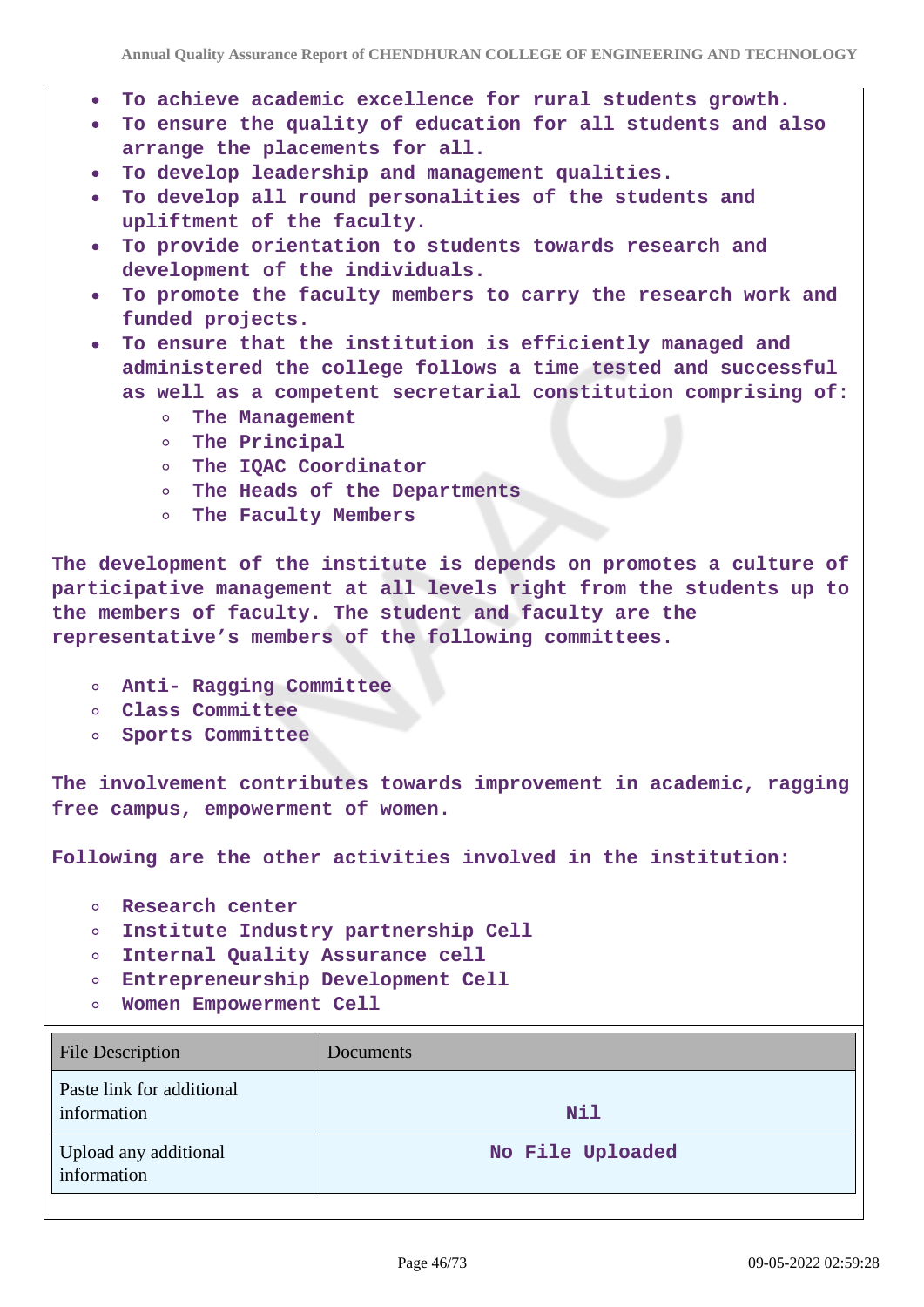- To achieve academic excellence for rural students growth.
- To ensure the quality of education for all students and also arrange the placements for all.
- To develop leadership and management qualities.
- To develop all round personalities of the students and upliftment of the faculty.
- To provide orientation to students towards research and development of the individuals.
- To promote the faculty members to carry the research work and funded projects.
- To ensure that the institution is efficiently managed and administered the college follows a time tested and successful as well as a competent secretarial constitution comprising of:
    - The Management
    - The Principal
    - The IQAC Coordinator
    - The Heads of the Departments
    - The Faculty Members

The development of the institute is depends on promotes a culture of participative management at all levels right from the students up to the members of faculty. The student and faculty are the representative's members of the following committees.

- Anti- Ragging Committee
- Class Committee
- Sports Committee

The involvement contributes towards improvement in academic, ragging free campus, empowerment of women.

Following are the other activities involved in the institution:

- Research center
- Institute Industry partnership Cell
- Internal Quality Assurance cell
- Entrepreneurship Development Cell
- Women Empowerment Cell

| File Description | Documents |
|---|---|
| Paste link for additional information | Nil |
| Upload any additional information | No File Uploaded |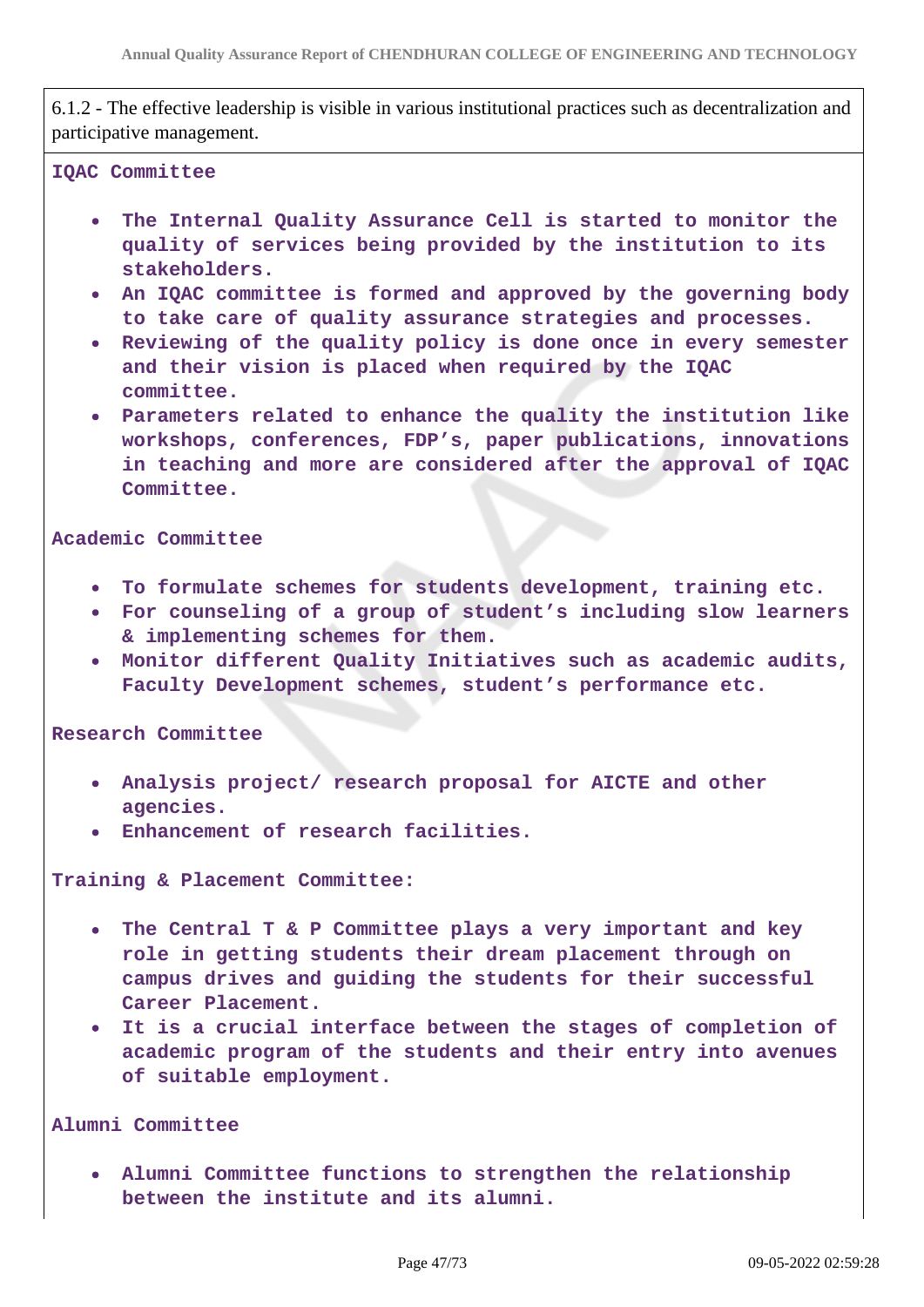6.1.2 - The effective leadership is visible in various institutional practices such as decentralization and participative management.

**IQAC Committee**

- **The Internal Quality Assurance Cell is started to monitor the quality of services being provided by the institution to its stakeholders.**
- **An IQAC committee is formed and approved by the governing body to take care of quality assurance strategies and processes.**
- **Reviewing of the quality policy is done once in every semester and their vision is placed when required by the IQAC committee.**
- **Parameters related to enhance the quality the institution like workshops, conferences, FDP's, paper publications, innovations in teaching and more are considered after the approval of IQAC Committee.**

**Academic Committee**

- **To formulate schemes for students development, training etc.**
- **For counseling of a group of student's including slow learners & implementing schemes for them.**
- **Monitor different Quality Initiatives such as academic audits, Faculty Development schemes, student's performance etc.**

**Research Committee**

- **Analysis project/ research proposal for AICTE and other agencies.**
- **Enhancement of research facilities.**

**Training & Placement Committee:**

- **The Central T & P Committee plays a very important and key role in getting students their dream placement through on campus drives and guiding the students for their successful Career Placement.**
- **It is a crucial interface between the stages of completion of academic program of the students and their entry into avenues of suitable employment.**

**Alumni Committee**

- **Alumni Committee functions to strengthen the relationship between the institute and its alumni.**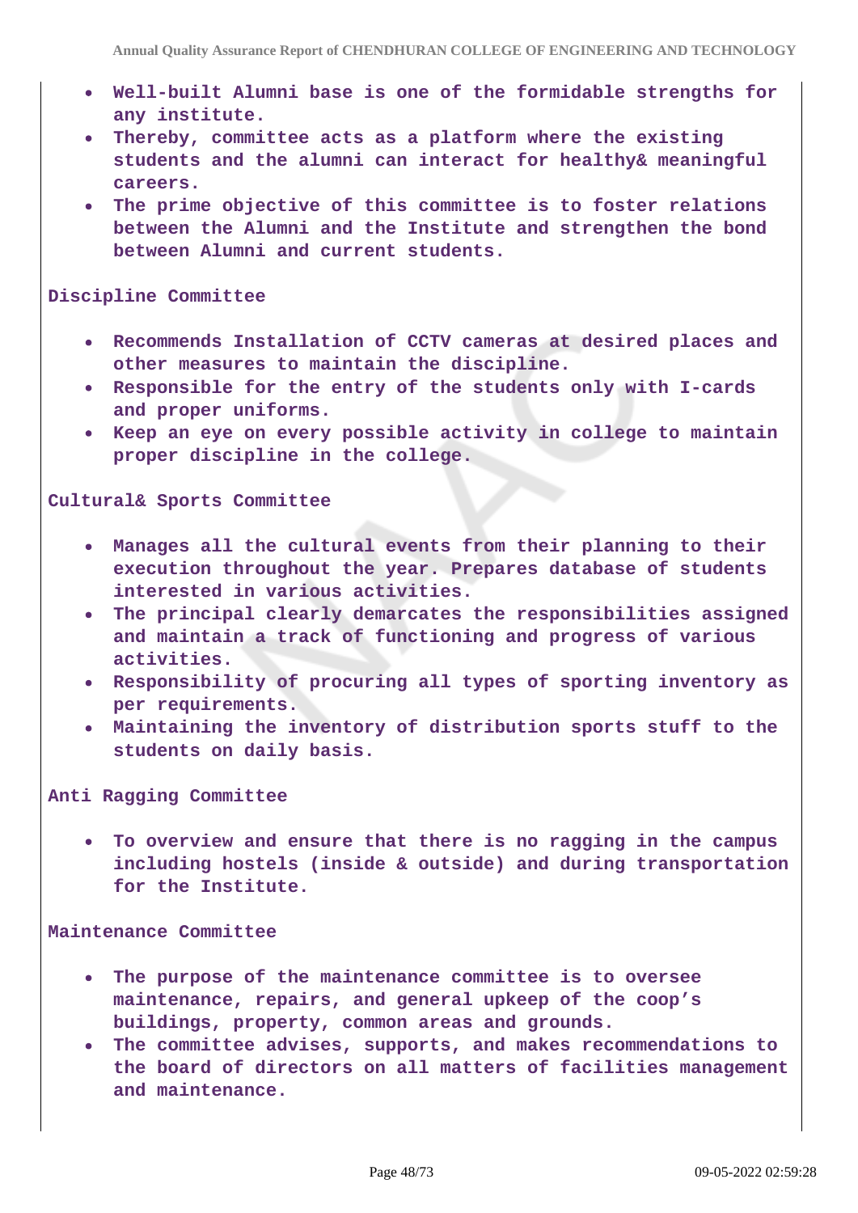- **Well-built Alumni base is one of the formidable strengths for any institute.**
- **Thereby, committee acts as a platform where the existing students and the alumni can interact for healthy& meaningful careers.**
- **The prime objective of this committee is to foster relations between the Alumni and the Institute and strengthen the bond between Alumni and current students.**

**Discipline Committee**

- **Recommends Installation of CCTV cameras at desired places and other measures to maintain the discipline.**
- **Responsible for the entry of the students only with I-cards and proper uniforms.**
- **Keep an eye on every possible activity in college to maintain proper discipline in the college.**

**Cultural& Sports Committee**

- **Manages all the cultural events from their planning to their execution throughout the year. Prepares database of students interested in various activities.**
- **The principal clearly demarcates the responsibilities assigned and maintain a track of functioning and progress of various activities.**
- **Responsibility of procuring all types of sporting inventory as per requirements.**
- **Maintaining the inventory of distribution sports stuff to the students on daily basis.**

**Anti Ragging Committee**

- **To overview and ensure that there is no ragging in the campus including hostels (inside & outside) and during transportation for the Institute.**

**Maintenance Committee**

- **The purpose of the maintenance committee is to oversee maintenance, repairs, and general upkeep of the coop's buildings, property, common areas and grounds.**
- **The committee advises, supports, and makes recommendations to the board of directors on all matters of facilities management and maintenance.**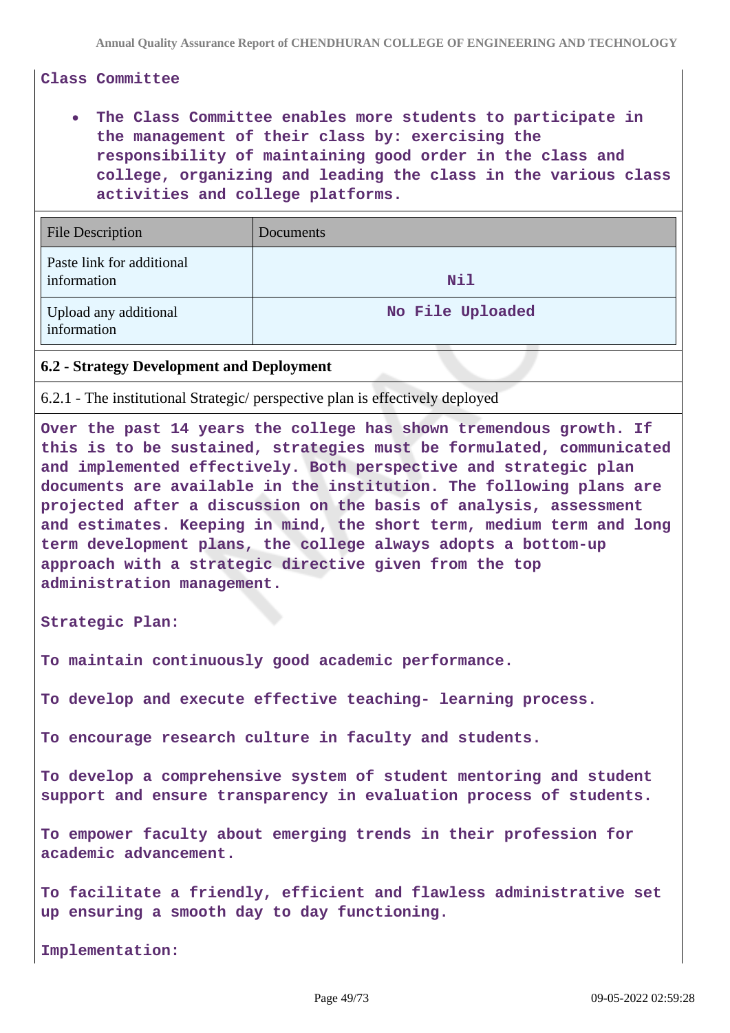**Class Committee**

- **The Class Committee enables more students to participate in the management of their class by: exercising the responsibility of maintaining good order in the class and college, organizing and leading the class in the various class activities and college platforms.**

| File Description | Documents |
|---|---|
| Paste link for additional information | Nil |
| Upload any additional information | No File Uploaded |

**6.2 - Strategy Development and Deployment**

6.2.1 - The institutional Strategic/ perspective plan is effectively deployed

**Over the past 14 years the college has shown tremendous growth. If this is to be sustained, strategies must be formulated, communicated and implemented effectively. Both perspective and strategic plan documents are available in the institution. The following plans are projected after a discussion on the basis of analysis, assessment and estimates. Keeping in mind, the short term, medium term and long term development plans, the college always adopts a bottom-up approach with a strategic directive given from the top administration management.**

**Strategic Plan:**

**To maintain continuously good academic performance.**

**To develop and execute effective teaching- learning process.**

**To encourage research culture in faculty and students.**

**To develop a comprehensive system of student mentoring and student support and ensure transparency in evaluation process of students.**

**To empower faculty about emerging trends in their profession for academic advancement.**

**To facilitate a friendly, efficient and flawless administrative set up ensuring a smooth day to day functioning.**

**Implementation:**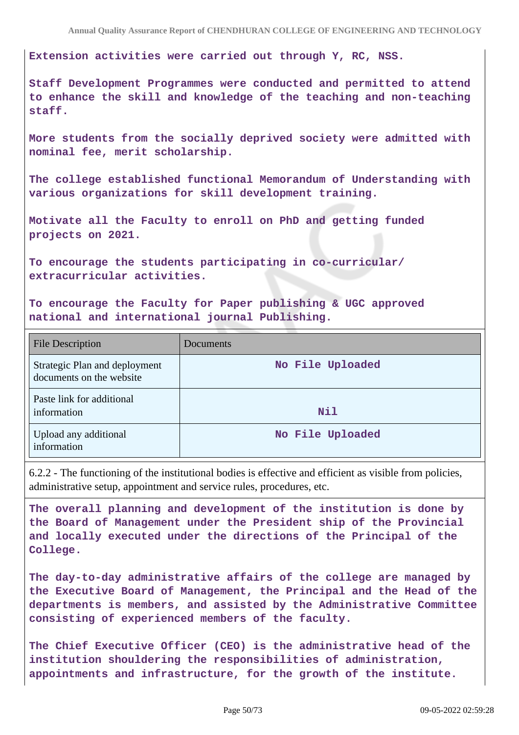**Extension activities were carried out through Y, RC, NSS.**

**Staff Development Programmes were conducted and permitted to attend to enhance the skill and knowledge of the teaching and non-teaching staff.**

**More students from the socially deprived society were admitted with nominal fee, merit scholarship.**

**The college established functional Memorandum of Understanding with various organizations for skill development training.**

**Motivate all the Faculty to enroll on PhD and getting funded projects on 2021.**

**To encourage the students participating in co-curricular/ extracurricular activities.**

**To encourage the Faculty for Paper publishing & UGC approved national and international journal Publishing.**

| File Description | Documents |
|---|---|
| Strategic Plan and deployment documents on the website | No File Uploaded |
| Paste link for additional information | Nil |
| Upload any additional information | No File Uploaded |

6.2.2 - The functioning of the institutional bodies is effective and efficient as visible from policies, administrative setup, appointment and service rules, procedures, etc.

**The overall planning and development of the institution is done by the Board of Management under the President ship of the Provincial and locally executed under the directions of the Principal of the College.**

**The day-to-day administrative affairs of the college are managed by the Executive Board of Management, the Principal and the Head of the departments is members, and assisted by the Administrative Committee consisting of experienced members of the faculty.**

**The Chief Executive Officer (CEO) is the administrative head of the institution shouldering the responsibilities of administration, appointments and infrastructure, for the growth of the institute.**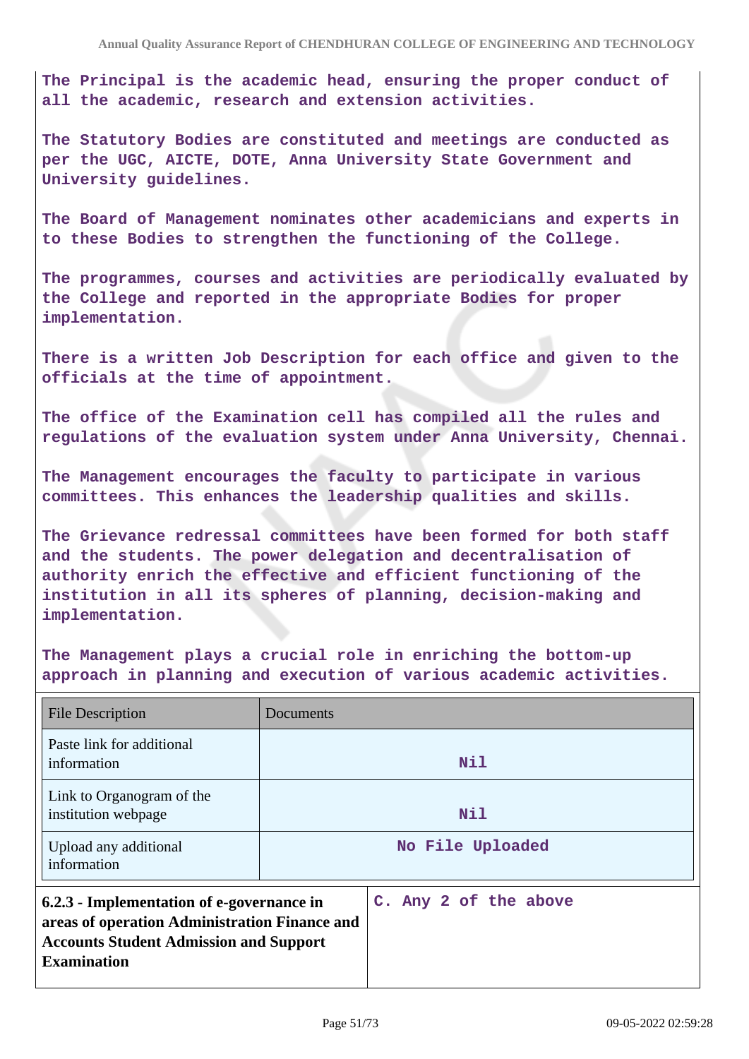The Principal is the academic head, ensuring the proper conduct of all the academic, research and extension activities.

The Statutory Bodies are constituted and meetings are conducted as per the UGC, AICTE, DOTE, Anna University State Government and University guidelines.

The Board of Management nominates other academicians and experts in to these Bodies to strengthen the functioning of the College.

The programmes, courses and activities are periodically evaluated by the College and reported in the appropriate Bodies for proper implementation.

There is a written Job Description for each office and given to the officials at the time of appointment.

The office of the Examination cell has compiled all the rules and regulations of the evaluation system under Anna University, Chennai.

The Management encourages the faculty to participate in various committees. This enhances the leadership qualities and skills.

The Grievance redressal committees have been formed for both staff and the students. The power delegation and decentralisation of authority enrich the effective and efficient functioning of the institution in all its spheres of planning, decision-making and implementation.

The Management plays a crucial role in enriching the bottom-up approach in planning and execution of various academic activities.

| File Description | Documents |
|---|---|
| Paste link for additional information | Nil |
| Link to Organogram of the institution webpage | Nil |
| Upload any additional information | No File Uploaded |

| **6.2.3 - Implementation of e-governance in areas of operation Administration Finance and Accounts Student Admission and Support Examination** | C. Any 2 of the above |
|---|---|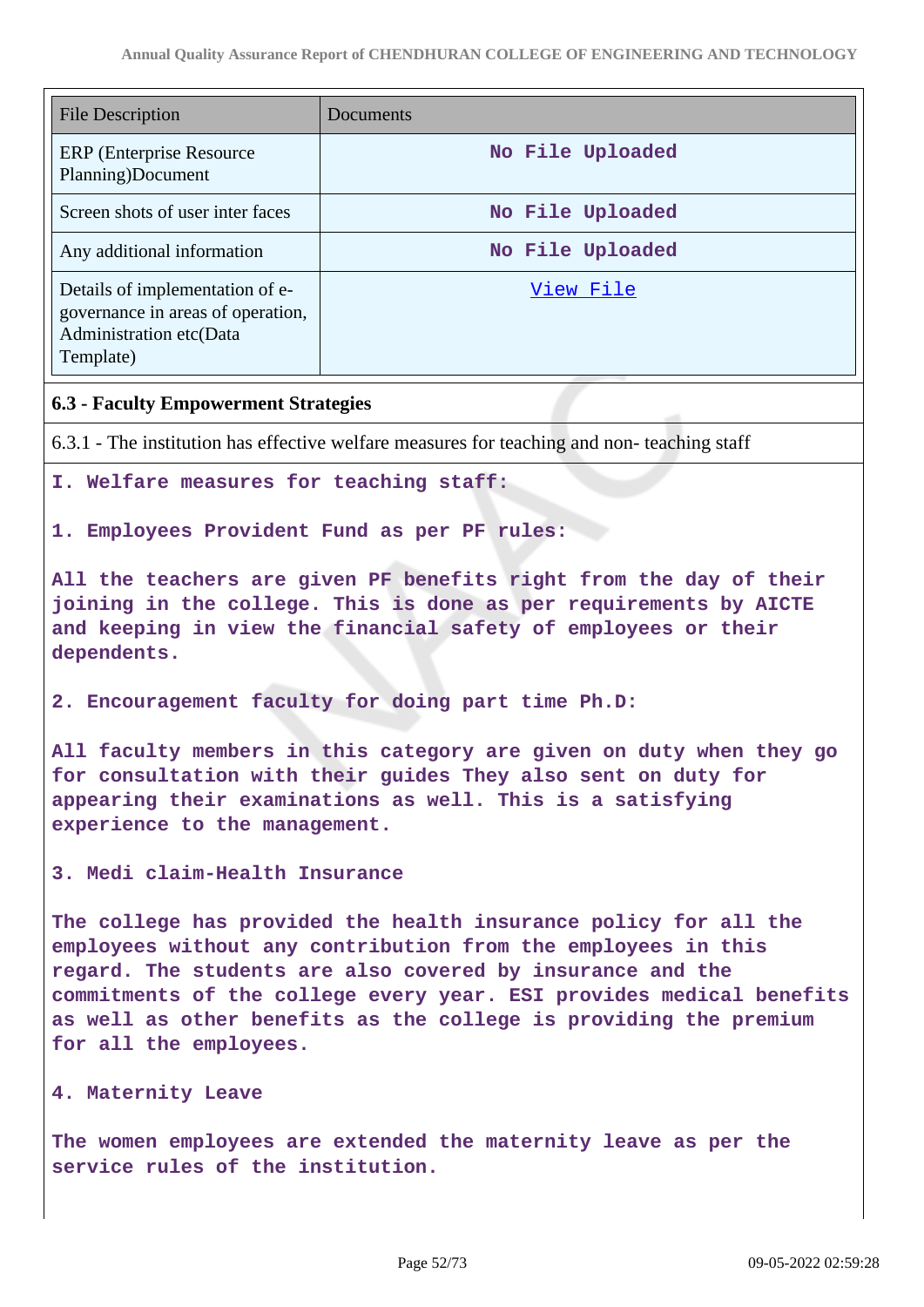| File Description | Documents |
|---|---|
| ERP (Enterprise Resource Planning)Document | No File Uploaded |
| Screen shots of user inter faces | No File Uploaded |
| Any additional information | No File Uploaded |
| Details of implementation of e-governance in areas of operation, Administration etc(Data Template) | View File |

### 6.3 - Faculty Empowerment Strategies

6.3.1 - The institution has effective welfare measures for teaching and non- teaching staff

**I. Welfare measures for teaching staff:**

**1. Employees Provident Fund as per PF rules:**

All the teachers are given PF benefits right from the day of their joining in the college. This is done as per requirements by AICTE and keeping in view the financial safety of employees or their dependents.

**2. Encouragement faculty for doing part time Ph.D:**

All faculty members in this category are given on duty when they go for consultation with their guides They also sent on duty for appearing their examinations as well. This is a satisfying experience to the management.

**3. Medi claim-Health Insurance**

The college has provided the health insurance policy for all the employees without any contribution from the employees in this regard. The students are also covered by insurance and the commitments of the college every year. ESI provides medical benefits as well as other benefits as the college is providing the premium for all the employees.

**4. Maternity Leave**

The women employees are extended the maternity leave as per the service rules of the institution.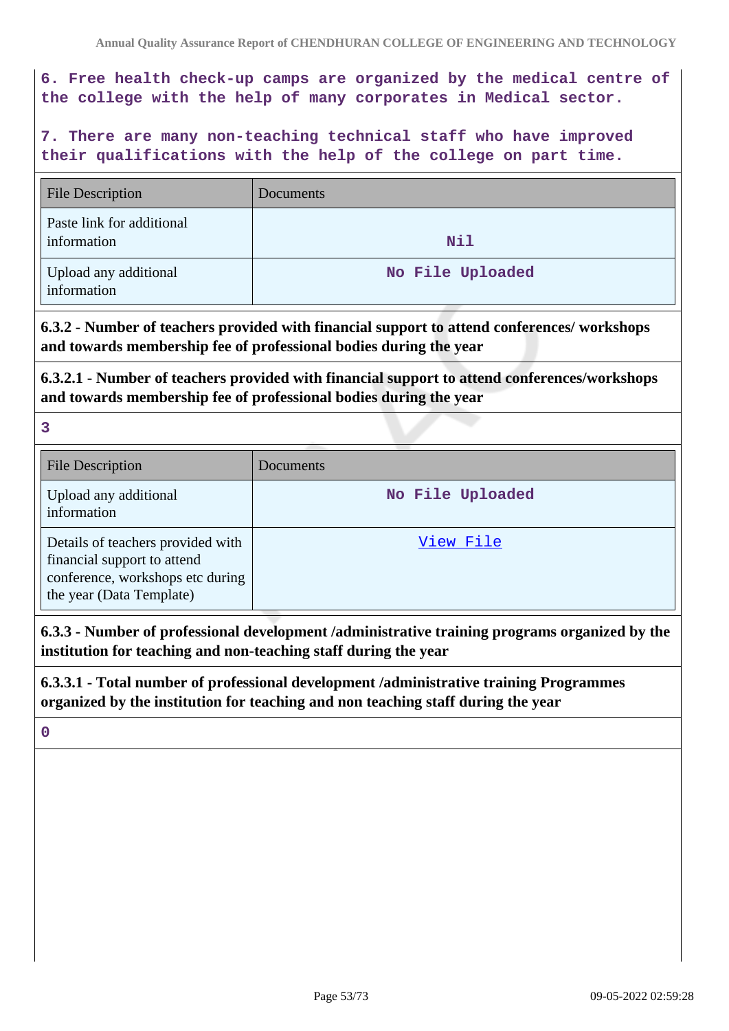**6. Free health check-up camps are organized by the medical centre of the college with the help of many corporates in Medical sector.**

**7. There are many non-teaching technical staff who have improved their qualifications with the help of the college on part time.**

| File Description | Documents |
|---|---|
| Paste link for additional information | Nil |
| Upload any additional information | No File Uploaded |

**6.3.2 - Number of teachers provided with financial support to attend conferences/ workshops and towards membership fee of professional bodies during the year**

**6.3.2.1 - Number of teachers provided with financial support to attend conferences/workshops and towards membership fee of professional bodies during the year**

**3**

| File Description | Documents |
|---|---|
| Upload any additional information | No File Uploaded |
| Details of teachers provided with financial support to attend conference, workshops etc during the year (Data Template) | View File |

**6.3.3 - Number of professional development /administrative training programs organized by the institution for teaching and non-teaching staff during the year**

**6.3.3.1 - Total number of professional development /administrative training Programmes organized by the institution for teaching and non teaching staff during the year**

**0**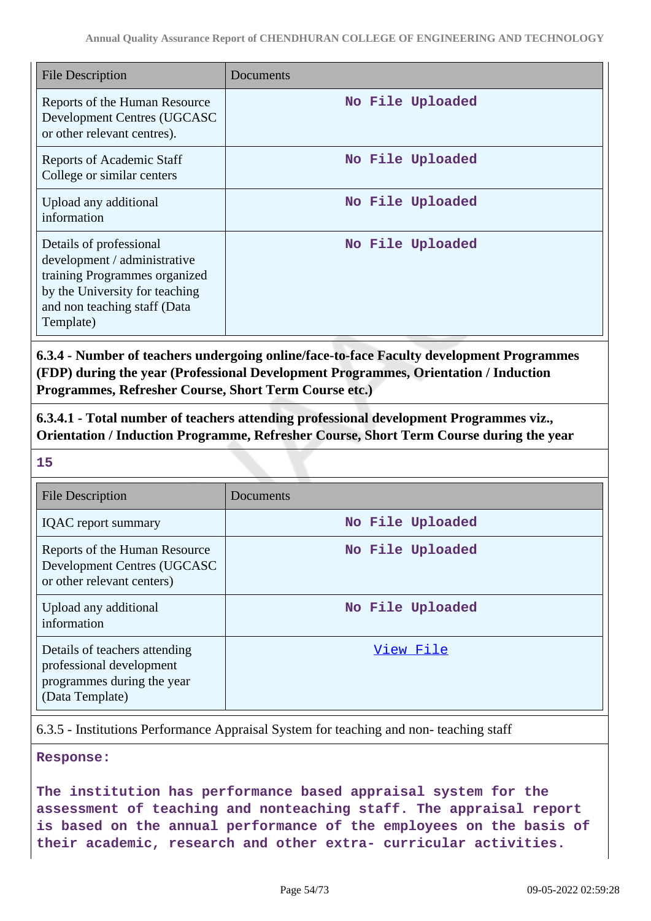| File Description | Documents |
|---|---|
| Reports of the Human Resource Development Centres (UGCASC or other relevant centres). | No File Uploaded |
| Reports of Academic Staff College or similar centers | No File Uploaded |
| Upload any additional information | No File Uploaded |
| Details of professional development / administrative training Programmes organized by the University for teaching and non teaching staff (Data Template) | No File Uploaded |

**6.3.4 - Number of teachers undergoing online/face-to-face Faculty development Programmes (FDP) during the year (Professional Development Programmes, Orientation / Induction Programmes, Refresher Course, Short Term Course etc.)**

**6.3.4.1 - Total number of teachers attending professional development Programmes viz., Orientation / Induction Programme, Refresher Course, Short Term Course during the year**

**15**

| File Description | Documents |
|---|---|
| IQAC report summary | No File Uploaded |
| Reports of the Human Resource Development Centres (UGCASC or other relevant centers) | No File Uploaded |
| Upload any additional information | No File Uploaded |
| Details of teachers attending professional development programmes during the year (Data Template) | View File |

6.3.5 - Institutions Performance Appraisal System for teaching and non- teaching staff

**Response:**

**The institution has performance based appraisal system for the assessment of teaching and nonteaching staff. The appraisal report is based on the annual performance of the employees on the basis of their academic, research and other extra- curricular activities.**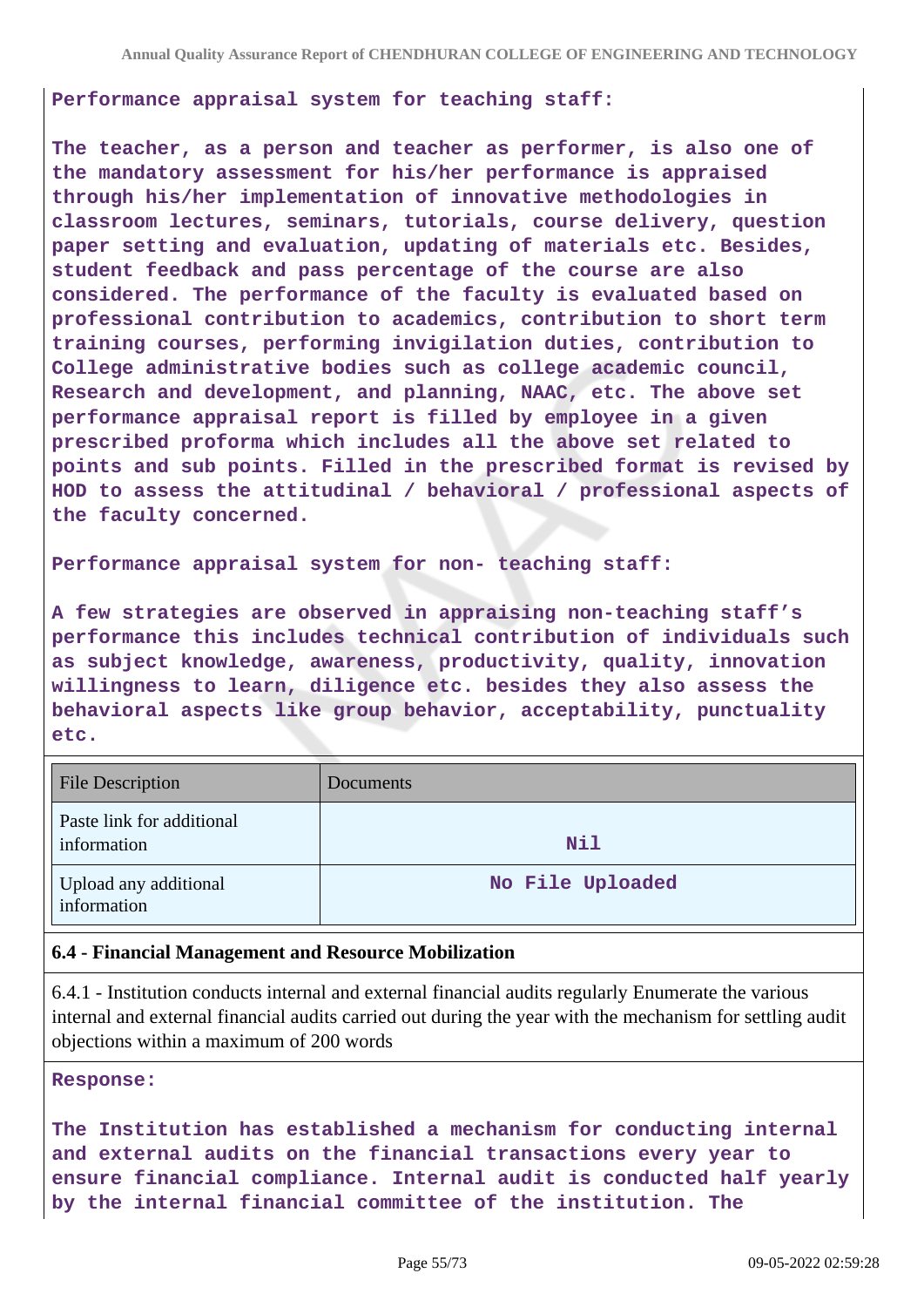**Performance appraisal system for teaching staff:**

**The teacher, as a person and teacher as performer, is also one of the mandatory assessment for his/her performance is appraised through his/her implementation of innovative methodologies in classroom lectures, seminars, tutorials, course delivery, question paper setting and evaluation, updating of materials etc. Besides, student feedback and pass percentage of the course are also considered. The performance of the faculty is evaluated based on professional contribution to academics, contribution to short term training courses, performing invigilation duties, contribution to College administrative bodies such as college academic council, Research and development, and planning, NAAC, etc. The above set performance appraisal report is filled by employee in a given prescribed proforma which includes all the above set related to points and sub points. Filled in the prescribed format is revised by HOD to assess the attitudinal / behavioral / professional aspects of the faculty concerned.**

**Performance appraisal system for non- teaching staff:**

**A few strategies are observed in appraising non-teaching staff's performance this includes technical contribution of individuals such as subject knowledge, awareness, productivity, quality, innovation willingness to learn, diligence etc. besides they also assess the behavioral aspects like group behavior, acceptability, punctuality etc.**

| File Description | Documents |
|---|---|
| Paste link for additional information | Nil |
| Upload any additional information | No File Uploaded |

**6.4 - Financial Management and Resource Mobilization**

6.4.1 - Institution conducts internal and external financial audits regularly Enumerate the various internal and external financial audits carried out during the year with the mechanism for settling audit objections within a maximum of 200 words

**Response:**

**The Institution has established a mechanism for conducting internal and external audits on the financial transactions every year to ensure financial compliance. Internal audit is conducted half yearly by the internal financial committee of the institution. The**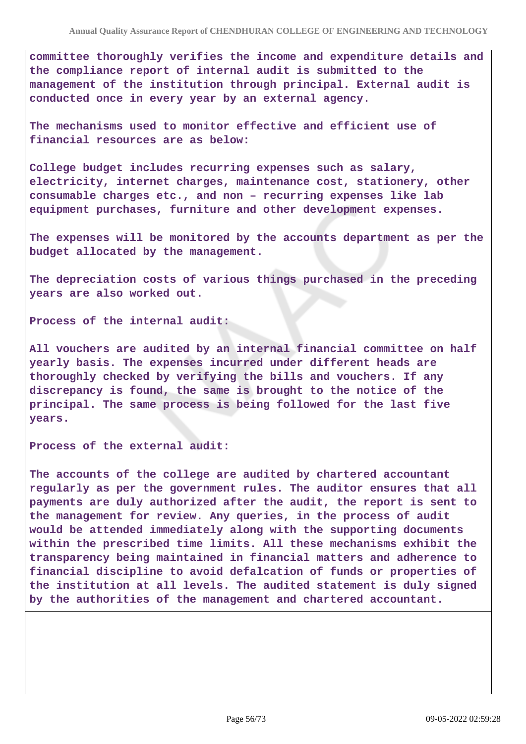**committee thoroughly verifies the income and expenditure details and the compliance report of internal audit is submitted to the management of the institution through principal. External audit is conducted once in every year by an external agency.**

**The mechanisms used to monitor effective and efficient use of financial resources are as below:**

**College budget includes recurring expenses such as salary, electricity, internet charges, maintenance cost, stationery, other consumable charges etc., and non – recurring expenses like lab equipment purchases, furniture and other development expenses.**

**The expenses will be monitored by the accounts department as per the budget allocated by the management.**

**The depreciation costs of various things purchased in the preceding years are also worked out.**

**Process of the internal audit:**

**All vouchers are audited by an internal financial committee on half yearly basis. The expenses incurred under different heads are thoroughly checked by verifying the bills and vouchers. If any discrepancy is found, the same is brought to the notice of the principal. The same process is being followed for the last five years.**

**Process of the external audit:**

**The accounts of the college are audited by chartered accountant regularly as per the government rules. The auditor ensures that all payments are duly authorized after the audit, the report is sent to the management for review. Any queries, in the process of audit would be attended immediately along with the supporting documents within the prescribed time limits. All these mechanisms exhibit the transparency being maintained in financial matters and adherence to financial discipline to avoid defalcation of funds or properties of the institution at all levels. The audited statement is duly signed by the authorities of the management and chartered accountant.**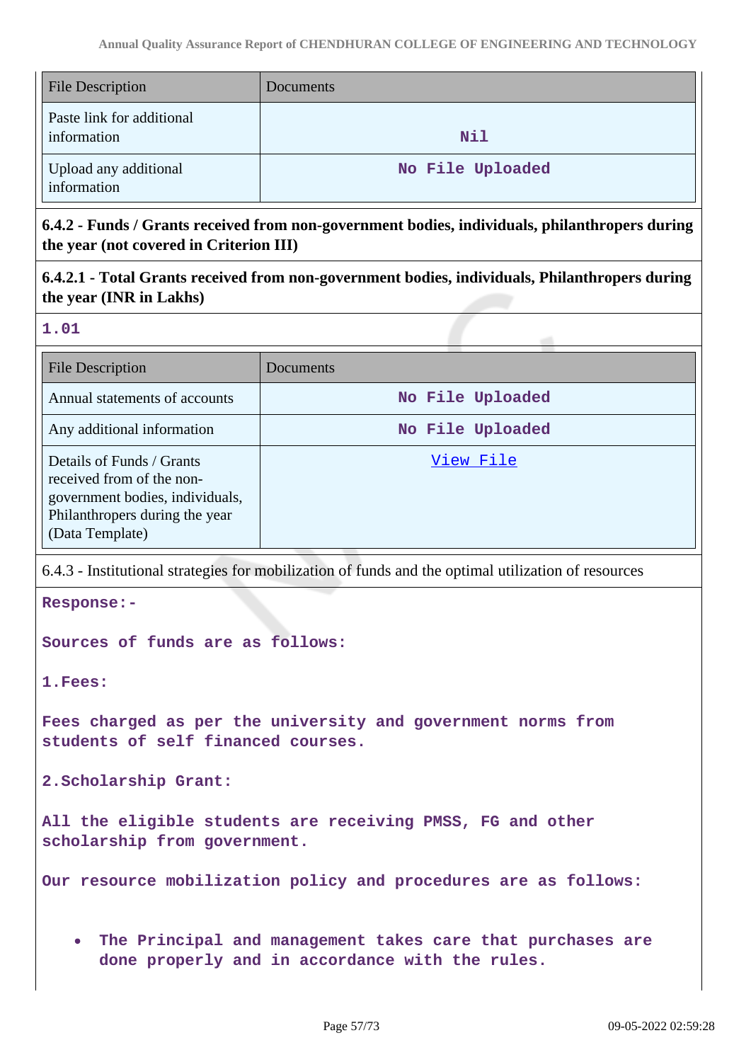| File Description | Documents |
|---|---|
| Paste link for additional information | Nil |
| Upload any additional information | No File Uploaded |

**6.4.2 - Funds / Grants received from non-government bodies, individuals, philanthropers during the year (not covered in Criterion III)**

**6.4.2.1 - Total Grants received from non-government bodies, individuals, Philanthropers during the year (INR in Lakhs)**

**1.01**

| File Description | Documents |
|---|---|
| Annual statements of accounts | No File Uploaded |
| Any additional information | No File Uploaded |
| Details of Funds / Grants received from of the non-government bodies, individuals, Philanthropers during the year (Data Template) | View File |

6.4.3 - Institutional strategies for mobilization of funds and the optimal utilization of resources

**Response:-**

**Sources of funds are as follows:**

**1.Fees:**

**Fees charged as per the university and government norms from students of self financed courses.**

**2.Scholarship Grant:**

**All the eligible students are receiving PMSS, FG and other scholarship from government.**

**Our resource mobilization policy and procedures are as follows:**

- **The Principal and management takes care that purchases are done properly and in accordance with the rules.**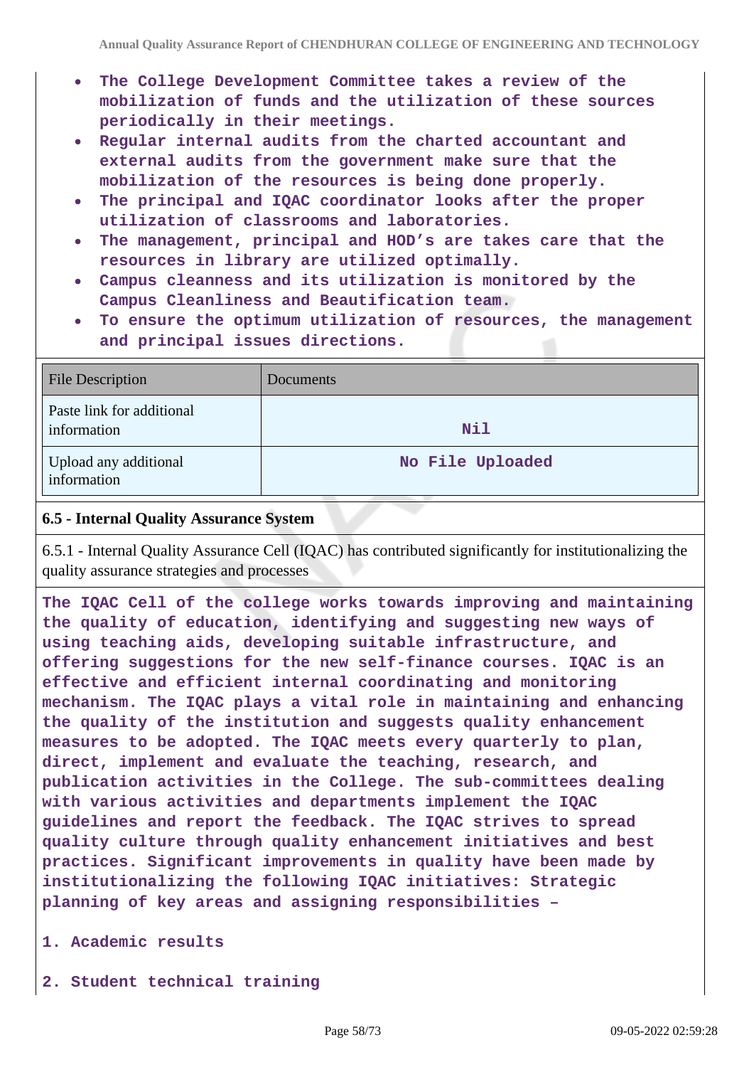- **The College Development Committee takes a review of the mobilization of funds and the utilization of these sources periodically in their meetings.**
- **Regular internal audits from the charted accountant and external audits from the government make sure that the mobilization of the resources is being done properly.**
- **The principal and IQAC coordinator looks after the proper utilization of classrooms and laboratories.**
- **The management, principal and HOD's are takes care that the resources in library are utilized optimally.**
- **Campus cleanness and its utilization is monitored by the Campus Cleanliness and Beautification team.**
- **To ensure the optimum utilization of resources, the management and principal issues directions.**

| File Description | Documents |
| --- | --- |
| Paste link for additional information | Nil |
| Upload any additional information | No File Uploaded |

**6.5 - Internal Quality Assurance System**

6.5.1 - Internal Quality Assurance Cell (IQAC) has contributed significantly for institutionalizing the quality assurance strategies and processes

**The IQAC Cell of the college works towards improving and maintaining the quality of education, identifying and suggesting new ways of using teaching aids, developing suitable infrastructure, and offering suggestions for the new self-finance courses. IQAC is an effective and efficient internal coordinating and monitoring mechanism. The IQAC plays a vital role in maintaining and enhancing the quality of the institution and suggests quality enhancement measures to be adopted. The IQAC meets every quarterly to plan, direct, implement and evaluate the teaching, research, and publication activities in the College. The sub-committees dealing with various activities and departments implement the IQAC guidelines and report the feedback. The IQAC strives to spread quality culture through quality enhancement initiatives and best practices. Significant improvements in quality have been made by institutionalizing the following IQAC initiatives: Strategic planning of key areas and assigning responsibilities –**

1. Academic results

2. Student technical training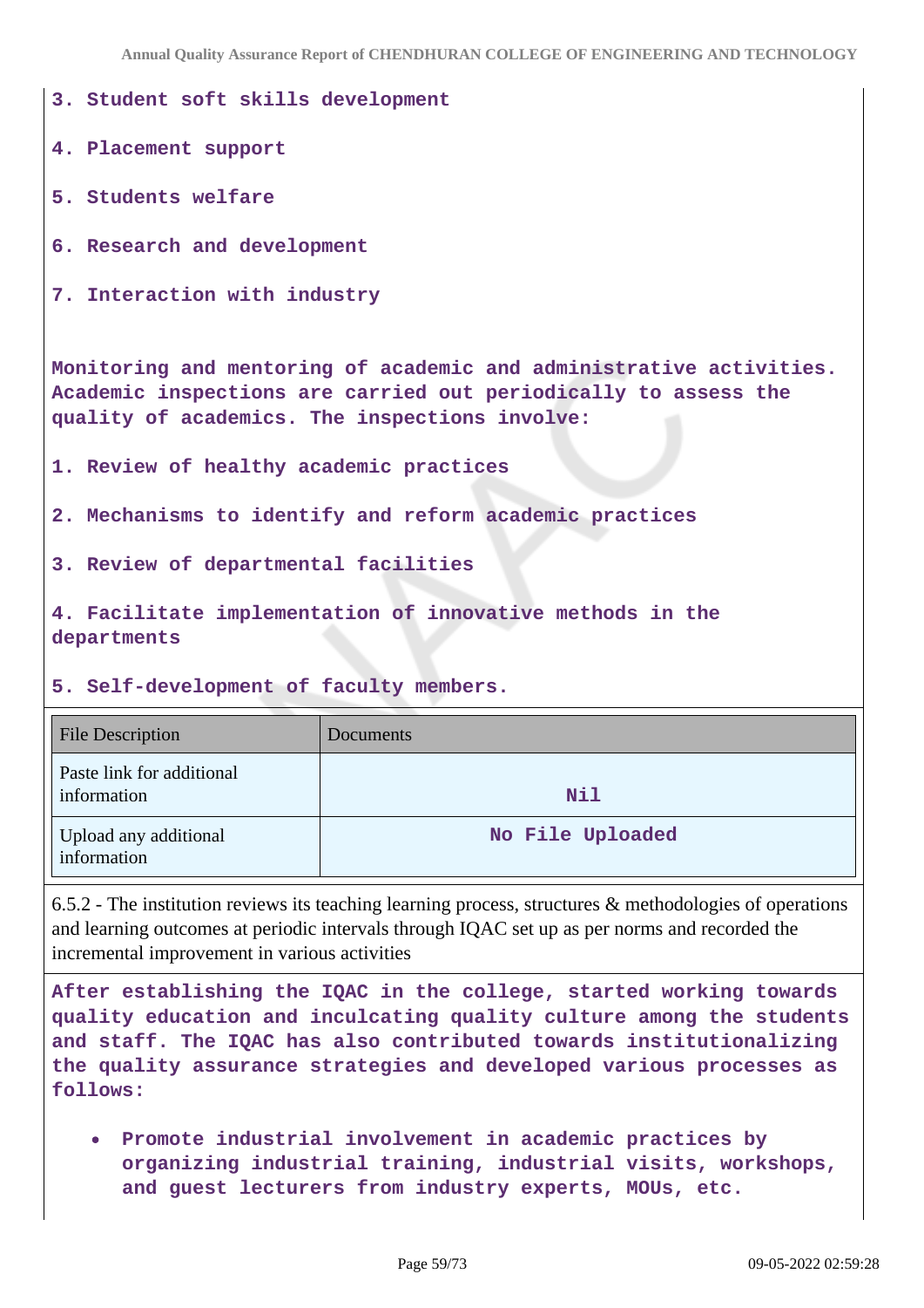**3. Student soft skills development**

**4. Placement support**

**5. Students welfare**

**6. Research and development**

**7. Interaction with industry**

**Monitoring and mentoring of academic and administrative activities. Academic inspections are carried out periodically to assess the quality of academics. The inspections involve:**

**1. Review of healthy academic practices**

**2. Mechanisms to identify and reform academic practices**

**3. Review of departmental facilities**

**4. Facilitate implementation of innovative methods in the departments**

**5. Self-development of faculty members.**

| File Description | Documents |
|---|---|
| Paste link for additional information | Nil |
| Upload any additional information | No File Uploaded |

6.5.2 - The institution reviews its teaching learning process, structures & methodologies of operations and learning outcomes at periodic intervals through IQAC set up as per norms and recorded the incremental improvement in various activities

**After establishing the IQAC in the college, started working towards quality education and inculcating quality culture among the students and staff. The IQAC has also contributed towards institutionalizing the quality assurance strategies and developed various processes as follows:**

- **Promote industrial involvement in academic practices by organizing industrial training, industrial visits, workshops, and guest lecturers from industry experts, MOUs, etc.**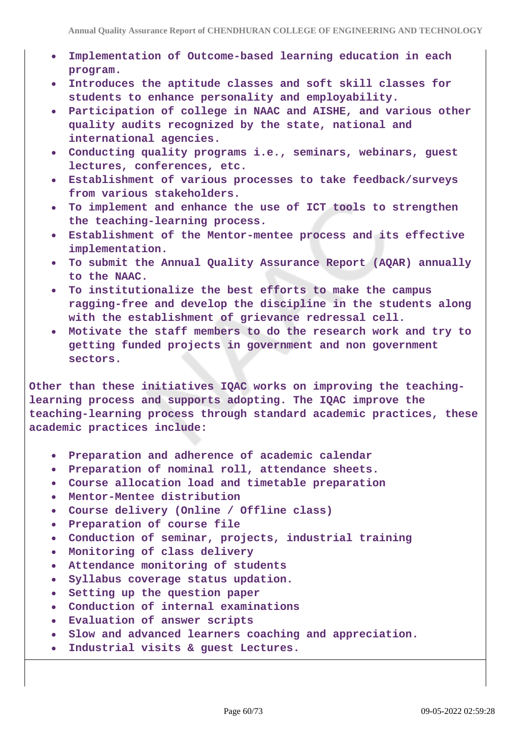- Implementation of Outcome-based learning education in each program.
- Introduces the aptitude classes and soft skill classes for students to enhance personality and employability.
- Participation of college in NAAC and AISHE, and various other quality audits recognized by the state, national and international agencies.
- Conducting quality programs i.e., seminars, webinars, guest lectures, conferences, etc.
- Establishment of various processes to take feedback/surveys from various stakeholders.
- To implement and enhance the use of ICT tools to strengthen the teaching-learning process.
- Establishment of the Mentor-mentee process and its effective implementation.
- To submit the Annual Quality Assurance Report (AQAR) annually to the NAAC.
- To institutionalize the best efforts to make the campus ragging-free and develop the discipline in the students along with the establishment of grievance redressal cell.
- Motivate the staff members to do the research work and try to getting funded projects in government and non government sectors.

Other than these initiatives IQAC works on improving the teaching-learning process and supports adopting. The IQAC improve the teaching-learning process through standard academic practices, these academic practices include:

- Preparation and adherence of academic calendar
- Preparation of nominal roll, attendance sheets.
- Course allocation load and timetable preparation
- Mentor-Mentee distribution
- Course delivery (Online / Offline class)
- Preparation of course file
- Conduction of seminar, projects, industrial training
- Monitoring of class delivery
- Attendance monitoring of students
- Syllabus coverage status updation.
- Setting up the question paper
- Conduction of internal examinations
- Evaluation of answer scripts
- Slow and advanced learners coaching and appreciation.
- Industrial visits & guest Lectures.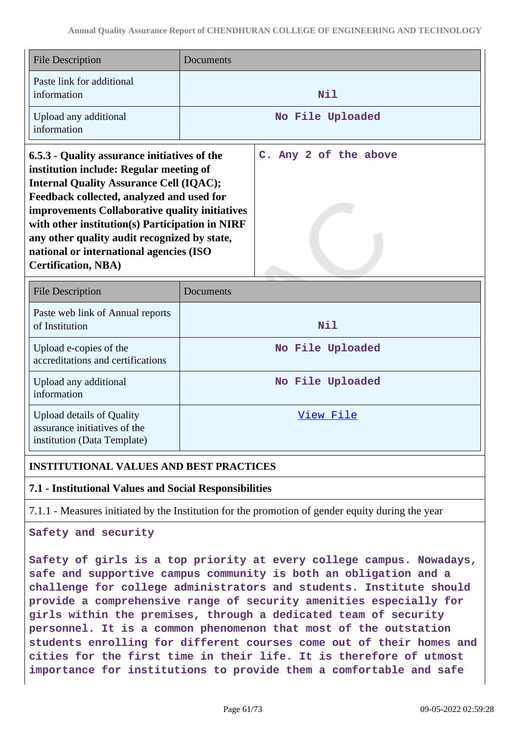| File Description | Documents |
|---|---|
| Paste link for additional information | Nil |
| Upload any additional information | No File Uploaded |

| | |
|---|---|
| **6.5.3 - Quality assurance initiatives of the institution include: Regular meeting of Internal Quality Assurance Cell (IQAC); Feedback collected, analyzed and used for improvements Collaborative quality initiatives with other institution(s) Participation in NIRF any other quality audit recognized by state, national or international agencies (ISO Certification, NBA)** | C. Any 2 of the above |

| File Description | Documents |
|---|---|
| Paste web link of Annual reports of Institution | Nil |
| Upload e-copies of the accreditations and certifications | No File Uploaded |
| Upload any additional information | No File Uploaded |
| Upload details of Quality assurance initiatives of the institution (Data Template) | View File |

**INSTITUTIONAL VALUES AND BEST PRACTICES**

**7.1 - Institutional Values and Social Responsibilities**

7.1.1 - Measures initiated by the Institution for the promotion of gender equity during the year

Safety and security

Safety of girls is a top priority at every college campus. Nowadays, safe and supportive campus community is both an obligation and a challenge for college administrators and students. Institute should provide a comprehensive range of security amenities especially for girls within the premises, through a dedicated team of security personnel. It is a common phenomenon that most of the outstation students enrolling for different courses come out of their homes and cities for the first time in their life. It is therefore of utmost importance for institutions to provide them a comfortable and safe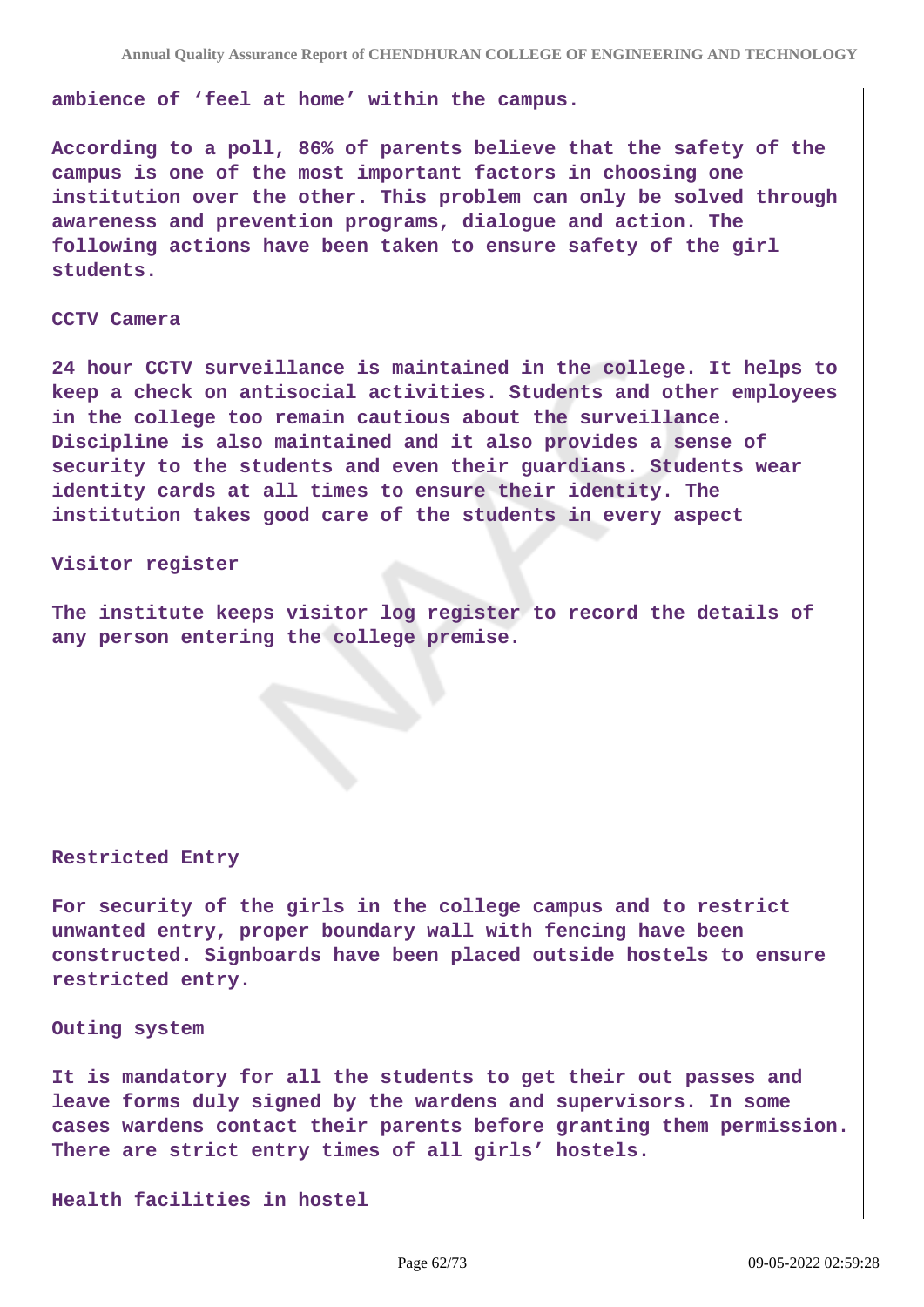**ambience of 'feel at home' within the campus.**

**According to a poll, 86% of parents believe that the safety of the campus is one of the most important factors in choosing one institution over the other. This problem can only be solved through awareness and prevention programs, dialogue and action. The following actions have been taken to ensure safety of the girl students.**

**CCTV Camera**

**24 hour CCTV surveillance is maintained in the college. It helps to keep a check on antisocial activities. Students and other employees in the college too remain cautious about the surveillance. Discipline is also maintained and it also provides a sense of security to the students and even their guardians. Students wear identity cards at all times to ensure their identity. The institution takes good care of the students in every aspect**

**Visitor register**

**The institute keeps visitor log register to record the details of any person entering the college premise.**

**Restricted Entry**

**For security of the girls in the college campus and to restrict unwanted entry, proper boundary wall with fencing have been constructed. Signboards have been placed outside hostels to ensure restricted entry.**

**Outing system**

**It is mandatory for all the students to get their out passes and leave forms duly signed by the wardens and supervisors. In some cases wardens contact their parents before granting them permission. There are strict entry times of all girls' hostels.**

**Health facilities in hostel**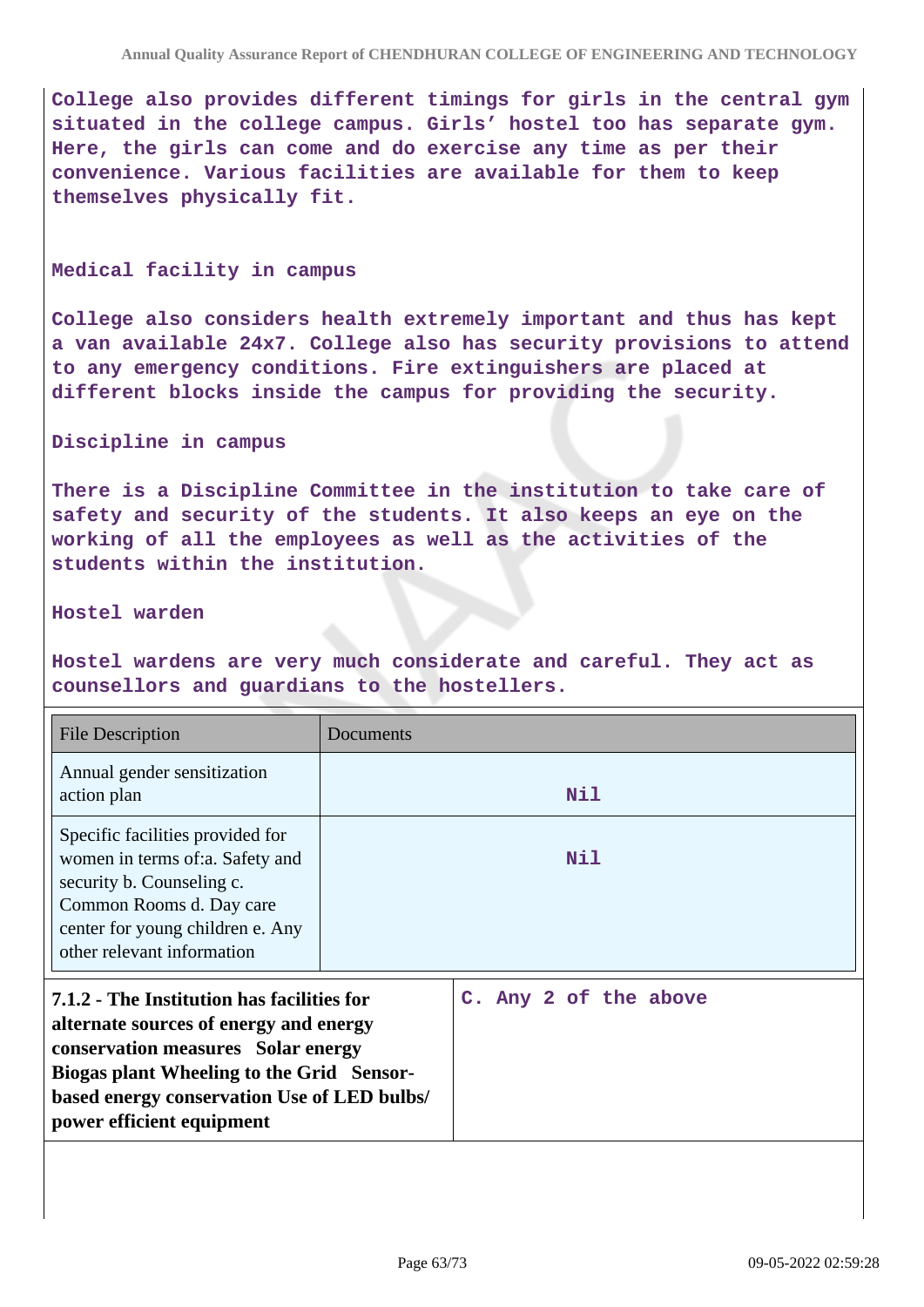College also provides different timings for girls in the central gym situated in the college campus. Girls' hostel too has separate gym. Here, the girls can come and do exercise any time as per their convenience. Various facilities are available for them to keep themselves physically fit.

Medical facility in campus

College also considers health extremely important and thus has kept a van available 24x7. College also has security provisions to attend to any emergency conditions. Fire extinguishers are placed at different blocks inside the campus for providing the security.

Discipline in campus

There is a Discipline Committee in the institution to take care of safety and security of the students. It also keeps an eye on the working of all the employees as well as the activities of the students within the institution.

Hostel warden

Hostel wardens are very much considerate and careful. They act as counsellors and guardians to the hostellers.

| File Description | Documents |
| --- | --- |
| Annual gender sensitization action plan | Nil |
| Specific facilities provided for women in terms of:a. Safety and security b. Counseling c. Common Rooms d. Day care center for young children e. Any other relevant information | Nil |

| **7.1.2 - The Institution has facilities for alternate sources of energy and energy conservation measures Solar energy Biogas plant Wheeling to the Grid Sensor-based energy conservation Use of LED bulbs/ power efficient equipment** | C. Any 2 of the above |
| --- | --- |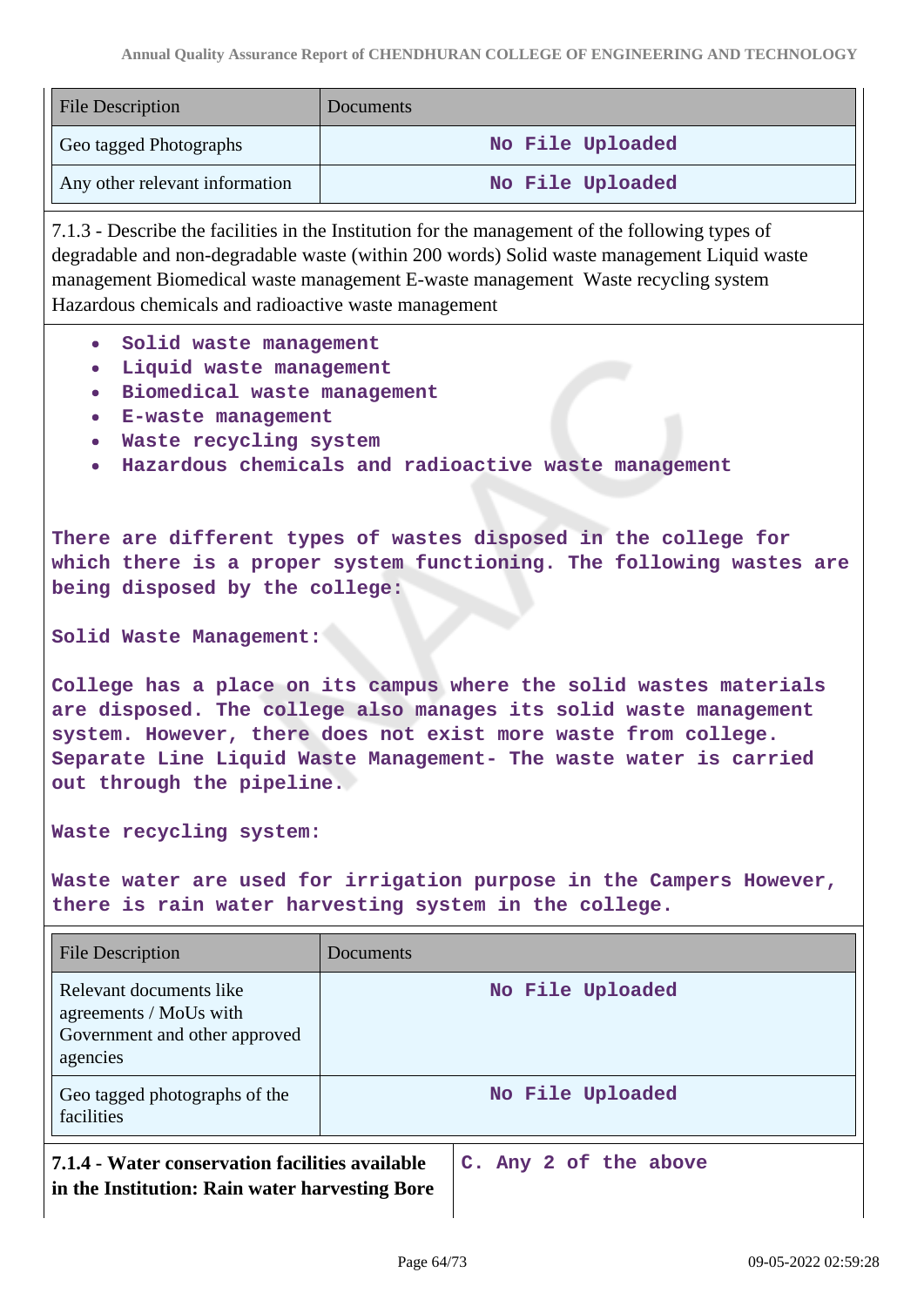| File Description | Documents |
|---|---|
| Geo tagged Photographs | No File Uploaded |
| Any other relevant information | No File Uploaded |

7.1.3 - Describe the facilities in the Institution for the management of the following types of degradable and non-degradable waste (within 200 words) Solid waste management Liquid waste management Biomedical waste management E-waste management Waste recycling system Hazardous chemicals and radioactive waste management

- Solid waste management
- Liquid waste management
- Biomedical waste management
- E-waste management
- Waste recycling system
- Hazardous chemicals and radioactive waste management

There are different types of wastes disposed in the college for which there is a proper system functioning. The following wastes are being disposed by the college:

Solid Waste Management:

College has a place on its campus where the solid wastes materials are disposed. The college also manages its solid waste management system. However, there does not exist more waste from college. Separate Line Liquid Waste Management- The waste water is carried out through the pipeline.

Waste recycling system:

Waste water are used for irrigation purpose in the Campers However, there is rain water harvesting system in the college.

| File Description | Documents |
|---|---|
| Relevant documents like agreements / MoUs with Government and other approved agencies | No File Uploaded |
| Geo tagged photographs of the facilities | No File Uploaded |

| **7.1.4 - Water conservation facilities available in the Institution: Rain water harvesting Bore** | C. Any 2 of the above |
|---|---|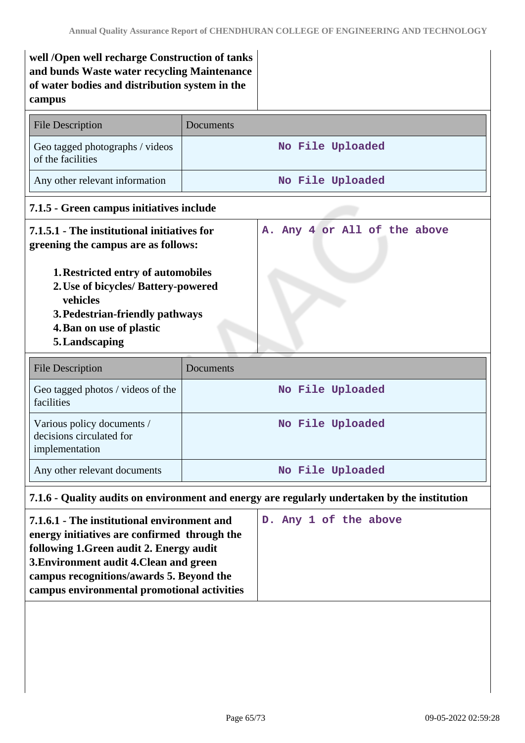| **well /Open well recharge Construction of tanks and bunds Waste water recycling Maintenance of water bodies and distribution system in the campus** | |
|---|---|

| File Description | Documents |
|---|---|
| Geo tagged photographs / videos of the facilities | No File Uploaded |
| Any other relevant information | No File Uploaded |

**7.1.5 - Green campus initiatives include**

| **7.1.5.1 - The institutional initiatives for greening the campus are as follows:**<br><br>1. **Restricted entry of automobiles**<br>2. **Use of bicycles/ Battery-powered vehicles**<br>3. **Pedestrian-friendly pathways**<br>4. **Ban on use of plastic**<br>5. **Landscaping** | A. Any 4 or All of the above |
|---|---|

| File Description | Documents |
|---|---|
| Geo tagged photos / videos of the facilities | No File Uploaded |
| Various policy documents / decisions circulated for implementation | No File Uploaded |
| Any other relevant documents | No File Uploaded |

**7.1.6 - Quality audits on environment and energy are regularly undertaken by the institution**

| **7.1.6.1 - The institutional environment and energy initiatives are confirmed through the following 1.Green audit 2. Energy audit 3.Environment audit 4.Clean and green campus recognitions/awards 5. Beyond the campus environmental promotional activities** | D. Any 1 of the above |
|---|---|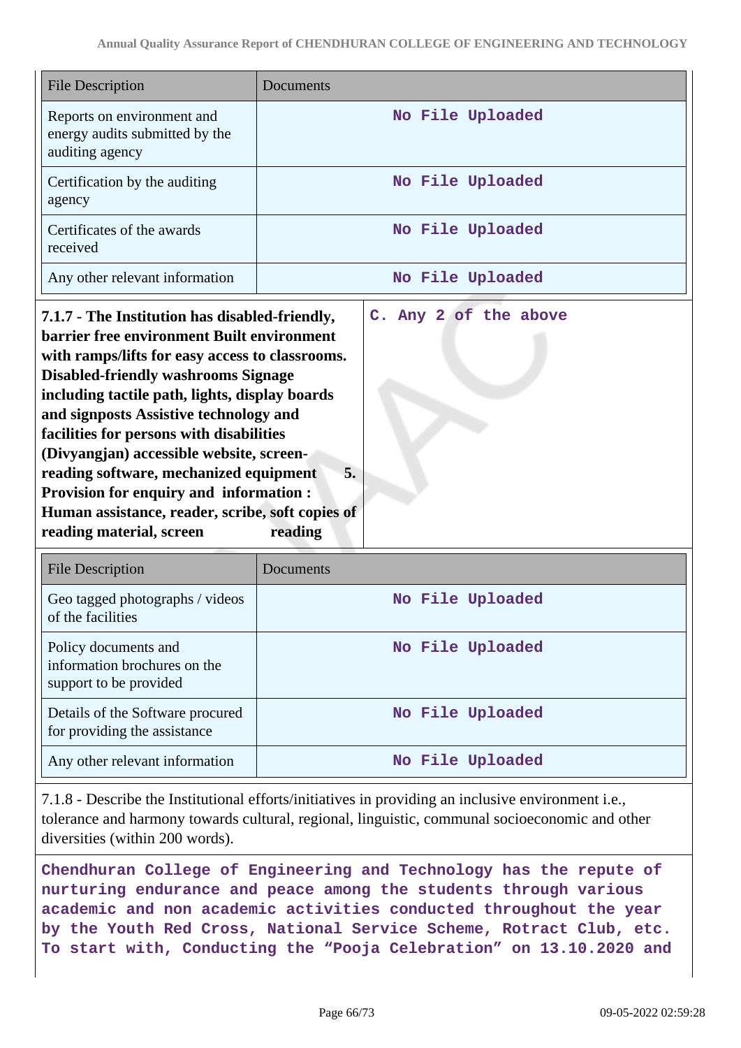| File Description | Documents |
|---|---|
| Reports on environment and energy audits submitted by the auditing agency | No File Uploaded |
| Certification by the auditing agency | No File Uploaded |
| Certificates of the awards received | No File Uploaded |
| Any other relevant information | No File Uploaded |

| **7.1.7 - The Institution has disabled-friendly, barrier free environment Built environment with ramps/lifts for easy access to classrooms. Disabled-friendly washrooms Signage including tactile path, lights, display boards and signposts Assistive technology and facilities for persons with disabilities (Divyangjan) accessible website, screen-reading software, mechanized equipment 5. Provision for enquiry and information : Human assistance, reader, scribe, soft copies of reading material, screen reading** | C. Any 2 of the above |
|---|---|

| File Description | Documents |
|---|---|
| Geo tagged photographs / videos of the facilities | No File Uploaded |
| Policy documents and information brochures on the support to be provided | No File Uploaded |
| Details of the Software procured for providing the assistance | No File Uploaded |
| Any other relevant information | No File Uploaded |

7.1.8 - Describe the Institutional efforts/initiatives in providing an inclusive environment i.e., tolerance and harmony towards cultural, regional, linguistic, communal socioeconomic and other diversities (within 200 words).

**Chendhuran College of Engineering and Technology has the repute of nurturing endurance and peace among the students through various academic and non academic activities conducted throughout the year by the Youth Red Cross, National Service Scheme, Rotract Club, etc. To start with, Conducting the "Pooja Celebration" on 13.10.2020 and**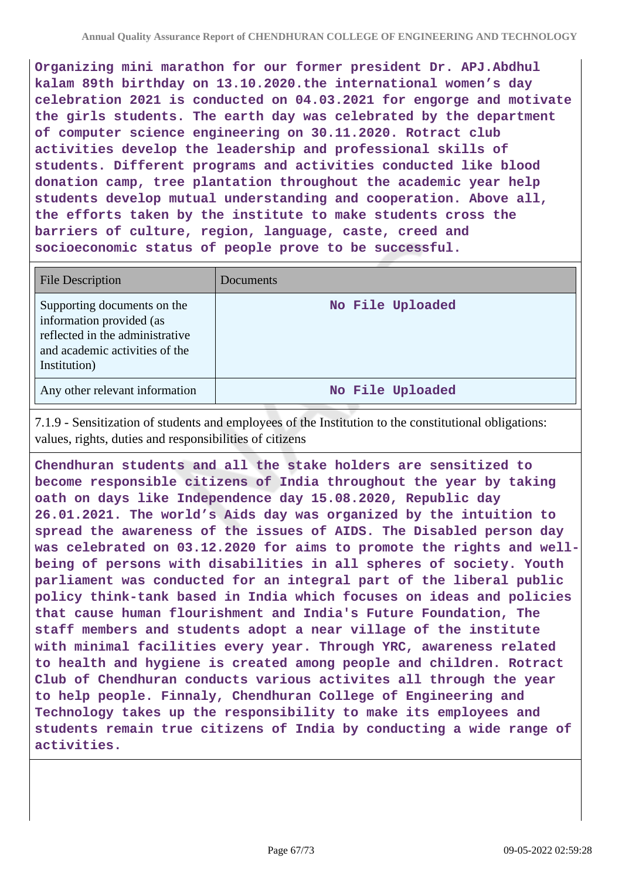**Organizing mini marathon for our former president Dr. APJ.Abdhul kalam 89th birthday on 13.10.2020.the international women's day celebration 2021 is conducted on 04.03.2021 for engorge and motivate the girls students. The earth day was celebrated by the department of computer science engineering on 30.11.2020. Rotract club activities develop the leadership and professional skills of students. Different programs and activities conducted like blood donation camp, tree plantation throughout the academic year help students develop mutual understanding and cooperation. Above all, the efforts taken by the institute to make students cross the barriers of culture, region, language, caste, creed and socioeconomic status of people prove to be successful.**

| File Description | Documents |
|---|---|
| Supporting documents on the information provided (as reflected in the administrative and academic activities of the Institution) | No File Uploaded |
| Any other relevant information | No File Uploaded |

7.1.9 - Sensitization of students and employees of the Institution to the constitutional obligations: values, rights, duties and responsibilities of citizens

**Chendhuran students and all the stake holders are sensitized to become responsible citizens of India throughout the year by taking oath on days like Independence day 15.08.2020, Republic day 26.01.2021. The world's Aids day was organized by the intuition to spread the awareness of the issues of AIDS. The Disabled person day was celebrated on 03.12.2020 for aims to promote the rights and well-being of persons with disabilities in all spheres of society. Youth parliament was conducted for an integral part of the liberal public policy think-tank based in India which focuses on ideas and policies that cause human flourishment and India's Future Foundation, The staff members and students adopt a near village of the institute with minimal facilities every year. Through YRC, awareness related to health and hygiene is created among people and children. Rotract Club of Chendhuran conducts various activites all through the year to help people. Finnaly, Chendhuran College of Engineering and Technology takes up the responsibility to make its employees and students remain true citizens of India by conducting a wide range of activities.**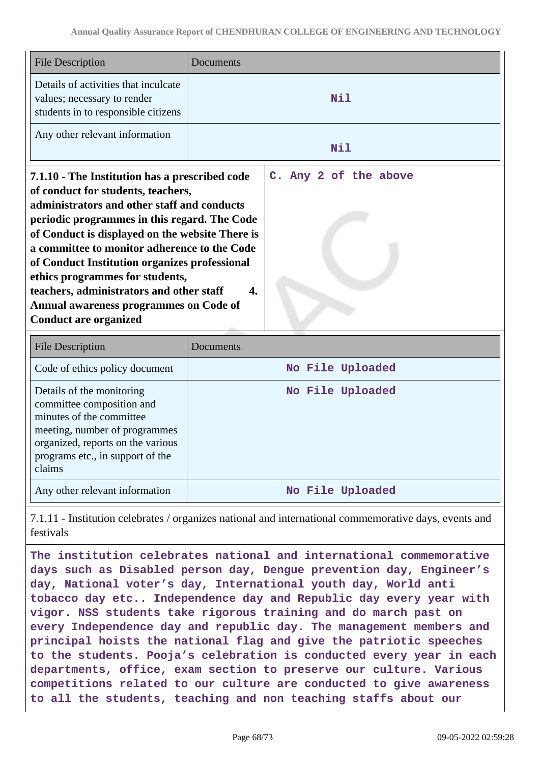| File Description | Documents |
|---|---|
| Details of activities that inculcate values; necessary to render students in to responsible citizens | Nil |
| Any other relevant information | Nil |

| **7.1.10 - The Institution has a prescribed code of conduct for students, teachers, administrators and other staff and conducts periodic programmes in this regard. The Code of Conduct is displayed on the website There is a committee to monitor adherence to the Code of Conduct Institution organizes professional ethics programmes for students, teachers, administrators and other staff 4. Annual awareness programmes on Code of Conduct are organized** | **C. Any 2 of the above** |
|---|---|

| File Description | Documents |
|---|---|
| Code of ethics policy document | No File Uploaded |
| Details of the monitoring committee composition and minutes of the committee meeting, number of programmes organized, reports on the various programs etc., in support of the claims | No File Uploaded |
| Any other relevant information | No File Uploaded |

7.1.11 - Institution celebrates / organizes national and international commemorative days, events and festivals

**The institution celebrates national and international commemorative days such as Disabled person day, Dengue prevention day, Engineer's day, National voter's day, International youth day, World anti tobacco day etc.. Independence day and Republic day every year with vigor. NSS students take rigorous training and do march past on every Independence day and republic day. The management members and principal hoists the national flag and give the patriotic speeches to the students. Pooja's celebration is conducted every year in each departments, office, exam section to preserve our culture. Various competitions related to our culture are conducted to give awareness to all the students, teaching and non teaching staffs about our**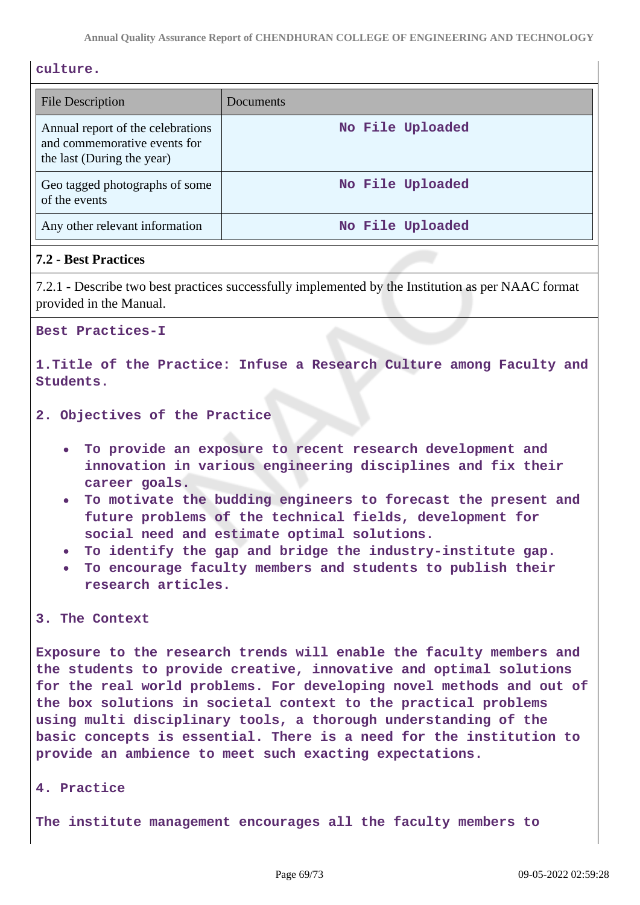**culture.**

| File Description | Documents |
|---|---|
| Annual report of the celebrations and commemorative events for the last (During the year) | **No File Uploaded** |
| Geo tagged photographs of some of the events | **No File Uploaded** |
| Any other relevant information | **No File Uploaded** |

### 7.2 - Best Practices

7.2.1 - Describe two best practices successfully implemented by the Institution as per NAAC format provided in the Manual.

**Best Practices-I**

**1.Title of the Practice: Infuse a Research Culture among Faculty and Students.**

**2. Objectives of the Practice**

- **To provide an exposure to recent research development and innovation in various engineering disciplines and fix their career goals.**
- **To motivate the budding engineers to forecast the present and future problems of the technical fields, development for social need and estimate optimal solutions.**
- **To identify the gap and bridge the industry-institute gap.**
- **To encourage faculty members and students to publish their research articles.**

**3. The Context**

**Exposure to the research trends will enable the faculty members and the students to provide creative, innovative and optimal solutions for the real world problems. For developing novel methods and out of the box solutions in societal context to the practical problems using multi disciplinary tools, a thorough understanding of the basic concepts is essential. There is a need for the institution to provide an ambience to meet such exacting expectations.**

**4. Practice**

**The institute management encourages all the faculty members to**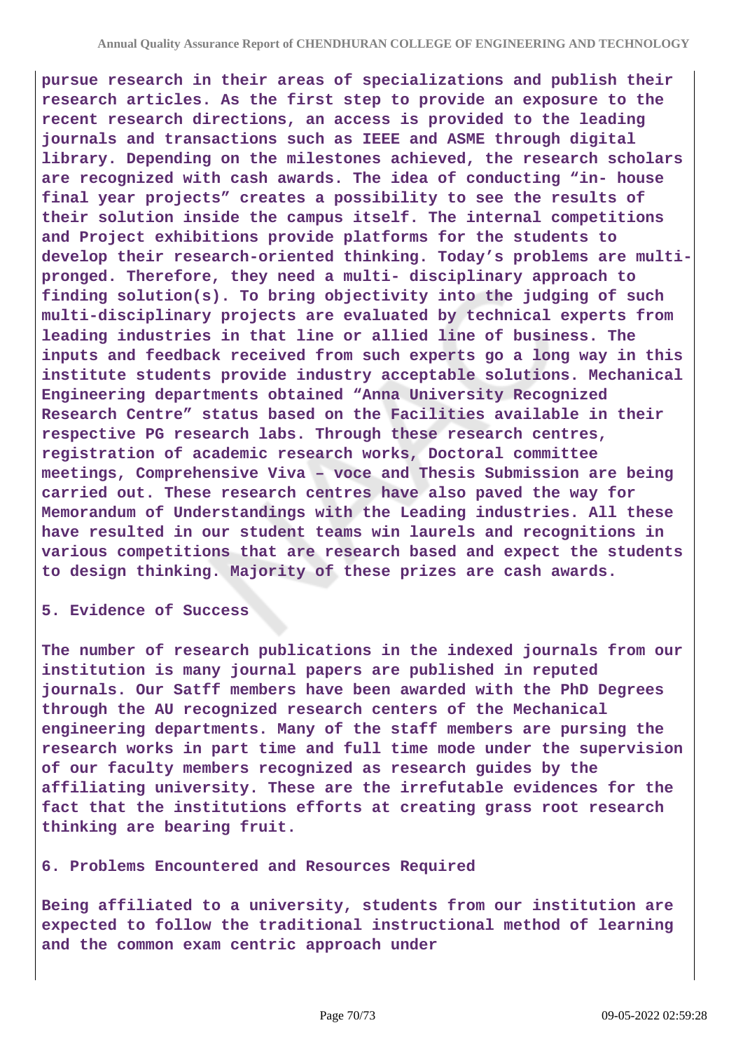**pursue research in their areas of specializations and publish their research articles. As the first step to provide an exposure to the recent research directions, an access is provided to the leading journals and transactions such as IEEE and ASME through digital library. Depending on the milestones achieved, the research scholars are recognized with cash awards. The idea of conducting “in- house final year projects” creates a possibility to see the results of their solution inside the campus itself. The internal competitions and Project exhibitions provide platforms for the students to develop their research-oriented thinking. Today’s problems are multi-pronged. Therefore, they need a multi- disciplinary approach to finding solution(s). To bring objectivity into the judging of such multi-disciplinary projects are evaluated by technical experts from leading industries in that line or allied line of business. The inputs and feedback received from such experts go a long way in this institute students provide industry acceptable solutions. Mechanical Engineering departments obtained “Anna University Recognized Research Centre” status based on the Facilities available in their respective PG research labs. Through these research centres, registration of academic research works, Doctoral committee meetings, Comprehensive Viva – voce and Thesis Submission are being carried out. These research centres have also paved the way for Memorandum of Understandings with the Leading industries. All these have resulted in our student teams win laurels and recognitions in various competitions that are research based and expect the students to design thinking. Majority of these prizes are cash awards.**

**5. Evidence of Success**

**The number of research publications in the indexed journals from our institution is many journal papers are published in reputed journals. Our Satff members have been awarded with the PhD Degrees through the AU recognized research centers of the Mechanical engineering departments. Many of the staff members are pursing the research works in part time and full time mode under the supervision of our faculty members recognized as research guides by the affiliating university. These are the irrefutable evidences for the fact that the institutions efforts at creating grass root research thinking are bearing fruit.**

**6. Problems Encountered and Resources Required**

**Being affiliated to a university, students from our institution are expected to follow the traditional instructional method of learning and the common exam centric approach under**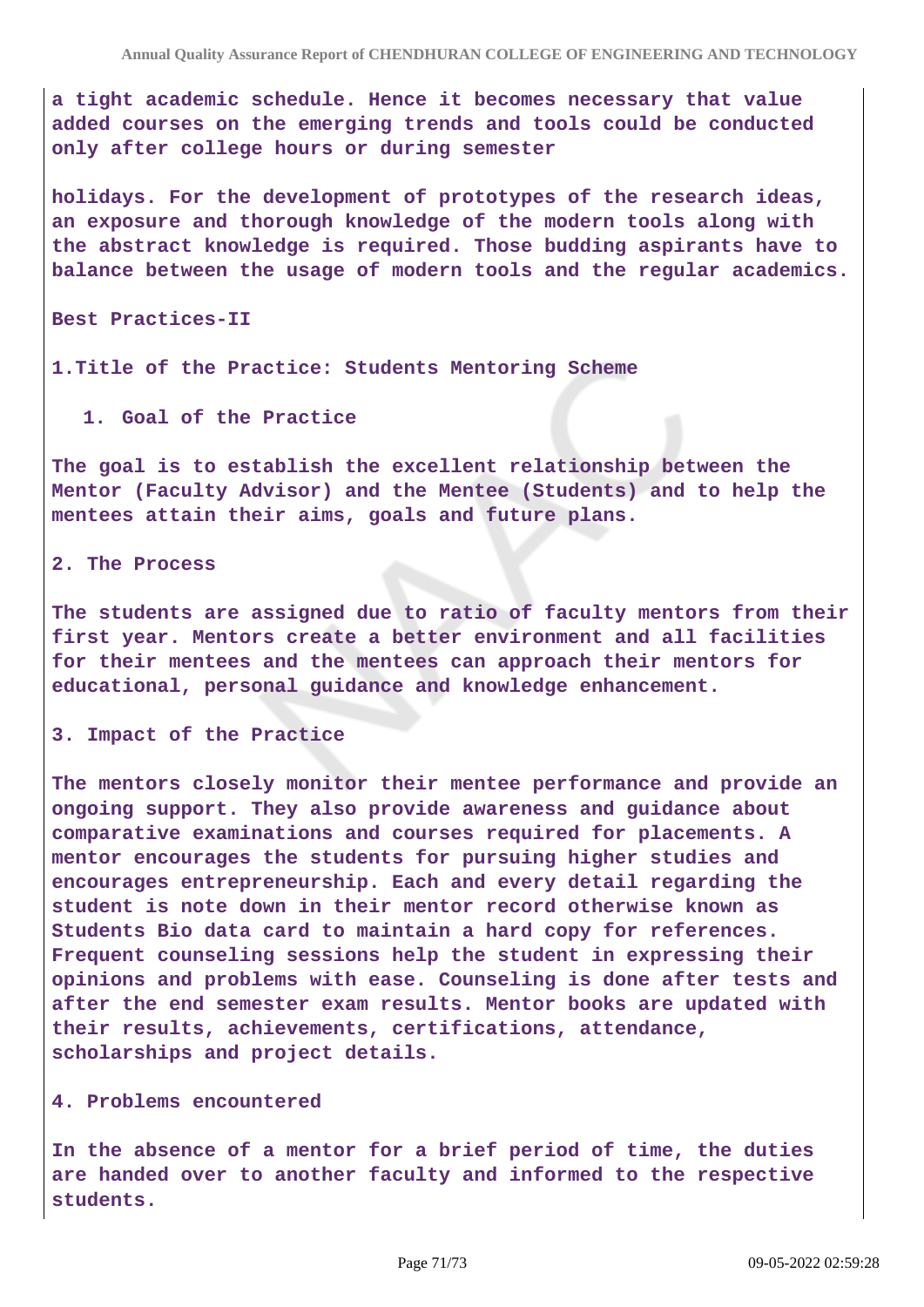**a tight academic schedule. Hence it becomes necessary that value added courses on the emerging trends and tools could be conducted only after college hours or during semester**

**holidays. For the development of prototypes of the research ideas, an exposure and thorough knowledge of the modern tools along with the abstract knowledge is required. Those budding aspirants have to balance between the usage of modern tools and the regular academics.**

**Best Practices-II**

**1.Title of the Practice: Students Mentoring Scheme**

1. **Goal of the Practice**

**The goal is to establish the excellent relationship between the Mentor (Faculty Advisor) and the Mentee (Students) and to help the mentees attain their aims, goals and future plans.**

**2. The Process**

**The students are assigned due to ratio of faculty mentors from their first year. Mentors create a better environment and all facilities for their mentees and the mentees can approach their mentors for educational, personal guidance and knowledge enhancement.**

**3. Impact of the Practice**

**The mentors closely monitor their mentee performance and provide an ongoing support. They also provide awareness and guidance about comparative examinations and courses required for placements. A mentor encourages the students for pursuing higher studies and encourages entrepreneurship. Each and every detail regarding the student is note down in their mentor record otherwise known as Students Bio data card to maintain a hard copy for references. Frequent counseling sessions help the student in expressing their opinions and problems with ease. Counseling is done after tests and after the end semester exam results. Mentor books are updated with their results, achievements, certifications, attendance, scholarships and project details.**

**4. Problems encountered**

**In the absence of a mentor for a brief period of time, the duties are handed over to another faculty and informed to the respective students.**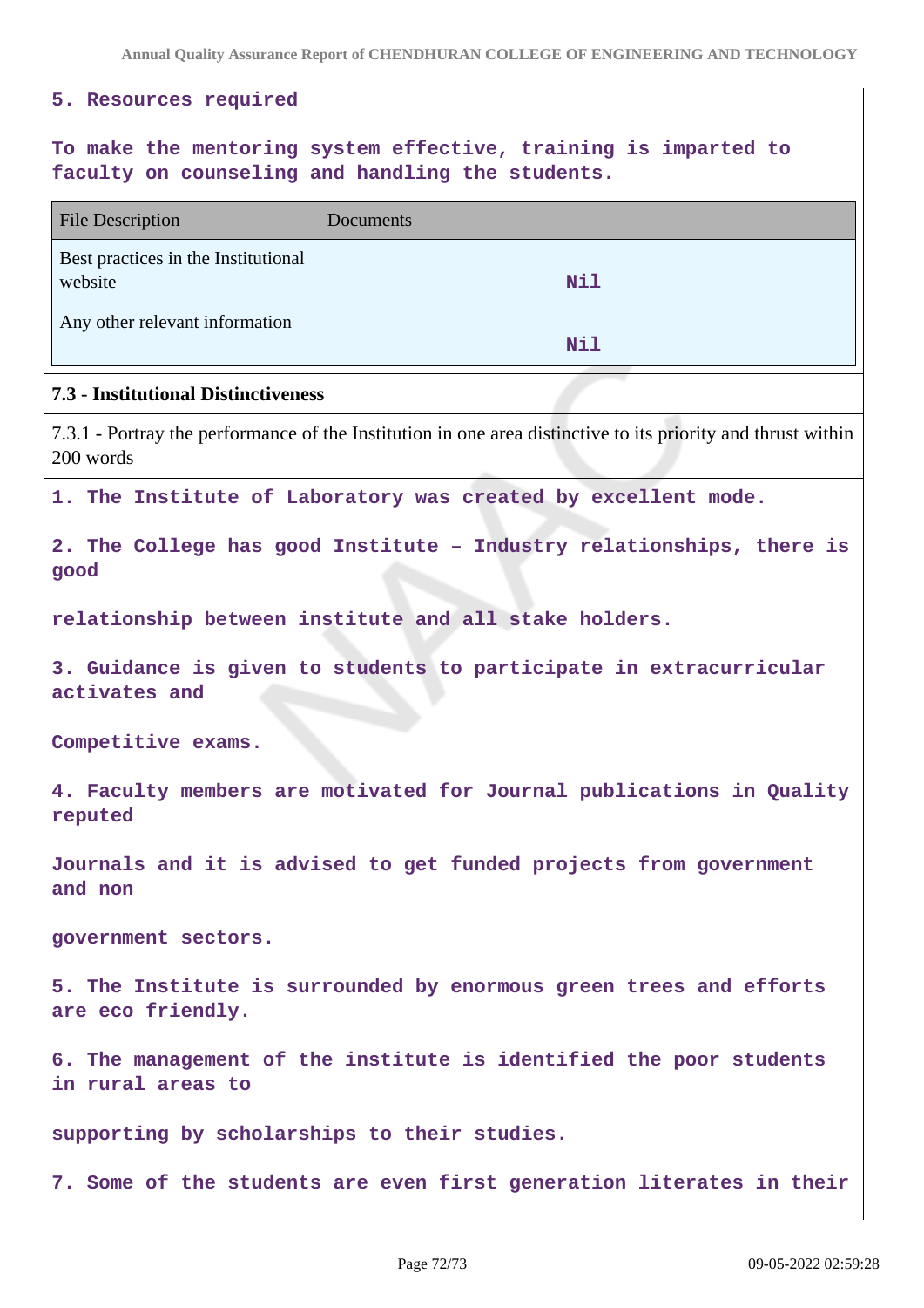**5. Resources required**

**To make the mentoring system effective, training is imparted to faculty on counseling and handling the students.**

| File Description | Documents |
|---|---|
| Best practices in the Institutional website | Nil |
| Any other relevant information | Nil |

### 7.3 - Institutional Distinctiveness

7.3.1 - Portray the performance of the Institution in one area distinctive to its priority and thrust within 200 words

**1. The Institute of Laboratory was created by excellent mode.**

**2. The College has good Institute – Industry relationships, there is good**

**relationship between institute and all stake holders.**

**3. Guidance is given to students to participate in extracurricular activates and**

**Competitive exams.**

**4. Faculty members are motivated for Journal publications in Quality reputed**

**Journals and it is advised to get funded projects from government and non**

**government sectors.**

**5. The Institute is surrounded by enormous green trees and efforts are eco friendly.**

**6. The management of the institute is identified the poor students in rural areas to**

**supporting by scholarships to their studies.**

**7. Some of the students are even first generation literates in their**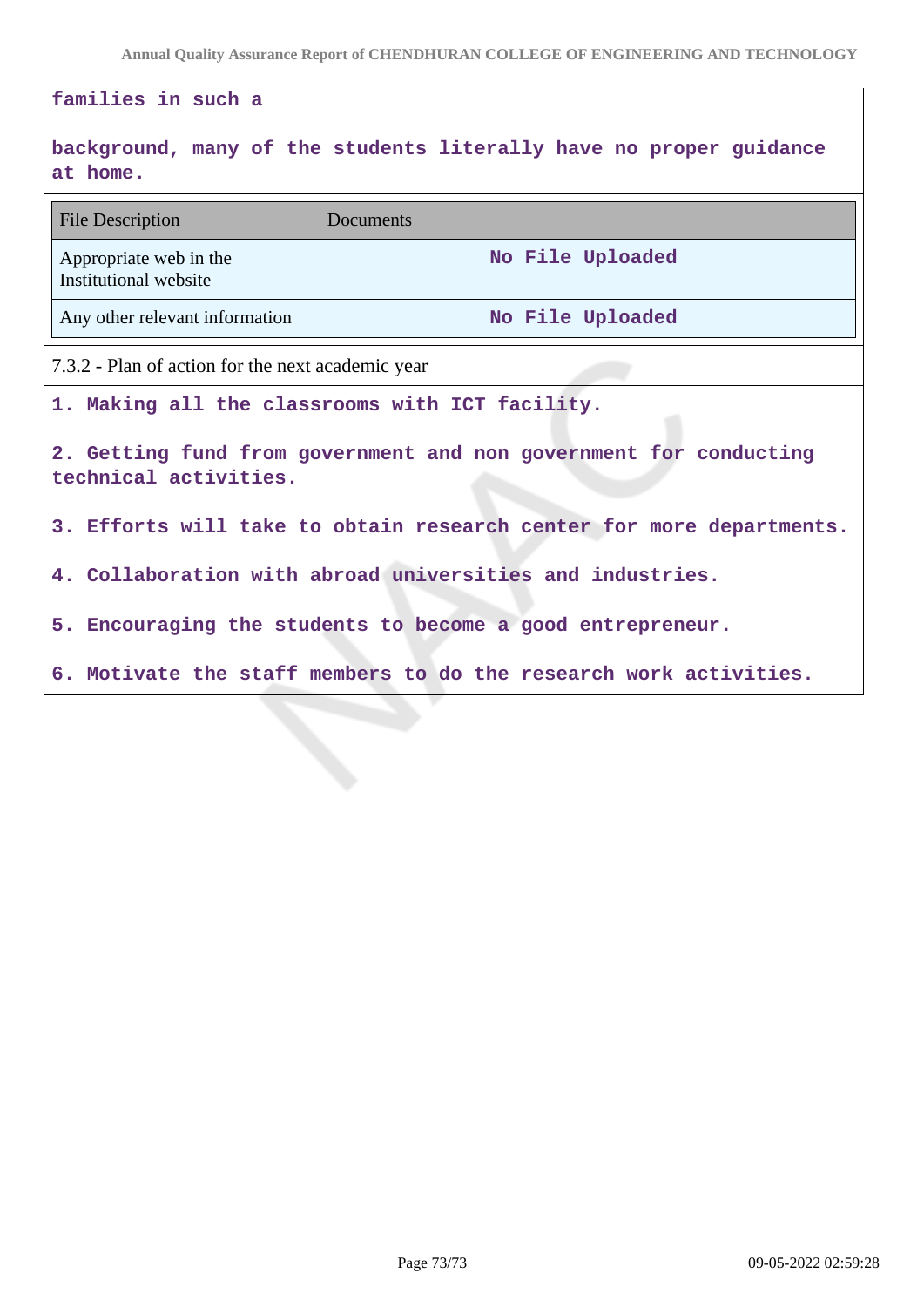**families in such a**

**background, many of the students literally have no proper guidance at home.**

| File Description | Documents |
|---|---|
| Appropriate web in the Institutional website | No File Uploaded |
| Any other relevant information | No File Uploaded |

7.3.2 - Plan of action for the next academic year

**1. Making all the classrooms with ICT facility.**

**2. Getting fund from government and non government for conducting technical activities.**

**3. Efforts will take to obtain research center for more departments.**

**4. Collaboration with abroad universities and industries.**

**5. Encouraging the students to become a good entrepreneur.**

**6. Motivate the staff members to do the research work activities.**